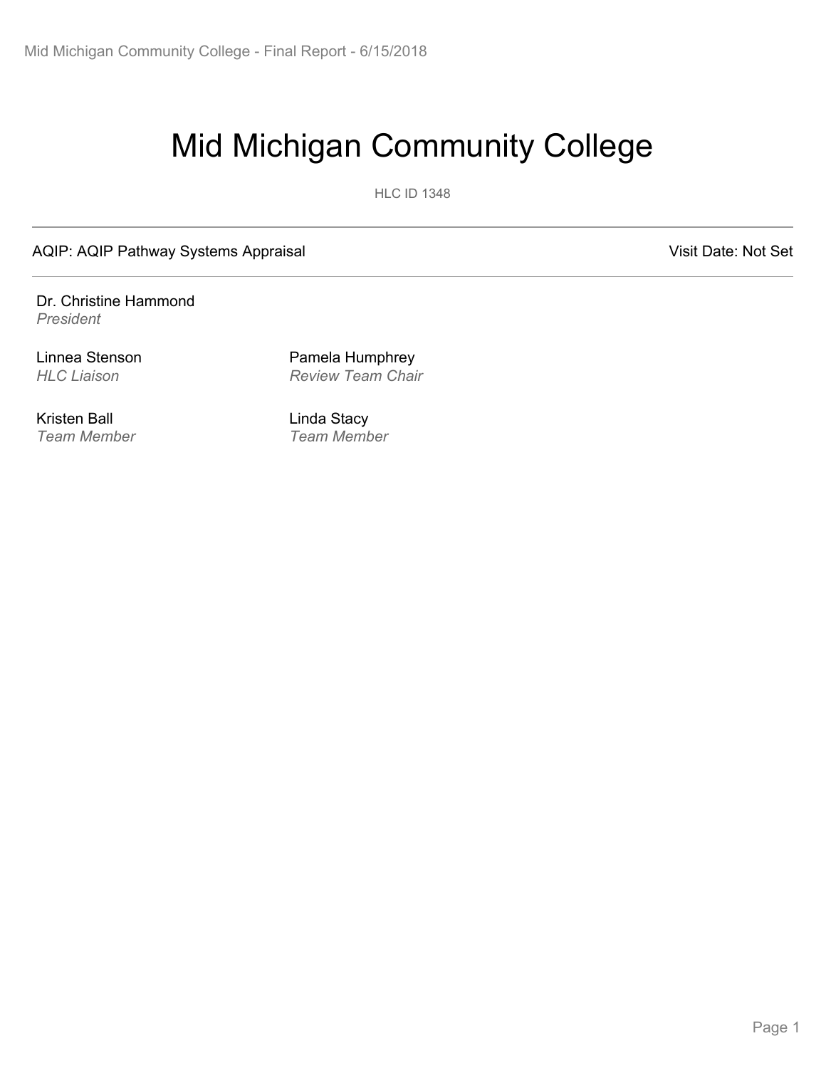# Mid Michigan Community College

HLC ID 1348

AQIP: AQIP Pathway Systems Appraisal

Visit Date: Not Set

Dr. Christine Hammond
*President*

Linnea Stenson
*HLC Liaison*

Pamela Humphrey
*Review Team Chair*

Kristen Ball
*Team Member*

Linda Stacy
*Team Member*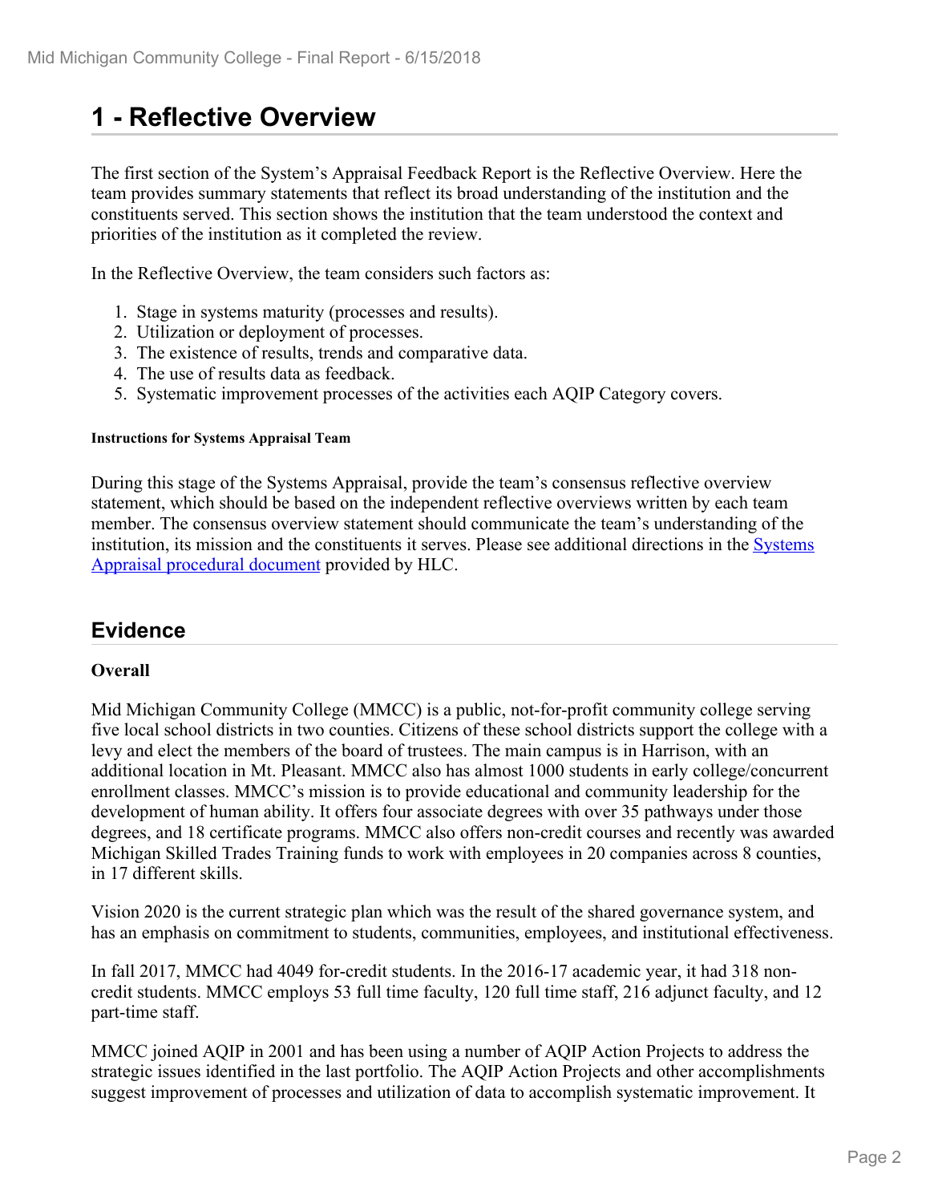# 1 - Reflective Overview

The first section of the System's Appraisal Feedback Report is the Reflective Overview. Here the team provides summary statements that reflect its broad understanding of the institution and the constituents served. This section shows the institution that the team understood the context and priorities of the institution as it completed the review.

In the Reflective Overview, the team considers such factors as:

1. Stage in systems maturity (processes and results).
2. Utilization or deployment of processes.
3. The existence of results, trends and comparative data.
4. The use of results data as feedback.
5. Systematic improvement processes of the activities each AQIP Category covers.

**Instructions for Systems Appraisal Team**

During this stage of the Systems Appraisal, provide the team's consensus reflective overview statement, which should be based on the independent reflective overviews written by each team member. The consensus overview statement should communicate the team's understanding of the institution, its mission and the constituents it serves. Please see additional directions in the [Systems Appraisal procedural document](Systems Appraisal procedural document) provided by HLC.

## Evidence

**Overall**

Mid Michigan Community College (MMCC) is a public, not-for-profit community college serving five local school districts in two counties. Citizens of these school districts support the college with a levy and elect the members of the board of trustees. The main campus is in Harrison, with an additional location in Mt. Pleasant. MMCC also has almost 1000 students in early college/concurrent enrollment classes. MMCC's mission is to provide educational and community leadership for the development of human ability. It offers four associate degrees with over 35 pathways under those degrees, and 18 certificate programs. MMCC also offers non-credit courses and recently was awarded Michigan Skilled Trades Training funds to work with employees in 20 companies across 8 counties, in 17 different skills.

Vision 2020 is the current strategic plan which was the result of the shared governance system, and has an emphasis on commitment to students, communities, employees, and institutional effectiveness.

In fall 2017, MMCC had 4049 for-credit students. In the 2016-17 academic year, it had 318 non-credit students. MMCC employs 53 full time faculty, 120 full time staff, 216 adjunct faculty, and 12 part-time staff.

MMCC joined AQIP in 2001 and has been using a number of AQIP Action Projects to address the strategic issues identified in the last portfolio. The AQIP Action Projects and other accomplishments suggest improvement of processes and utilization of data to accomplish systematic improvement. It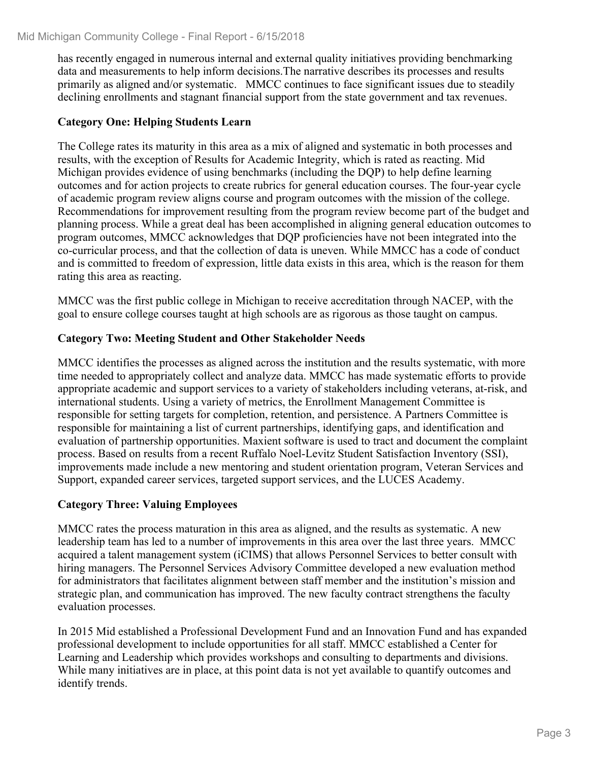has recently engaged in numerous internal and external quality initiatives providing benchmarking data and measurements to help inform decisions.The narrative describes its processes and results primarily as aligned and/or systematic.   MMCC continues to face significant issues due to steadily declining enrollments and stagnant financial support from the state government and tax revenues.

**Category One: Helping Students Learn**

The College rates its maturity in this area as a mix of aligned and systematic in both processes and results, with the exception of Results for Academic Integrity, which is rated as reacting. Mid Michigan provides evidence of using benchmarks (including the DQP) to help define learning outcomes and for action projects to create rubrics for general education courses. The four-year cycle of academic program review aligns course and program outcomes with the mission of the college. Recommendations for improvement resulting from the program review become part of the budget and planning process. While a great deal has been accomplished in aligning general education outcomes to program outcomes, MMCC acknowledges that DQP proficiencies have not been integrated into the co-curricular process, and that the collection of data is uneven. While MMCC has a code of conduct and is committed to freedom of expression, little data exists in this area, which is the reason for them rating this area as reacting.

MMCC was the first public college in Michigan to receive accreditation through NACEP, with the goal to ensure college courses taught at high schools are as rigorous as those taught on campus.

**Category Two: Meeting Student and Other Stakeholder Needs**

MMCC identifies the processes as aligned across the institution and the results systematic, with more time needed to appropriately collect and analyze data. MMCC has made systematic efforts to provide appropriate academic and support services to a variety of stakeholders including veterans, at-risk, and international students. Using a variety of metrics, the Enrollment Management Committee is responsible for setting targets for completion, retention, and persistence. A Partners Committee is responsible for maintaining a list of current partnerships, identifying gaps, and identification and evaluation of partnership opportunities. Maxient software is used to tract and document the complaint process. Based on results from a recent Ruffalo Noel-Levitz Student Satisfaction Inventory (SSI), improvements made include a new mentoring and student orientation program, Veteran Services and Support, expanded career services, targeted support services, and the LUCES Academy.

**Category Three: Valuing Employees**

MMCC rates the process maturation in this area as aligned, and the results as systematic. A new leadership team has led to a number of improvements in this area over the last three years.  MMCC acquired a talent management system (iCIMS) that allows Personnel Services to better consult with hiring managers. The Personnel Services Advisory Committee developed a new evaluation method for administrators that facilitates alignment between staff member and the institution's mission and strategic plan, and communication has improved. The new faculty contract strengthens the faculty evaluation processes.

In 2015 Mid established a Professional Development Fund and an Innovation Fund and has expanded professional development to include opportunities for all staff. MMCC established a Center for Learning and Leadership which provides workshops and consulting to departments and divisions. While many initiatives are in place, at this point data is not yet available to quantify outcomes and identify trends.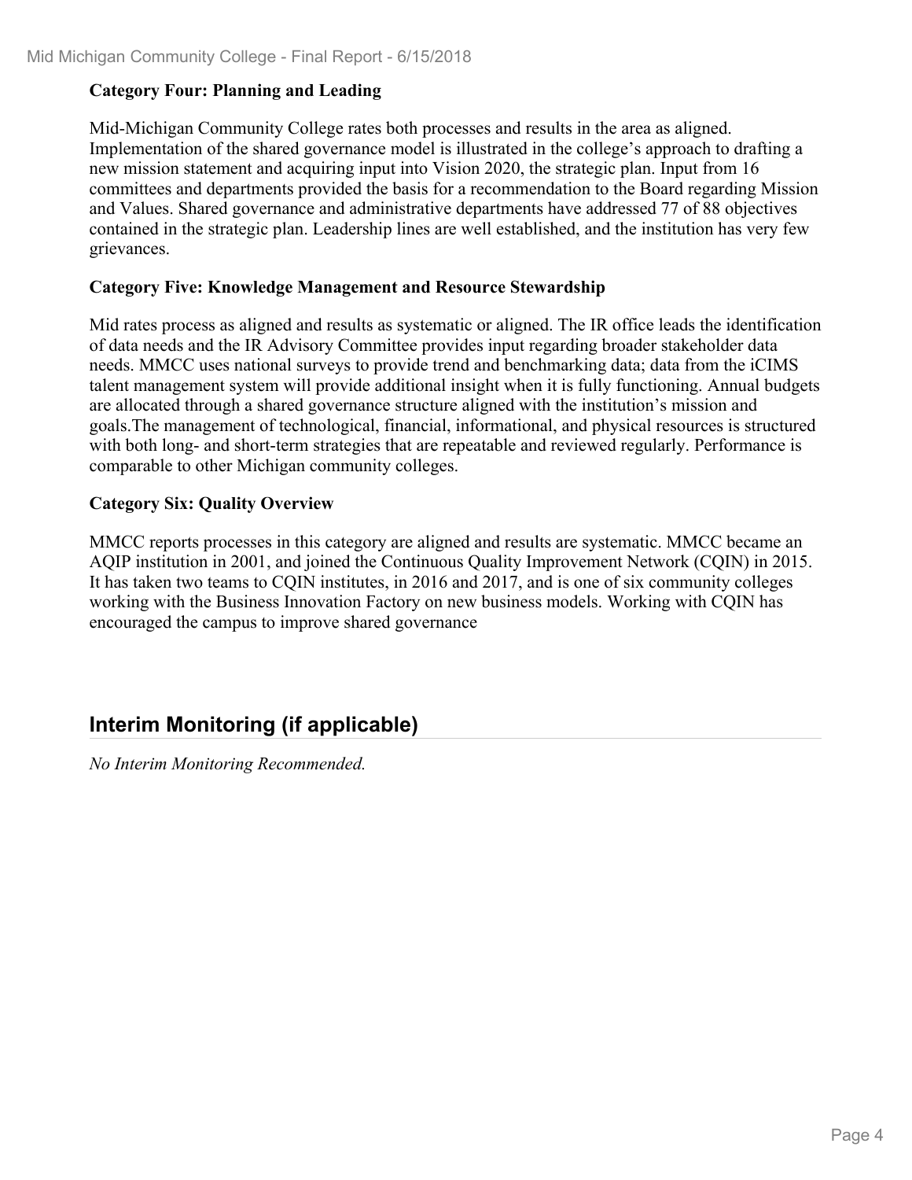**Category Four: Planning and Leading**

Mid-Michigan Community College rates both processes and results in the area as aligned. Implementation of the shared governance model is illustrated in the college's approach to drafting a new mission statement and acquiring input into Vision 2020, the strategic plan. Input from 16 committees and departments provided the basis for a recommendation to the Board regarding Mission and Values. Shared governance and administrative departments have addressed 77 of 88 objectives contained in the strategic plan. Leadership lines are well established, and the institution has very few grievances.

**Category Five: Knowledge Management and Resource Stewardship**

Mid rates process as aligned and results as systematic or aligned. The IR office leads the identification of data needs and the IR Advisory Committee provides input regarding broader stakeholder data needs. MMCC uses national surveys to provide trend and benchmarking data; data from the iCIMS talent management system will provide additional insight when it is fully functioning. Annual budgets are allocated through a shared governance structure aligned with the institution's mission and goals.The management of technological, financial, informational, and physical resources is structured with both long- and short-term strategies that are repeatable and reviewed regularly. Performance is comparable to other Michigan community colleges.

**Category Six: Quality Overview**

MMCC reports processes in this category are aligned and results are systematic. MMCC became an AQIP institution in 2001, and joined the Continuous Quality Improvement Network (CQIN) in 2015. It has taken two teams to CQIN institutes, in 2016 and 2017, and is one of six community colleges working with the Business Innovation Factory on new business models. Working with CQIN has encouraged the campus to improve shared governance

## Interim Monitoring (if applicable)

*No Interim Monitoring Recommended.*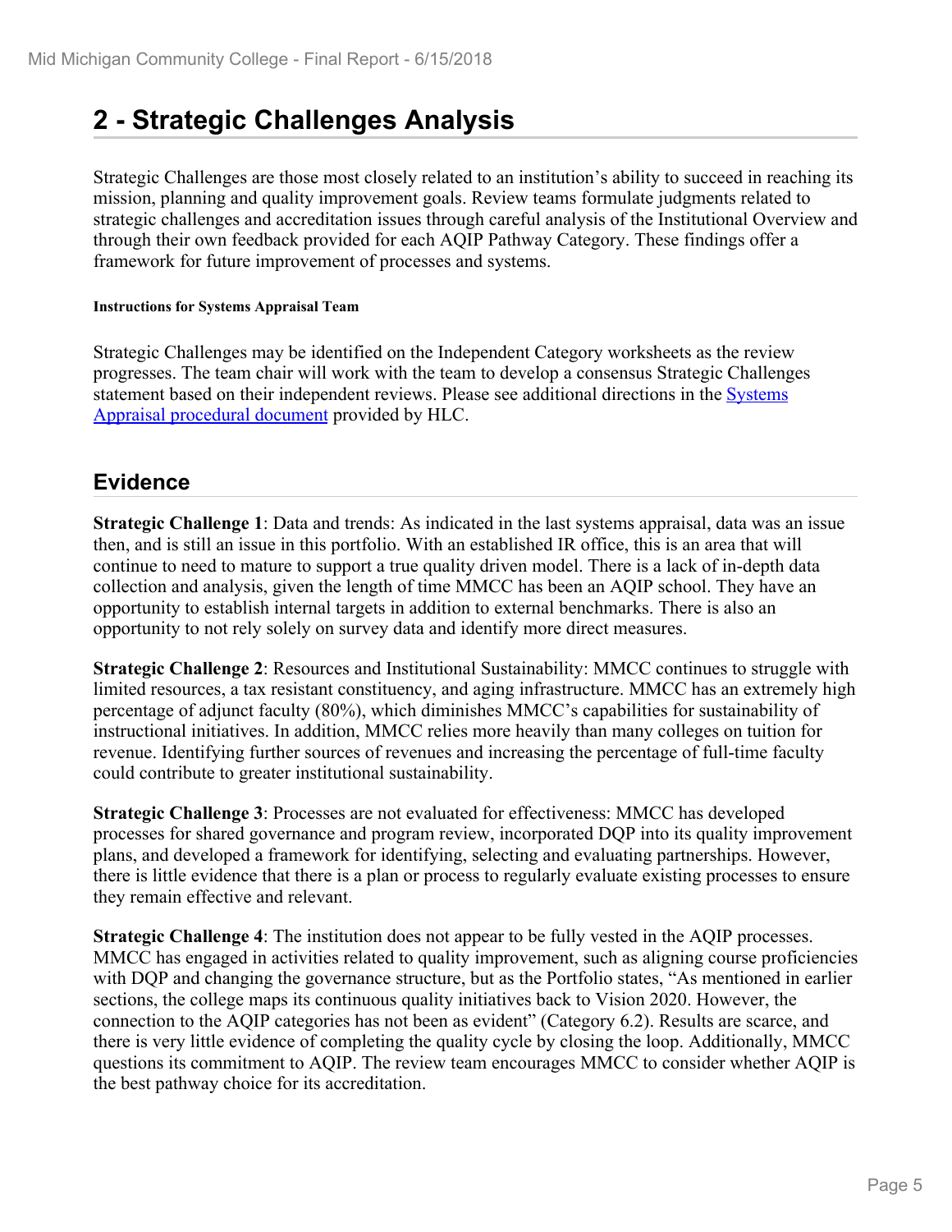# 2 - Strategic Challenges Analysis

Strategic Challenges are those most closely related to an institution's ability to succeed in reaching its mission, planning and quality improvement goals. Review teams formulate judgments related to strategic challenges and accreditation issues through careful analysis of the Institutional Overview and through their own feedback provided for each AQIP Pathway Category. These findings offer a framework for future improvement of processes and systems.

#### Instructions for Systems Appraisal Team

Strategic Challenges may be identified on the Independent Category worksheets as the review progresses. The team chair will work with the team to develop a consensus Strategic Challenges statement based on their independent reviews. Please see additional directions in the Systems Appraisal procedural document provided by HLC.

## Evidence

**Strategic Challenge 1**: Data and trends: As indicated in the last systems appraisal, data was an issue then, and is still an issue in this portfolio. With an established IR office, this is an area that will continue to need to mature to support a true quality driven model. There is a lack of in-depth data collection and analysis, given the length of time MMCC has been an AQIP school. They have an opportunity to establish internal targets in addition to external benchmarks. There is also an opportunity to not rely solely on survey data and identify more direct measures.

**Strategic Challenge 2**: Resources and Institutional Sustainability: MMCC continues to struggle with limited resources, a tax resistant constituency, and aging infrastructure. MMCC has an extremely high percentage of adjunct faculty (80%), which diminishes MMCC's capabilities for sustainability of instructional initiatives. In addition, MMCC relies more heavily than many colleges on tuition for revenue. Identifying further sources of revenues and increasing the percentage of full-time faculty could contribute to greater institutional sustainability.

**Strategic Challenge 3**: Processes are not evaluated for effectiveness: MMCC has developed processes for shared governance and program review, incorporated DQP into its quality improvement plans, and developed a framework for identifying, selecting and evaluating partnerships. However, there is little evidence that there is a plan or process to regularly evaluate existing processes to ensure they remain effective and relevant.

**Strategic Challenge 4**: The institution does not appear to be fully vested in the AQIP processes. MMCC has engaged in activities related to quality improvement, such as aligning course proficiencies with DQP and changing the governance structure, but as the Portfolio states, "As mentioned in earlier sections, the college maps its continuous quality initiatives back to Vision 2020. However, the connection to the AQIP categories has not been as evident" (Category 6.2). Results are scarce, and there is very little evidence of completing the quality cycle by closing the loop. Additionally, MMCC questions its commitment to AQIP. The review team encourages MMCC to consider whether AQIP is the best pathway choice for its accreditation.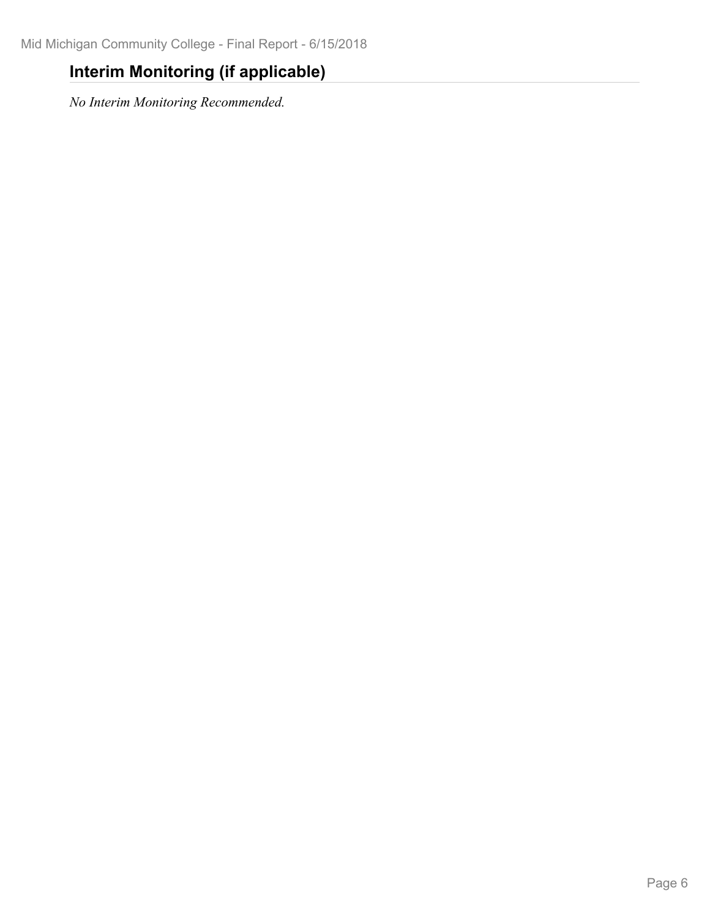## Interim Monitoring (if applicable)

*No Interim Monitoring Recommended.*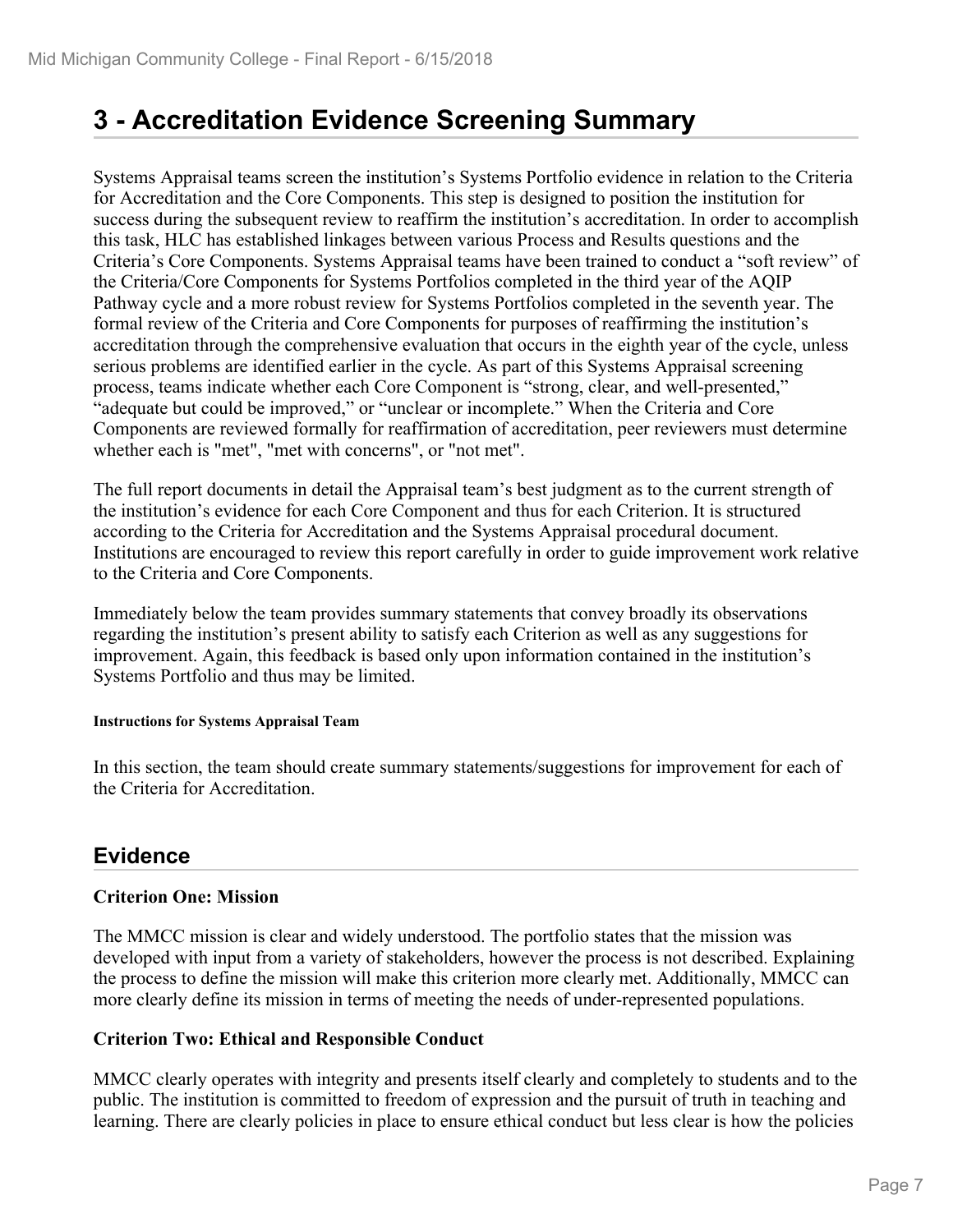# 3 - Accreditation Evidence Screening Summary

Systems Appraisal teams screen the institution's Systems Portfolio evidence in relation to the Criteria for Accreditation and the Core Components. This step is designed to position the institution for success during the subsequent review to reaffirm the institution's accreditation. In order to accomplish this task, HLC has established linkages between various Process and Results questions and the Criteria's Core Components. Systems Appraisal teams have been trained to conduct a "soft review" of the Criteria/Core Components for Systems Portfolios completed in the third year of the AQIP Pathway cycle and a more robust review for Systems Portfolios completed in the seventh year. The formal review of the Criteria and Core Components for purposes of reaffirming the institution's accreditation through the comprehensive evaluation that occurs in the eighth year of the cycle, unless serious problems are identified earlier in the cycle. As part of this Systems Appraisal screening process, teams indicate whether each Core Component is "strong, clear, and well-presented," "adequate but could be improved," or "unclear or incomplete." When the Criteria and Core Components are reviewed formally for reaffirmation of accreditation, peer reviewers must determine whether each is "met", "met with concerns", or "not met".

The full report documents in detail the Appraisal team's best judgment as to the current strength of the institution's evidence for each Core Component and thus for each Criterion. It is structured according to the Criteria for Accreditation and the Systems Appraisal procedural document. Institutions are encouraged to review this report carefully in order to guide improvement work relative to the Criteria and Core Components.

Immediately below the team provides summary statements that convey broadly its observations regarding the institution's present ability to satisfy each Criterion as well as any suggestions for improvement. Again, this feedback is based only upon information contained in the institution's Systems Portfolio and thus may be limited.

**Instructions for Systems Appraisal Team**

In this section, the team should create summary statements/suggestions for improvement for each of the Criteria for Accreditation.

## Evidence

**Criterion One: Mission**

The MMCC mission is clear and widely understood. The portfolio states that the mission was developed with input from a variety of stakeholders, however the process is not described. Explaining the process to define the mission will make this criterion more clearly met. Additionally, MMCC can more clearly define its mission in terms of meeting the needs of under-represented populations.

**Criterion Two: Ethical and Responsible Conduct**

MMCC clearly operates with integrity and presents itself clearly and completely to students and to the public. The institution is committed to freedom of expression and the pursuit of truth in teaching and learning. There are clearly policies in place to ensure ethical conduct but less clear is how the policies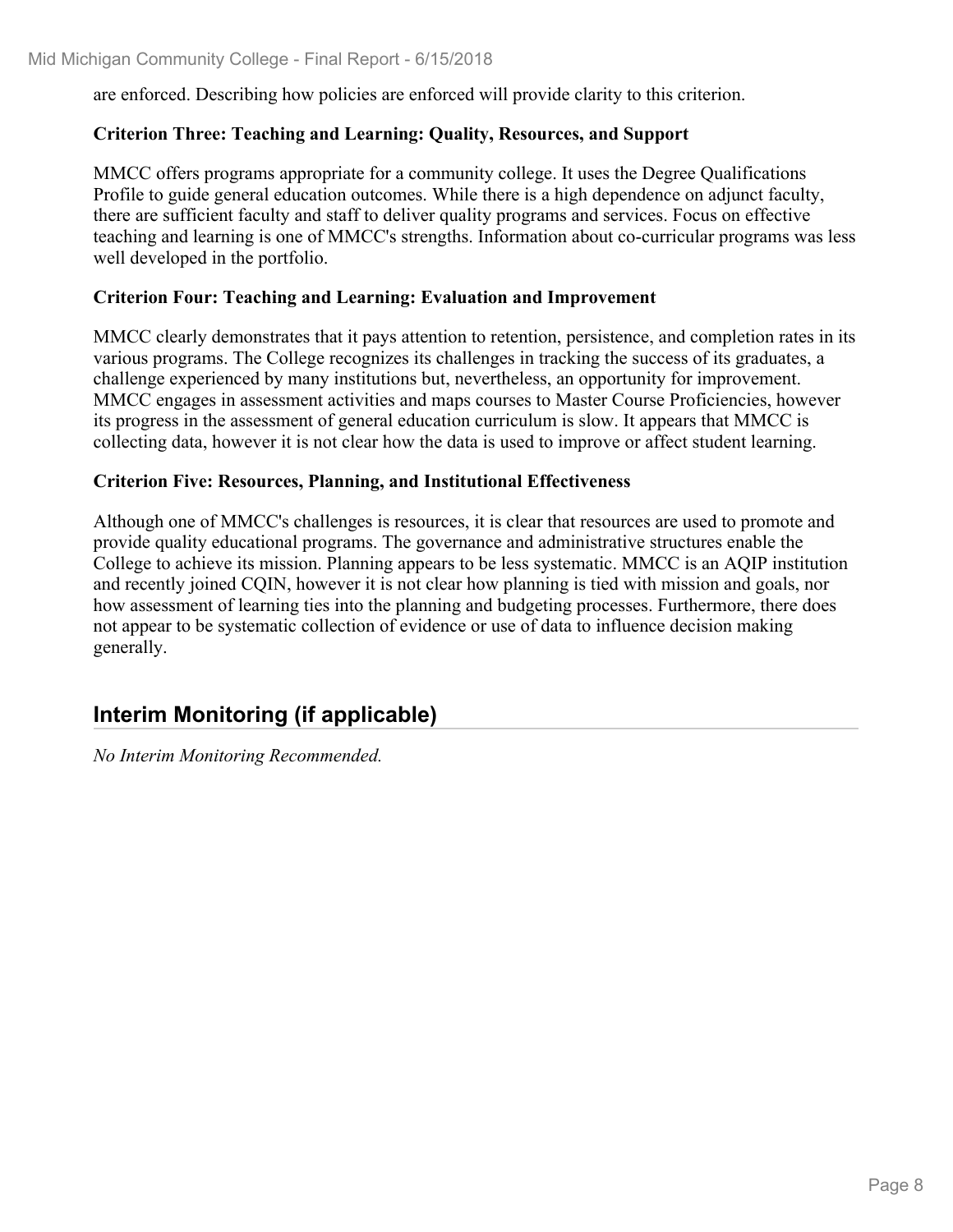are enforced. Describing how policies are enforced will provide clarity to this criterion.

**Criterion Three: Teaching and Learning: Quality, Resources, and Support**

MMCC offers programs appropriate for a community college. It uses the Degree Qualifications Profile to guide general education outcomes. While there is a high dependence on adjunct faculty, there are sufficient faculty and staff to deliver quality programs and services. Focus on effective teaching and learning is one of MMCC's strengths. Information about co-curricular programs was less well developed in the portfolio.

**Criterion Four: Teaching and Learning: Evaluation and Improvement**

MMCC clearly demonstrates that it pays attention to retention, persistence, and completion rates in its various programs. The College recognizes its challenges in tracking the success of its graduates, a challenge experienced by many institutions but, nevertheless, an opportunity for improvement. MMCC engages in assessment activities and maps courses to Master Course Proficiencies, however its progress in the assessment of general education curriculum is slow. It appears that MMCC is collecting data, however it is not clear how the data is used to improve or affect student learning.

**Criterion Five: Resources, Planning, and Institutional Effectiveness**

Although one of MMCC's challenges is resources, it is clear that resources are used to promote and provide quality educational programs. The governance and administrative structures enable the College to achieve its mission. Planning appears to be less systematic. MMCC is an AQIP institution and recently joined CQIN, however it is not clear how planning is tied with mission and goals, nor how assessment of learning ties into the planning and budgeting processes. Furthermore, there does not appear to be systematic collection of evidence or use of data to influence decision making generally.

## Interim Monitoring (if applicable)

*No Interim Monitoring Recommended.*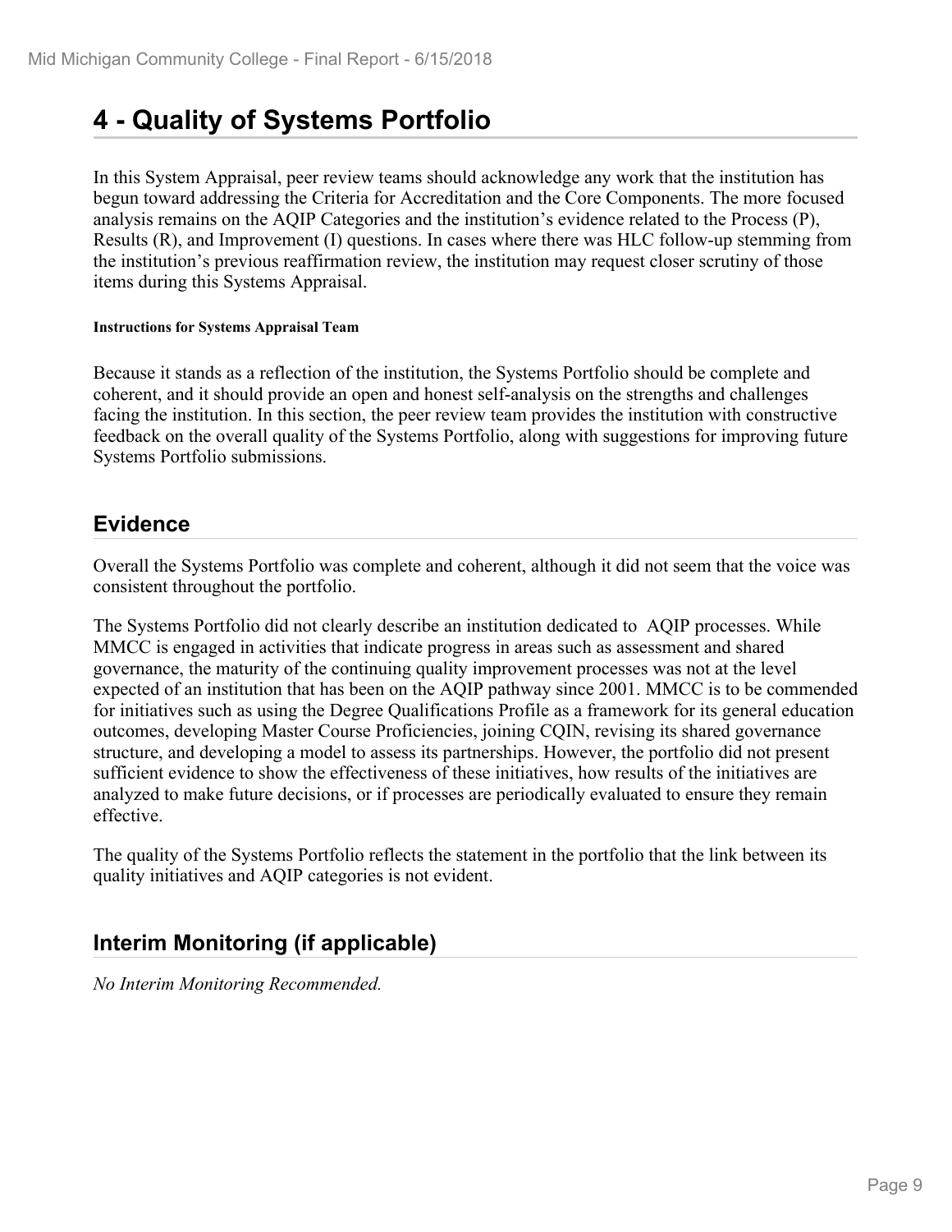# 4 - Quality of Systems Portfolio

In this System Appraisal, peer review teams should acknowledge any work that the institution has begun toward addressing the Criteria for Accreditation and the Core Components. The more focused analysis remains on the AQIP Categories and the institution's evidence related to the Process (P), Results (R), and Improvement (I) questions. In cases where there was HLC follow-up stemming from the institution's previous reaffirmation review, the institution may request closer scrutiny of those items during this Systems Appraisal.

**Instructions for Systems Appraisal Team**

Because it stands as a reflection of the institution, the Systems Portfolio should be complete and coherent, and it should provide an open and honest self-analysis on the strengths and challenges facing the institution. In this section, the peer review team provides the institution with constructive feedback on the overall quality of the Systems Portfolio, along with suggestions for improving future Systems Portfolio submissions.

## Evidence

Overall the Systems Portfolio was complete and coherent, although it did not seem that the voice was consistent throughout the portfolio.

The Systems Portfolio did not clearly describe an institution dedicated to AQIP processes. While MMCC is engaged in activities that indicate progress in areas such as assessment and shared governance, the maturity of the continuing quality improvement processes was not at the level expected of an institution that has been on the AQIP pathway since 2001. MMCC is to be commended for initiatives such as using the Degree Qualifications Profile as a framework for its general education outcomes, developing Master Course Proficiencies, joining CQIN, revising its shared governance structure, and developing a model to assess its partnerships. However, the portfolio did not present sufficient evidence to show the effectiveness of these initiatives, how results of the initiatives are analyzed to make future decisions, or if processes are periodically evaluated to ensure they remain effective.

The quality of the Systems Portfolio reflects the statement in the portfolio that the link between its quality initiatives and AQIP categories is not evident.

## Interim Monitoring (if applicable)

*No Interim Monitoring Recommended.*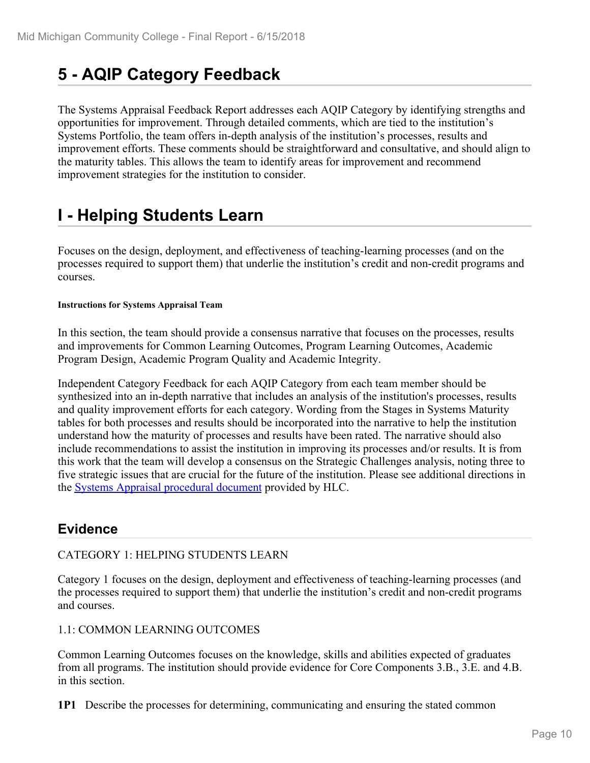# 5 - AQIP Category Feedback

The Systems Appraisal Feedback Report addresses each AQIP Category by identifying strengths and opportunities for improvement. Through detailed comments, which are tied to the institution's Systems Portfolio, the team offers in-depth analysis of the institution's processes, results and improvement efforts. These comments should be straightforward and consultative, and should align to the maturity tables. This allows the team to identify areas for improvement and recommend improvement strategies for the institution to consider.

# I - Helping Students Learn

Focuses on the design, deployment, and effectiveness of teaching-learning processes (and on the processes required to support them) that underlie the institution's credit and non-credit programs and courses.

**Instructions for Systems Appraisal Team**

In this section, the team should provide a consensus narrative that focuses on the processes, results and improvements for Common Learning Outcomes, Program Learning Outcomes, Academic Program Design, Academic Program Quality and Academic Integrity.

Independent Category Feedback for each AQIP Category from each team member should be synthesized into an in-depth narrative that includes an analysis of the institution's processes, results and quality improvement efforts for each category. Wording from the Stages in Systems Maturity tables for both processes and results should be incorporated into the narrative to help the institution understand how the maturity of processes and results have been rated. The narrative should also include recommendations to assist the institution in improving its processes and/or results. It is from this work that the team will develop a consensus on the Strategic Challenges analysis, noting three to five strategic issues that are crucial for the future of the institution. Please see additional directions in the Systems Appraisal procedural document provided by HLC.

## Evidence

CATEGORY 1: HELPING STUDENTS LEARN

Category 1 focuses on the design, deployment and effectiveness of teaching-learning processes (and the processes required to support them) that underlie the institution's credit and non-credit programs and courses.

1.1: COMMON LEARNING OUTCOMES

Common Learning Outcomes focuses on the knowledge, skills and abilities expected of graduates from all programs. The institution should provide evidence for Core Components 3.B., 3.E. and 4.B. in this section.

**1P1** Describe the processes for determining, communicating and ensuring the stated common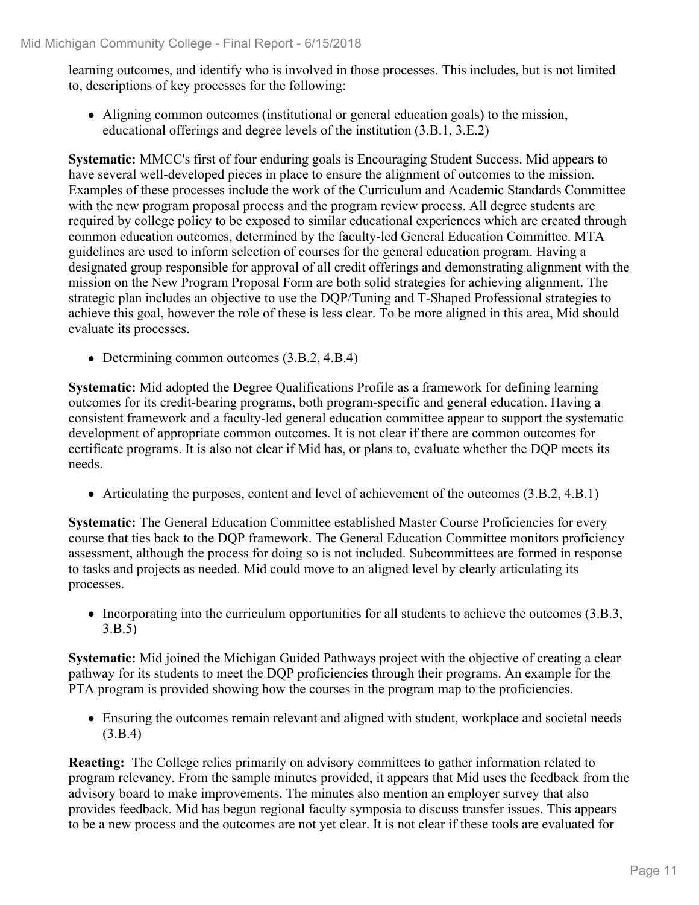learning outcomes, and identify who is involved in those processes. This includes, but is not limited to, descriptions of key processes for the following:

- Aligning common outcomes (institutional or general education goals) to the mission, educational offerings and degree levels of the institution (3.B.1, 3.E.2)

**Systematic:** MMCC's first of four enduring goals is Encouraging Student Success. Mid appears to have several well-developed pieces in place to ensure the alignment of outcomes to the mission. Examples of these processes include the work of the Curriculum and Academic Standards Committee with the new program proposal process and the program review process. All degree students are required by college policy to be exposed to similar educational experiences which are created through common education outcomes, determined by the faculty-led General Education Committee. MTA guidelines are used to inform selection of courses for the general education program. Having a designated group responsible for approval of all credit offerings and demonstrating alignment with the mission on the New Program Proposal Form are both solid strategies for achieving alignment. The strategic plan includes an objective to use the DQP/Tuning and T-Shaped Professional strategies to achieve this goal, however the role of these is less clear. To be more aligned in this area, Mid should evaluate its processes.

- Determining common outcomes (3.B.2, 4.B.4)

**Systematic:** Mid adopted the Degree Qualifications Profile as a framework for defining learning outcomes for its credit-bearing programs, both program-specific and general education. Having a consistent framework and a faculty-led general education committee appear to support the systematic development of appropriate common outcomes. It is not clear if there are common outcomes for certificate programs. It is also not clear if Mid has, or plans to, evaluate whether the DQP meets its needs.

- Articulating the purposes, content and level of achievement of the outcomes (3.B.2, 4.B.1)

**Systematic:** The General Education Committee established Master Course Proficiencies for every course that ties back to the DQP framework. The General Education Committee monitors proficiency assessment, although the process for doing so is not included. Subcommittees are formed in response to tasks and projects as needed. Mid could move to an aligned level by clearly articulating its processes.

- Incorporating into the curriculum opportunities for all students to achieve the outcomes (3.B.3, 3.B.5)

**Systematic:** Mid joined the Michigan Guided Pathways project with the objective of creating a clear pathway for its students to meet the DQP proficiencies through their programs. An example for the PTA program is provided showing how the courses in the program map to the proficiencies.

- Ensuring the outcomes remain relevant and aligned with student, workplace and societal needs (3.B.4)

**Reacting:** The College relies primarily on advisory committees to gather information related to program relevancy. From the sample minutes provided, it appears that Mid uses the feedback from the advisory board to make improvements. The minutes also mention an employer survey that also provides feedback. Mid has begun regional faculty symposia to discuss transfer issues. This appears to be a new process and the outcomes are not yet clear. It is not clear if these tools are evaluated for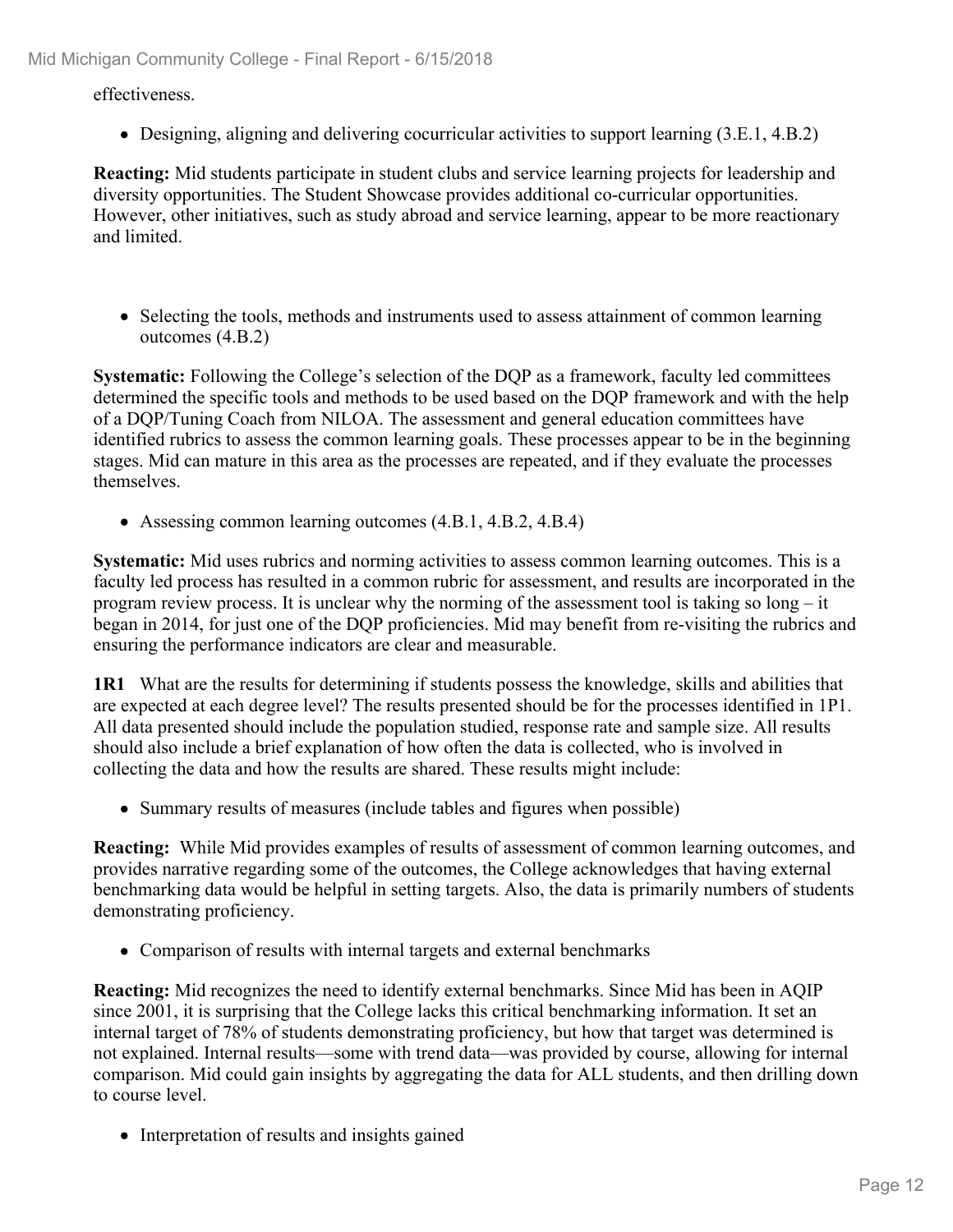effectiveness.

- Designing, aligning and delivering cocurricular activities to support learning (3.E.1, 4.B.2)

**Reacting:** Mid students participate in student clubs and service learning projects for leadership and diversity opportunities. The Student Showcase provides additional co-curricular opportunities. However, other initiatives, such as study abroad and service learning, appear to be more reactionary and limited.

- Selecting the tools, methods and instruments used to assess attainment of common learning outcomes (4.B.2)

**Systematic:** Following the College's selection of the DQP as a framework, faculty led committees determined the specific tools and methods to be used based on the DQP framework and with the help of a DQP/Tuning Coach from NILOA. The assessment and general education committees have identified rubrics to assess the common learning goals. These processes appear to be in the beginning stages. Mid can mature in this area as the processes are repeated, and if they evaluate the processes themselves.

- Assessing common learning outcomes (4.B.1, 4.B.2, 4.B.4)

**Systematic:** Mid uses rubrics and norming activities to assess common learning outcomes. This is a faculty led process has resulted in a common rubric for assessment, and results are incorporated in the program review process. It is unclear why the norming of the assessment tool is taking so long – it began in 2014, for just one of the DQP proficiencies. Mid may benefit from re-visiting the rubrics and ensuring the performance indicators are clear and measurable.

**1R1** What are the results for determining if students possess the knowledge, skills and abilities that are expected at each degree level? The results presented should be for the processes identified in 1P1. All data presented should include the population studied, response rate and sample size. All results should also include a brief explanation of how often the data is collected, who is involved in collecting the data and how the results are shared. These results might include:

- Summary results of measures (include tables and figures when possible)

**Reacting:** While Mid provides examples of results of assessment of common learning outcomes, and provides narrative regarding some of the outcomes, the College acknowledges that having external benchmarking data would be helpful in setting targets. Also, the data is primarily numbers of students demonstrating proficiency.

- Comparison of results with internal targets and external benchmarks

**Reacting:** Mid recognizes the need to identify external benchmarks. Since Mid has been in AQIP since 2001, it is surprising that the College lacks this critical benchmarking information. It set an internal target of 78% of students demonstrating proficiency, but how that target was determined is not explained. Internal results—some with trend data—was provided by course, allowing for internal comparison. Mid could gain insights by aggregating the data for ALL students, and then drilling down to course level.

- Interpretation of results and insights gained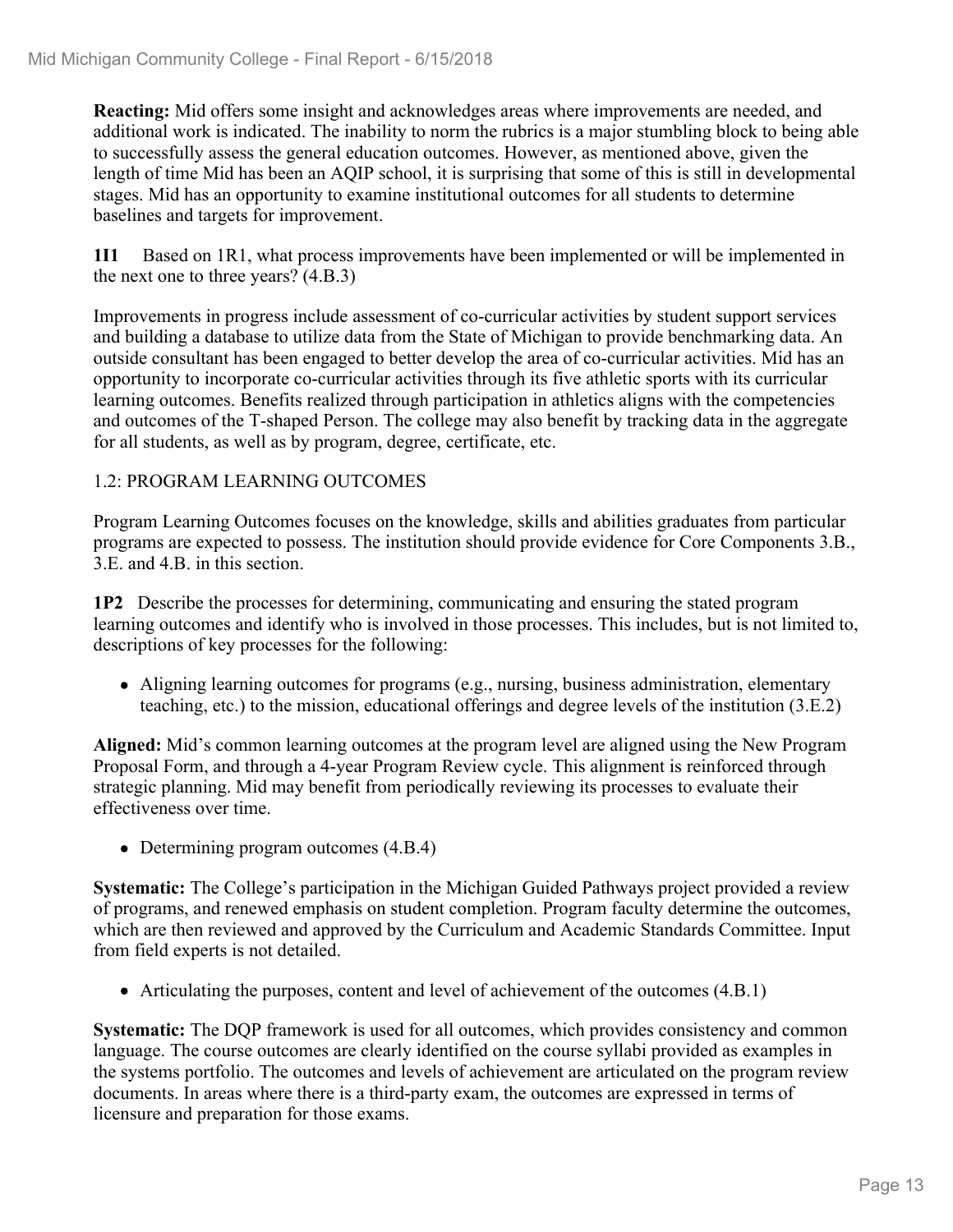**Reacting:** Mid offers some insight and acknowledges areas where improvements are needed, and additional work is indicated. The inability to norm the rubrics is a major stumbling block to being able to successfully assess the general education outcomes. However, as mentioned above, given the length of time Mid has been an AQIP school, it is surprising that some of this is still in developmental stages. Mid has an opportunity to examine institutional outcomes for all students to determine baselines and targets for improvement.

**1I1** Based on 1R1, what process improvements have been implemented or will be implemented in the next one to three years? (4.B.3)

Improvements in progress include assessment of co-curricular activities by student support services and building a database to utilize data from the State of Michigan to provide benchmarking data. An outside consultant has been engaged to better develop the area of co-curricular activities. Mid has an opportunity to incorporate co-curricular activities through its five athletic sports with its curricular learning outcomes. Benefits realized through participation in athletics aligns with the competencies and outcomes of the T-shaped Person. The college may also benefit by tracking data in the aggregate for all students, as well as by program, degree, certificate, etc.

## 1.2: PROGRAM LEARNING OUTCOMES

Program Learning Outcomes focuses on the knowledge, skills and abilities graduates from particular programs are expected to possess. The institution should provide evidence for Core Components 3.B., 3.E. and 4.B. in this section.

**1P2** Describe the processes for determining, communicating and ensuring the stated program learning outcomes and identify who is involved in those processes. This includes, but is not limited to, descriptions of key processes for the following:

- Aligning learning outcomes for programs (e.g., nursing, business administration, elementary teaching, etc.) to the mission, educational offerings and degree levels of the institution (3.E.2)

**Aligned:** Mid's common learning outcomes at the program level are aligned using the New Program Proposal Form, and through a 4-year Program Review cycle. This alignment is reinforced through strategic planning. Mid may benefit from periodically reviewing its processes to evaluate their effectiveness over time.

- Determining program outcomes (4.B.4)

**Systematic:** The College's participation in the Michigan Guided Pathways project provided a review of programs, and renewed emphasis on student completion. Program faculty determine the outcomes, which are then reviewed and approved by the Curriculum and Academic Standards Committee. Input from field experts is not detailed.

- Articulating the purposes, content and level of achievement of the outcomes (4.B.1)

**Systematic:** The DQP framework is used for all outcomes, which provides consistency and common language. The course outcomes are clearly identified on the course syllabi provided as examples in the systems portfolio. The outcomes and levels of achievement are articulated on the program review documents. In areas where there is a third-party exam, the outcomes are expressed in terms of licensure and preparation for those exams.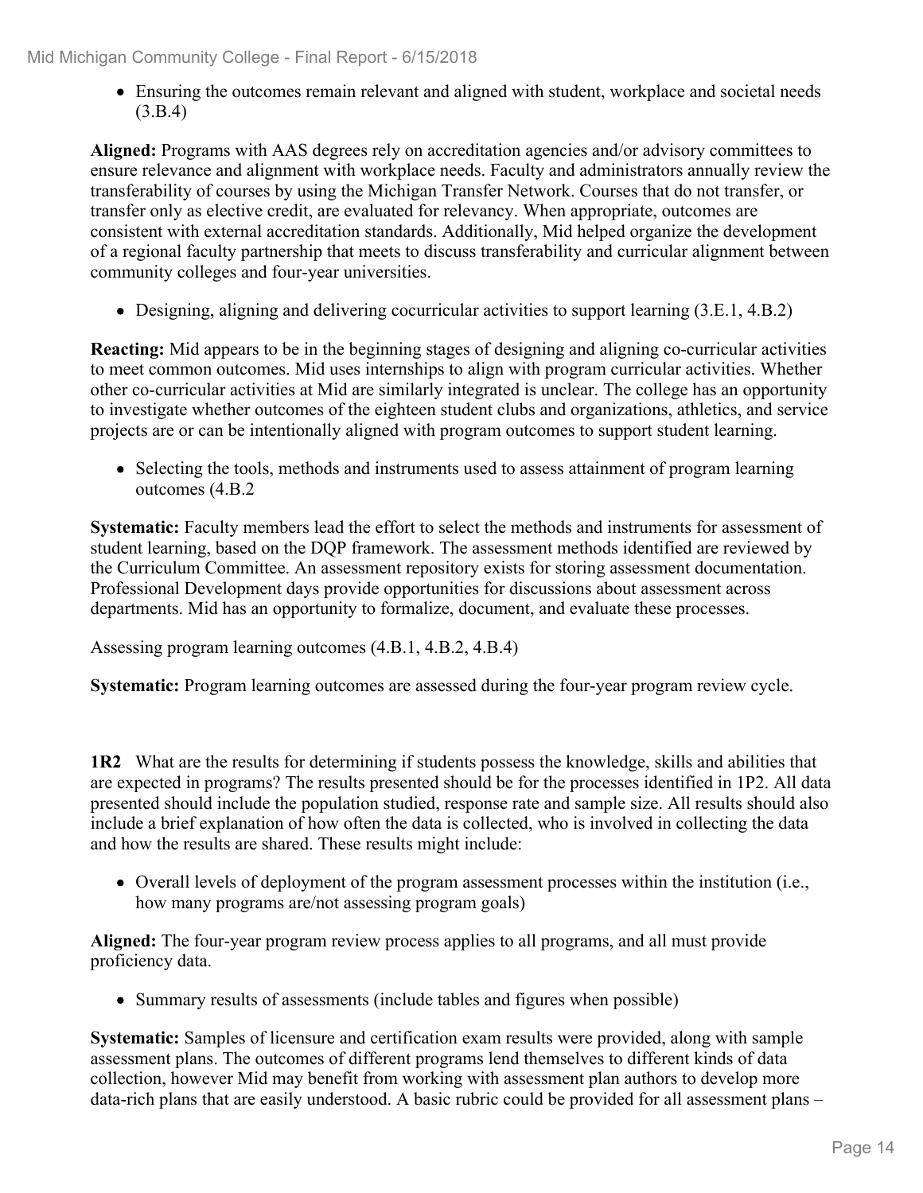- Ensuring the outcomes remain relevant and aligned with student, workplace and societal needs (3.B.4)

**Aligned:** Programs with AAS degrees rely on accreditation agencies and/or advisory committees to ensure relevance and alignment with workplace needs. Faculty and administrators annually review the transferability of courses by using the Michigan Transfer Network. Courses that do not transfer, or transfer only as elective credit, are evaluated for relevancy. When appropriate, outcomes are consistent with external accreditation standards. Additionally, Mid helped organize the development of a regional faculty partnership that meets to discuss transferability and curricular alignment between community colleges and four-year universities.

- Designing, aligning and delivering cocurricular activities to support learning (3.E.1, 4.B.2)

**Reacting:** Mid appears to be in the beginning stages of designing and aligning co-curricular activities to meet common outcomes. Mid uses internships to align with program curricular activities. Whether other co-curricular activities at Mid are similarly integrated is unclear. The college has an opportunity to investigate whether outcomes of the eighteen student clubs and organizations, athletics, and service projects are or can be intentionally aligned with program outcomes to support student learning.

- Selecting the tools, methods and instruments used to assess attainment of program learning outcomes (4.B.2

**Systematic:** Faculty members lead the effort to select the methods and instruments for assessment of student learning, based on the DQP framework. The assessment methods identified are reviewed by the Curriculum Committee. An assessment repository exists for storing assessment documentation. Professional Development days provide opportunities for discussions about assessment across departments. Mid has an opportunity to formalize, document, and evaluate these processes.

Assessing program learning outcomes (4.B.1, 4.B.2, 4.B.4)

**Systematic:** Program learning outcomes are assessed during the four-year program review cycle.

**1R2** What are the results for determining if students possess the knowledge, skills and abilities that are expected in programs? The results presented should be for the processes identified in 1P2. All data presented should include the population studied, response rate and sample size. All results should also include a brief explanation of how often the data is collected, who is involved in collecting the data and how the results are shared. These results might include:

- Overall levels of deployment of the program assessment processes within the institution (i.e., how many programs are/not assessing program goals)

**Aligned:** The four-year program review process applies to all programs, and all must provide proficiency data.

- Summary results of assessments (include tables and figures when possible)

**Systematic:** Samples of licensure and certification exam results were provided, along with sample assessment plans. The outcomes of different programs lend themselves to different kinds of data collection, however Mid may benefit from working with assessment plan authors to develop more data-rich plans that are easily understood. A basic rubric could be provided for all assessment plans –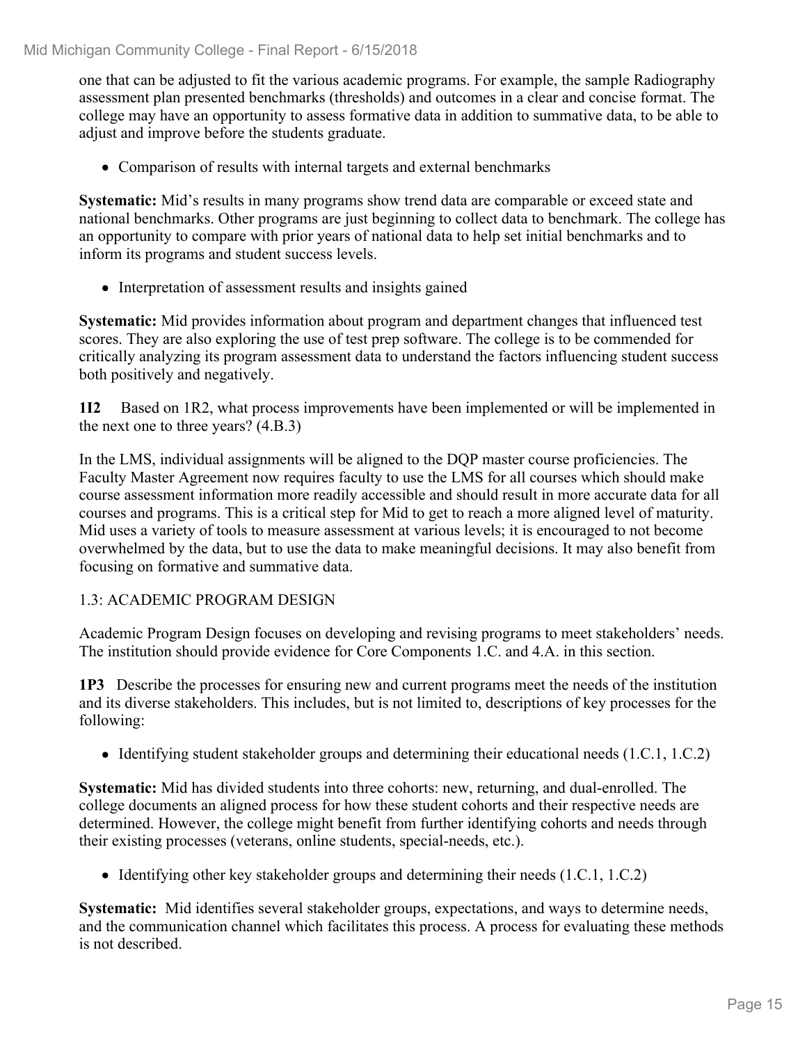one that can be adjusted to fit the various academic programs. For example, the sample Radiography assessment plan presented benchmarks (thresholds) and outcomes in a clear and concise format. The college may have an opportunity to assess formative data in addition to summative data, to be able to adjust and improve before the students graduate.

- Comparison of results with internal targets and external benchmarks

**Systematic:** Mid's results in many programs show trend data are comparable or exceed state and national benchmarks. Other programs are just beginning to collect data to benchmark. The college has an opportunity to compare with prior years of national data to help set initial benchmarks and to inform its programs and student success levels.

- Interpretation of assessment results and insights gained

**Systematic:** Mid provides information about program and department changes that influenced test scores. They are also exploring the use of test prep software. The college is to be commended for critically analyzing its program assessment data to understand the factors influencing student success both positively and negatively.

**1I2** Based on 1R2, what process improvements have been implemented or will be implemented in the next one to three years? (4.B.3)

In the LMS, individual assignments will be aligned to the DQP master course proficiencies. The Faculty Master Agreement now requires faculty to use the LMS for all courses which should make course assessment information more readily accessible and should result in more accurate data for all courses and programs. This is a critical step for Mid to get to reach a more aligned level of maturity. Mid uses a variety of tools to measure assessment at various levels; it is encouraged to not become overwhelmed by the data, but to use the data to make meaningful decisions. It may also benefit from focusing on formative and summative data.

## 1.3: ACADEMIC PROGRAM DESIGN

Academic Program Design focuses on developing and revising programs to meet stakeholders' needs. The institution should provide evidence for Core Components 1.C. and 4.A. in this section.

**1P3** Describe the processes for ensuring new and current programs meet the needs of the institution and its diverse stakeholders. This includes, but is not limited to, descriptions of key processes for the following:

- Identifying student stakeholder groups and determining their educational needs (1.C.1, 1.C.2)

**Systematic:** Mid has divided students into three cohorts: new, returning, and dual-enrolled. The college documents an aligned process for how these student cohorts and their respective needs are determined. However, the college might benefit from further identifying cohorts and needs through their existing processes (veterans, online students, special-needs, etc.).

- Identifying other key stakeholder groups and determining their needs (1.C.1, 1.C.2)

**Systematic:** Mid identifies several stakeholder groups, expectations, and ways to determine needs, and the communication channel which facilitates this process. A process for evaluating these methods is not described.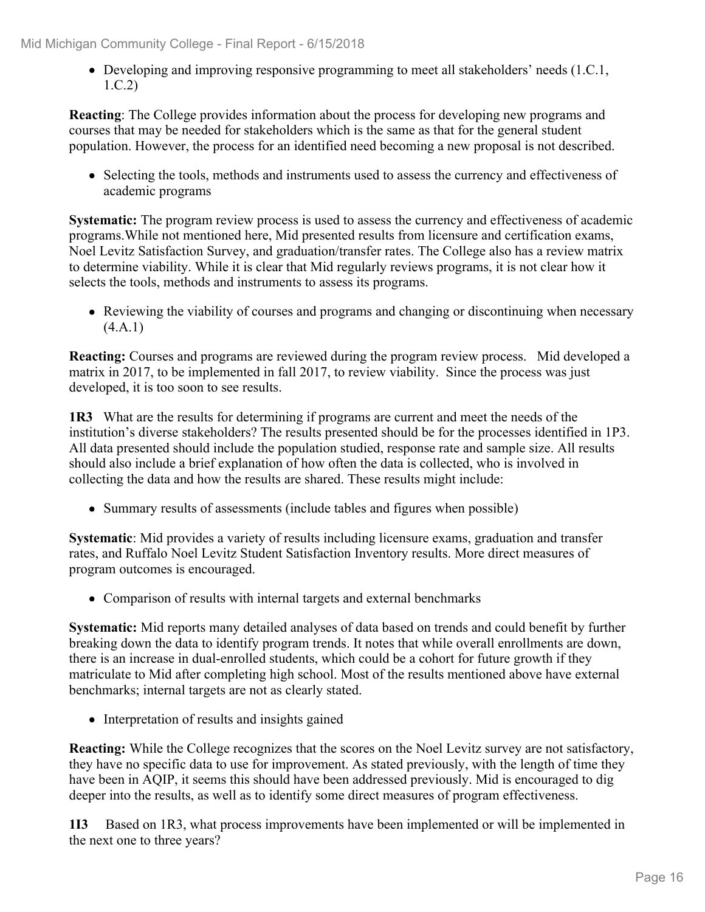- Developing and improving responsive programming to meet all stakeholders' needs (1.C.1, 1.C.2)

**Reacting**: The College provides information about the process for developing new programs and courses that may be needed for stakeholders which is the same as that for the general student population. However, the process for an identified need becoming a new proposal is not described.

- Selecting the tools, methods and instruments used to assess the currency and effectiveness of academic programs

**Systematic:** The program review process is used to assess the currency and effectiveness of academic programs.While not mentioned here, Mid presented results from licensure and certification exams, Noel Levitz Satisfaction Survey, and graduation/transfer rates. The College also has a review matrix to determine viability. While it is clear that Mid regularly reviews programs, it is not clear how it selects the tools, methods and instruments to assess its programs.

- Reviewing the viability of courses and programs and changing or discontinuing when necessary (4.A.1)

**Reacting:** Courses and programs are reviewed during the program review process. Mid developed a matrix in 2017, to be implemented in fall 2017, to review viability. Since the process was just developed, it is too soon to see results.

**1R3** What are the results for determining if programs are current and meet the needs of the institution's diverse stakeholders? The results presented should be for the processes identified in 1P3. All data presented should include the population studied, response rate and sample size. All results should also include a brief explanation of how often the data is collected, who is involved in collecting the data and how the results are shared. These results might include:

- Summary results of assessments (include tables and figures when possible)

**Systematic**: Mid provides a variety of results including licensure exams, graduation and transfer rates, and Ruffalo Noel Levitz Student Satisfaction Inventory results. More direct measures of program outcomes is encouraged.

- Comparison of results with internal targets and external benchmarks

**Systematic:** Mid reports many detailed analyses of data based on trends and could benefit by further breaking down the data to identify program trends. It notes that while overall enrollments are down, there is an increase in dual-enrolled students, which could be a cohort for future growth if they matriculate to Mid after completing high school. Most of the results mentioned above have external benchmarks; internal targets are not as clearly stated.

- Interpretation of results and insights gained

**Reacting:** While the College recognizes that the scores on the Noel Levitz survey are not satisfactory, they have no specific data to use for improvement. As stated previously, with the length of time they have been in AQIP, it seems this should have been addressed previously. Mid is encouraged to dig deeper into the results, as well as to identify some direct measures of program effectiveness.

**1I3** Based on 1R3, what process improvements have been implemented or will be implemented in the next one to three years?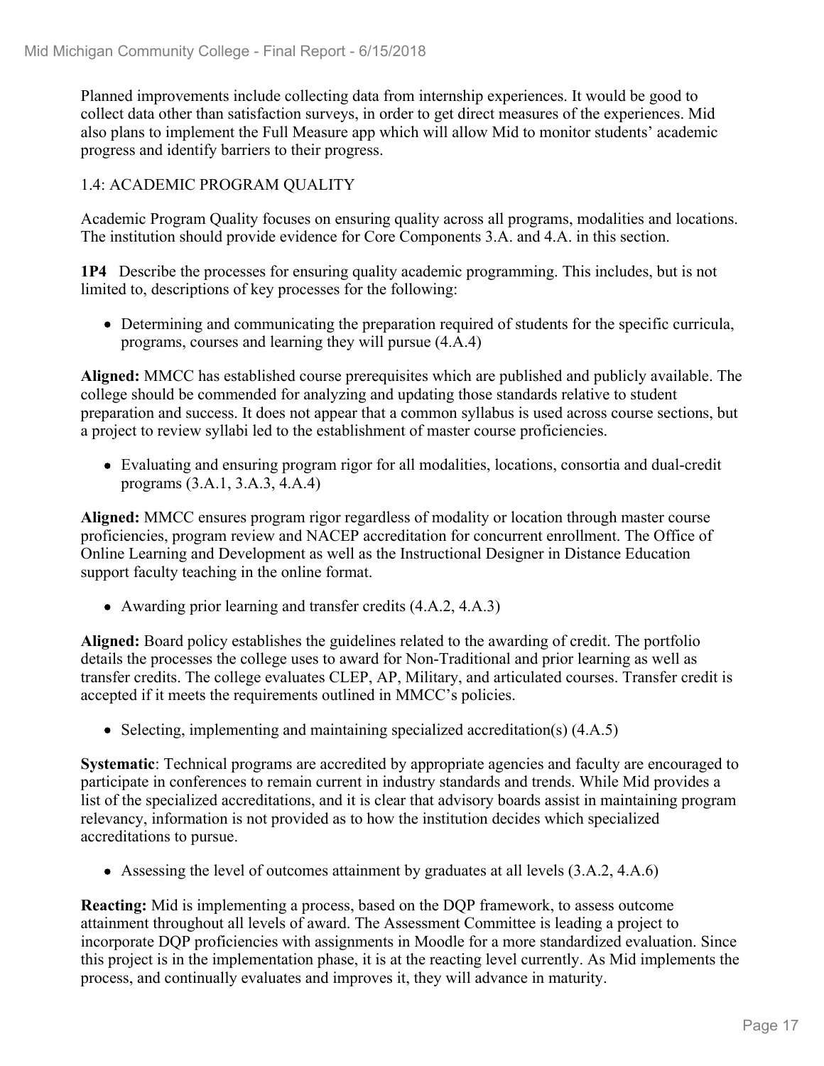Planned improvements include collecting data from internship experiences. It would be good to collect data other than satisfaction surveys, in order to get direct measures of the experiences. Mid also plans to implement the Full Measure app which will allow Mid to monitor students' academic progress and identify barriers to their progress.

## 1.4: ACADEMIC PROGRAM QUALITY

Academic Program Quality focuses on ensuring quality across all programs, modalities and locations. The institution should provide evidence for Core Components 3.A. and 4.A. in this section.

**1P4** Describe the processes for ensuring quality academic programming. This includes, but is not limited to, descriptions of key processes for the following:

- Determining and communicating the preparation required of students for the specific curricula, programs, courses and learning they will pursue (4.A.4)

**Aligned:** MMCC has established course prerequisites which are published and publicly available. The college should be commended for analyzing and updating those standards relative to student preparation and success. It does not appear that a common syllabus is used across course sections, but a project to review syllabi led to the establishment of master course proficiencies.

- Evaluating and ensuring program rigor for all modalities, locations, consortia and dual-credit programs (3.A.1, 3.A.3, 4.A.4)

**Aligned:** MMCC ensures program rigor regardless of modality or location through master course proficiencies, program review and NACEP accreditation for concurrent enrollment. The Office of Online Learning and Development as well as the Instructional Designer in Distance Education support faculty teaching in the online format.

- Awarding prior learning and transfer credits (4.A.2, 4.A.3)

**Aligned:** Board policy establishes the guidelines related to the awarding of credit. The portfolio details the processes the college uses to award for Non-Traditional and prior learning as well as transfer credits. The college evaluates CLEP, AP, Military, and articulated courses. Transfer credit is accepted if it meets the requirements outlined in MMCC's policies.

- Selecting, implementing and maintaining specialized accreditation(s) (4.A.5)

**Systematic**: Technical programs are accredited by appropriate agencies and faculty are encouraged to participate in conferences to remain current in industry standards and trends. While Mid provides a list of the specialized accreditations, and it is clear that advisory boards assist in maintaining program relevancy, information is not provided as to how the institution decides which specialized accreditations to pursue.

- Assessing the level of outcomes attainment by graduates at all levels (3.A.2, 4.A.6)

**Reacting:** Mid is implementing a process, based on the DQP framework, to assess outcome attainment throughout all levels of award. The Assessment Committee is leading a project to incorporate DQP proficiencies with assignments in Moodle for a more standardized evaluation. Since this project is in the implementation phase, it is at the reacting level currently. As Mid implements the process, and continually evaluates and improves it, they will advance in maturity.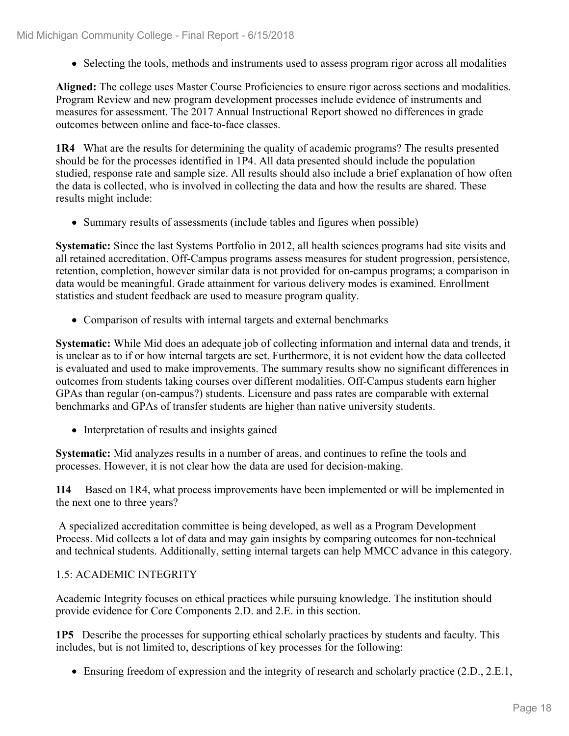- Selecting the tools, methods and instruments used to assess program rigor across all modalities

**Aligned:** The college uses Master Course Proficiencies to ensure rigor across sections and modalities. Program Review and new program development processes include evidence of instruments and measures for assessment. The 2017 Annual Instructional Report showed no differences in grade outcomes between online and face-to-face classes.

**1R4** What are the results for determining the quality of academic programs? The results presented should be for the processes identified in 1P4. All data presented should include the population studied, response rate and sample size. All results should also include a brief explanation of how often the data is collected, who is involved in collecting the data and how the results are shared. These results might include:

- Summary results of assessments (include tables and figures when possible)

**Systematic:** Since the last Systems Portfolio in 2012, all health sciences programs had site visits and all retained accreditation. Off-Campus programs assess measures for student progression, persistence, retention, completion, however similar data is not provided for on-campus programs; a comparison in data would be meaningful. Grade attainment for various delivery modes is examined. Enrollment statistics and student feedback are used to measure program quality.

- Comparison of results with internal targets and external benchmarks

**Systematic:** While Mid does an adequate job of collecting information and internal data and trends, it is unclear as to if or how internal targets are set. Furthermore, it is not evident how the data collected is evaluated and used to make improvements. The summary results show no significant differences in outcomes from students taking courses over different modalities. Off-Campus students earn higher GPAs than regular (on-campus?) students. Licensure and pass rates are comparable with external benchmarks and GPAs of transfer students are higher than native university students.

- Interpretation of results and insights gained

**Systematic:** Mid analyzes results in a number of areas, and continues to refine the tools and processes. However, it is not clear how the data are used for decision-making.

**1I4** Based on 1R4, what process improvements have been implemented or will be implemented in the next one to three years?

A specialized accreditation committee is being developed, as well as a Program Development Process. Mid collects a lot of data and may gain insights by comparing outcomes for non-technical and technical students. Additionally, setting internal targets can help MMCC advance in this category.

1.5: ACADEMIC INTEGRITY

Academic Integrity focuses on ethical practices while pursuing knowledge. The institution should provide evidence for Core Components 2.D. and 2.E. in this section.

**1P5** Describe the processes for supporting ethical scholarly practices by students and faculty. This includes, but is not limited to, descriptions of key processes for the following:

- Ensuring freedom of expression and the integrity of research and scholarly practice (2.D., 2.E.1,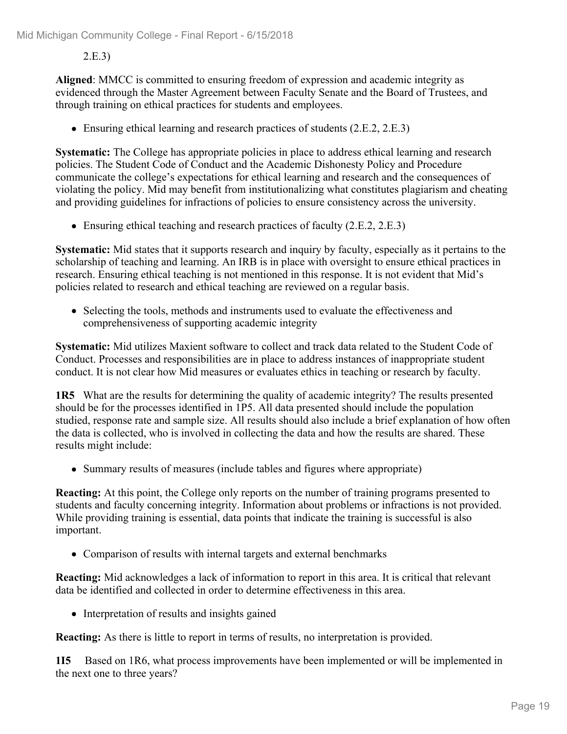2.E.3)

**Aligned**: MMCC is committed to ensuring freedom of expression and academic integrity as evidenced through the Master Agreement between Faculty Senate and the Board of Trustees, and through training on ethical practices for students and employees.

- Ensuring ethical learning and research practices of students (2.E.2, 2.E.3)

**Systematic:** The College has appropriate policies in place to address ethical learning and research policies. The Student Code of Conduct and the Academic Dishonesty Policy and Procedure communicate the college's expectations for ethical learning and research and the consequences of violating the policy. Mid may benefit from institutionalizing what constitutes plagiarism and cheating and providing guidelines for infractions of policies to ensure consistency across the university.

- Ensuring ethical teaching and research practices of faculty (2.E.2, 2.E.3)

**Systematic:** Mid states that it supports research and inquiry by faculty, especially as it pertains to the scholarship of teaching and learning. An IRB is in place with oversight to ensure ethical practices in research. Ensuring ethical teaching is not mentioned in this response. It is not evident that Mid's policies related to research and ethical teaching are reviewed on a regular basis.

- Selecting the tools, methods and instruments used to evaluate the effectiveness and comprehensiveness of supporting academic integrity

**Systematic:** Mid utilizes Maxient software to collect and track data related to the Student Code of Conduct. Processes and responsibilities are in place to address instances of inappropriate student conduct. It is not clear how Mid measures or evaluates ethics in teaching or research by faculty.

**1R5** What are the results for determining the quality of academic integrity? The results presented should be for the processes identified in 1P5. All data presented should include the population studied, response rate and sample size. All results should also include a brief explanation of how often the data is collected, who is involved in collecting the data and how the results are shared. These results might include:

- Summary results of measures (include tables and figures where appropriate)

**Reacting:** At this point, the College only reports on the number of training programs presented to students and faculty concerning integrity. Information about problems or infractions is not provided. While providing training is essential, data points that indicate the training is successful is also important.

- Comparison of results with internal targets and external benchmarks

**Reacting:** Mid acknowledges a lack of information to report in this area. It is critical that relevant data be identified and collected in order to determine effectiveness in this area.

- Interpretation of results and insights gained

**Reacting:** As there is little to report in terms of results, no interpretation is provided.

**1I5** Based on 1R6, what process improvements have been implemented or will be implemented in the next one to three years?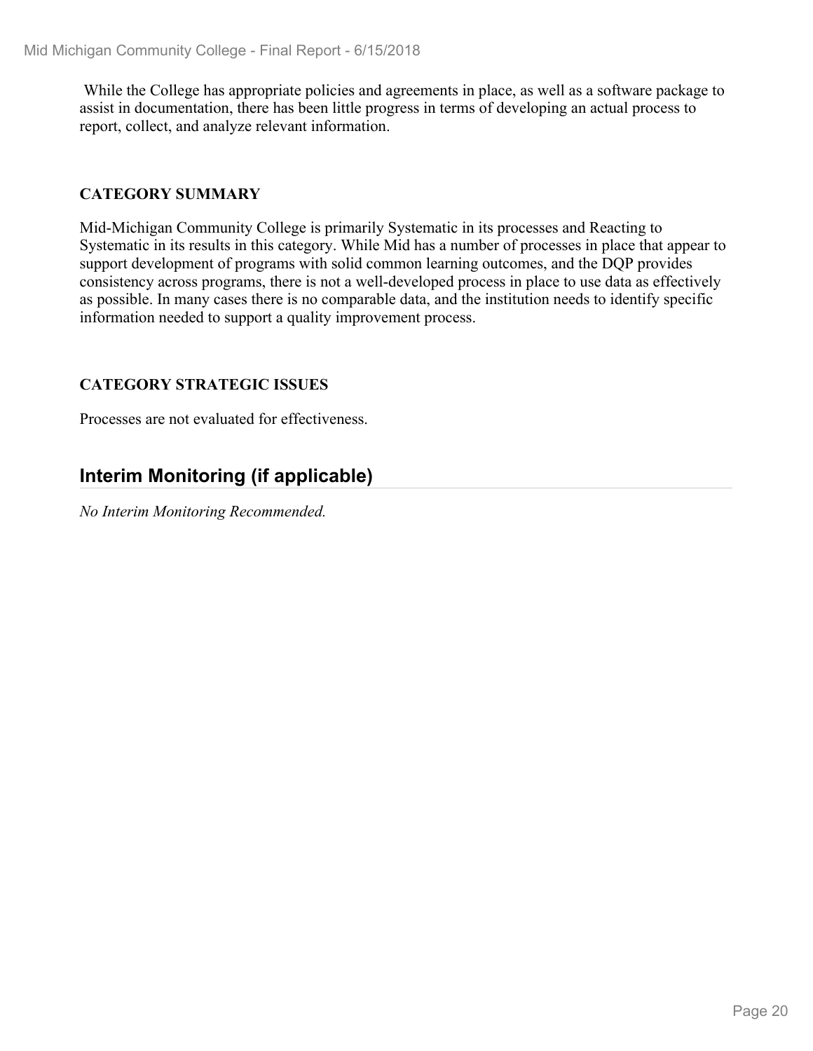While the College has appropriate policies and agreements in place, as well as a software package to assist in documentation, there has been little progress in terms of developing an actual process to report, collect, and analyze relevant information.

### CATEGORY SUMMARY

Mid-Michigan Community College is primarily Systematic in its processes and Reacting to Systematic in its results in this category. While Mid has a number of processes in place that appear to support development of programs with solid common learning outcomes, and the DQP provides consistency across programs, there is not a well-developed process in place to use data as effectively as possible. In many cases there is no comparable data, and the institution needs to identify specific information needed to support a quality improvement process.

### CATEGORY STRATEGIC ISSUES

Processes are not evaluated for effectiveness.

## Interim Monitoring (if applicable)

*No Interim Monitoring Recommended.*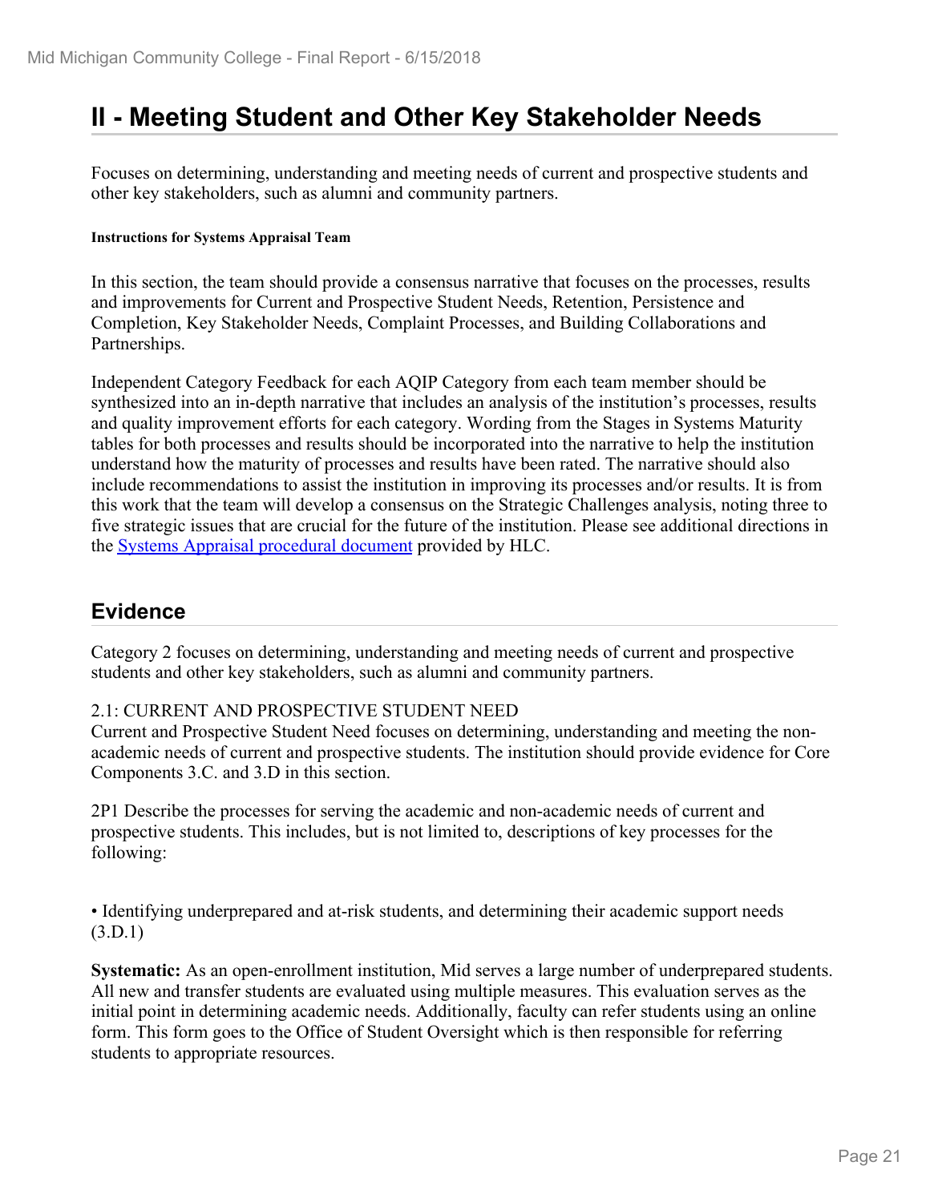# II - Meeting Student and Other Key Stakeholder Needs

Focuses on determining, understanding and meeting needs of current and prospective students and other key stakeholders, such as alumni and community partners.

**Instructions for Systems Appraisal Team**

In this section, the team should provide a consensus narrative that focuses on the processes, results and improvements for Current and Prospective Student Needs, Retention, Persistence and Completion, Key Stakeholder Needs, Complaint Processes, and Building Collaborations and Partnerships.

Independent Category Feedback for each AQIP Category from each team member should be synthesized into an in-depth narrative that includes an analysis of the institution's processes, results and quality improvement efforts for each category. Wording from the Stages in Systems Maturity tables for both processes and results should be incorporated into the narrative to help the institution understand how the maturity of processes and results have been rated. The narrative should also include recommendations to assist the institution in improving its processes and/or results. It is from this work that the team will develop a consensus on the Strategic Challenges analysis, noting three to five strategic issues that are crucial for the future of the institution. Please see additional directions in the Systems Appraisal procedural document provided by HLC.

## Evidence

Category 2 focuses on determining, understanding and meeting needs of current and prospective students and other key stakeholders, such as alumni and community partners.

2.1: CURRENT AND PROSPECTIVE STUDENT NEED

Current and Prospective Student Need focuses on determining, understanding and meeting the non-academic needs of current and prospective students. The institution should provide evidence for Core Components 3.C. and 3.D in this section.

2P1 Describe the processes for serving the academic and non-academic needs of current and prospective students. This includes, but is not limited to, descriptions of key processes for the following:

- Identifying underprepared and at-risk students, and determining their academic support needs (3.D.1)

**Systematic:** As an open-enrollment institution, Mid serves a large number of underprepared students. All new and transfer students are evaluated using multiple measures. This evaluation serves as the initial point in determining academic needs. Additionally, faculty can refer students using an online form. This form goes to the Office of Student Oversight which is then responsible for referring students to appropriate resources.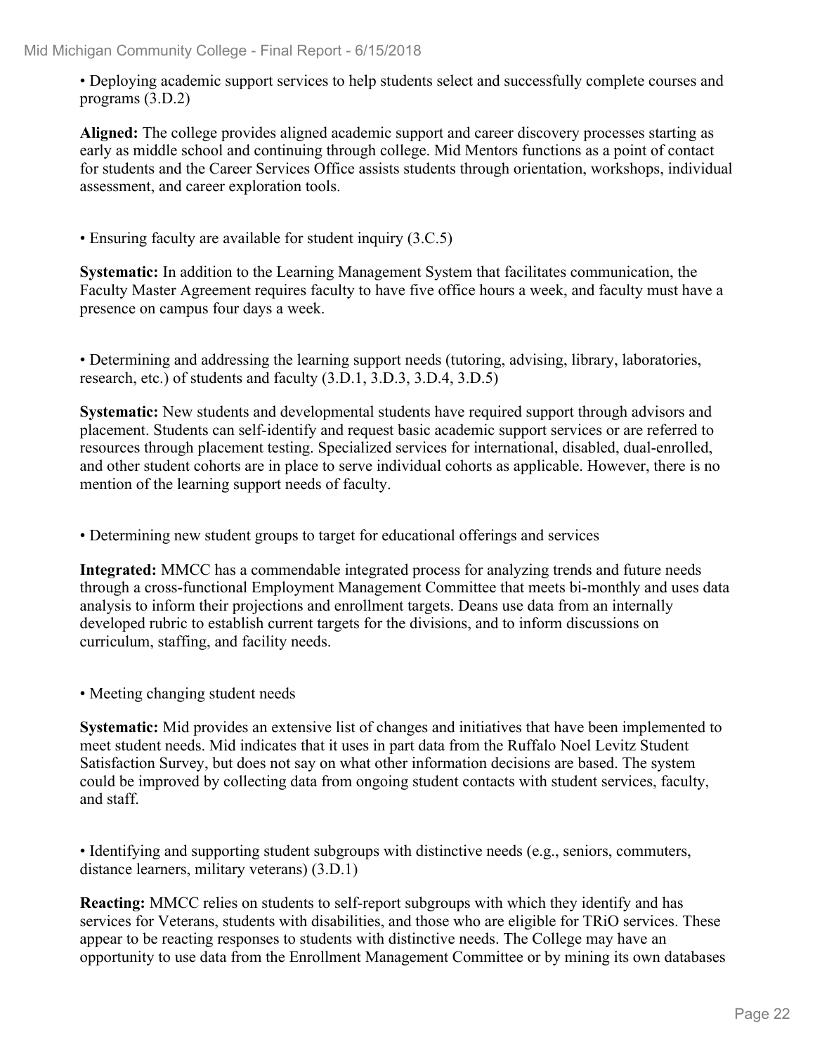• Deploying academic support services to help students select and successfully complete courses and programs (3.D.2)

**Aligned:** The college provides aligned academic support and career discovery processes starting as early as middle school and continuing through college. Mid Mentors functions as a point of contact for students and the Career Services Office assists students through orientation, workshops, individual assessment, and career exploration tools.

• Ensuring faculty are available for student inquiry (3.C.5)

**Systematic:** In addition to the Learning Management System that facilitates communication, the Faculty Master Agreement requires faculty to have five office hours a week, and faculty must have a presence on campus four days a week.

• Determining and addressing the learning support needs (tutoring, advising, library, laboratories, research, etc.) of students and faculty (3.D.1, 3.D.3, 3.D.4, 3.D.5)

**Systematic:** New students and developmental students have required support through advisors and placement. Students can self-identify and request basic academic support services or are referred to resources through placement testing. Specialized services for international, disabled, dual-enrolled, and other student cohorts are in place to serve individual cohorts as applicable. However, there is no mention of the learning support needs of faculty.

• Determining new student groups to target for educational offerings and services

**Integrated:** MMCC has a commendable integrated process for analyzing trends and future needs through a cross-functional Employment Management Committee that meets bi-monthly and uses data analysis to inform their projections and enrollment targets. Deans use data from an internally developed rubric to establish current targets for the divisions, and to inform discussions on curriculum, staffing, and facility needs.

• Meeting changing student needs

**Systematic:** Mid provides an extensive list of changes and initiatives that have been implemented to meet student needs. Mid indicates that it uses in part data from the Ruffalo Noel Levitz Student Satisfaction Survey, but does not say on what other information decisions are based. The system could be improved by collecting data from ongoing student contacts with student services, faculty, and staff.

• Identifying and supporting student subgroups with distinctive needs (e.g., seniors, commuters, distance learners, military veterans) (3.D.1)

**Reacting:** MMCC relies on students to self-report subgroups with which they identify and has services for Veterans, students with disabilities, and those who are eligible for TRiO services. These appear to be reacting responses to students with distinctive needs. The College may have an opportunity to use data from the Enrollment Management Committee or by mining its own databases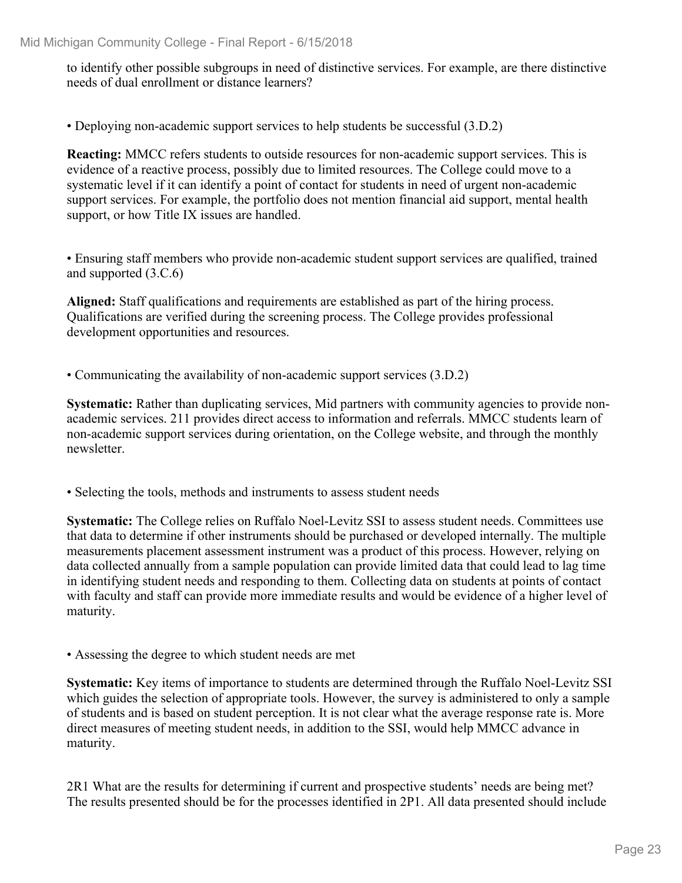to identify other possible subgroups in need of distinctive services. For example, are there distinctive needs of dual enrollment or distance learners?

• Deploying non-academic support services to help students be successful (3.D.2)

**Reacting:** MMCC refers students to outside resources for non-academic support services. This is evidence of a reactive process, possibly due to limited resources. The College could move to a systematic level if it can identify a point of contact for students in need of urgent non-academic support services. For example, the portfolio does not mention financial aid support, mental health support, or how Title IX issues are handled.

• Ensuring staff members who provide non-academic student support services are qualified, trained and supported (3.C.6)

**Aligned:** Staff qualifications and requirements are established as part of the hiring process. Qualifications are verified during the screening process. The College provides professional development opportunities and resources.

• Communicating the availability of non-academic support services (3.D.2)

**Systematic:** Rather than duplicating services, Mid partners with community agencies to provide non-academic services. 211 provides direct access to information and referrals. MMCC students learn of non-academic support services during orientation, on the College website, and through the monthly newsletter.

• Selecting the tools, methods and instruments to assess student needs

**Systematic:** The College relies on Ruffalo Noel-Levitz SSI to assess student needs. Committees use that data to determine if other instruments should be purchased or developed internally. The multiple measurements placement assessment instrument was a product of this process. However, relying on data collected annually from a sample population can provide limited data that could lead to lag time in identifying student needs and responding to them. Collecting data on students at points of contact with faculty and staff can provide more immediate results and would be evidence of a higher level of maturity.

• Assessing the degree to which student needs are met

**Systematic:** Key items of importance to students are determined through the Ruffalo Noel-Levitz SSI which guides the selection of appropriate tools. However, the survey is administered to only a sample of students and is based on student perception. It is not clear what the average response rate is. More direct measures of meeting student needs, in addition to the SSI, would help MMCC advance in maturity.

2R1 What are the results for determining if current and prospective students' needs are being met? The results presented should be for the processes identified in 2P1. All data presented should include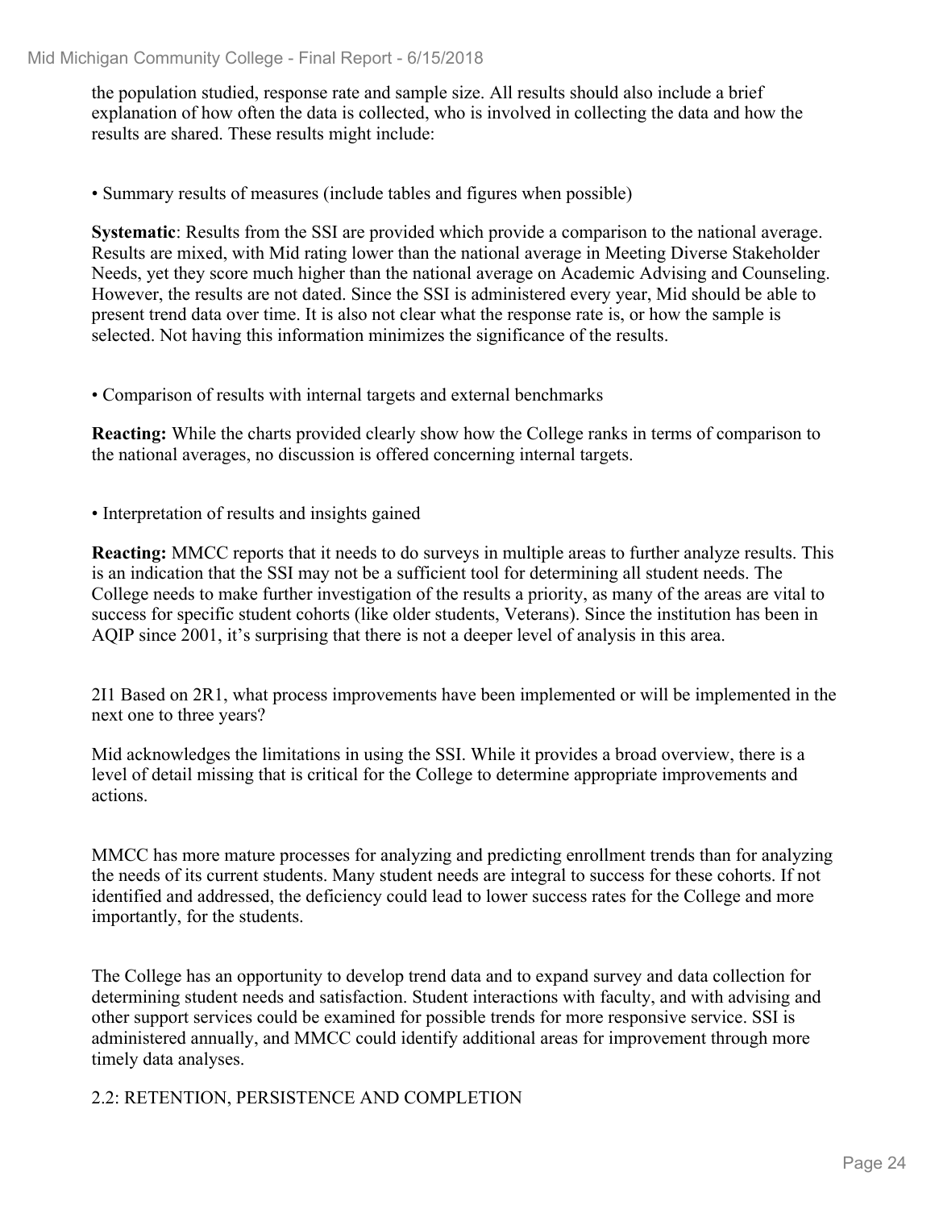the population studied, response rate and sample size. All results should also include a brief explanation of how often the data is collected, who is involved in collecting the data and how the results are shared. These results might include:

• Summary results of measures (include tables and figures when possible)

**Systematic**: Results from the SSI are provided which provide a comparison to the national average. Results are mixed, with Mid rating lower than the national average in Meeting Diverse Stakeholder Needs, yet they score much higher than the national average on Academic Advising and Counseling. However, the results are not dated. Since the SSI is administered every year, Mid should be able to present trend data over time. It is also not clear what the response rate is, or how the sample is selected. Not having this information minimizes the significance of the results.

• Comparison of results with internal targets and external benchmarks

**Reacting:** While the charts provided clearly show how the College ranks in terms of comparison to the national averages, no discussion is offered concerning internal targets.

• Interpretation of results and insights gained

**Reacting:** MMCC reports that it needs to do surveys in multiple areas to further analyze results. This is an indication that the SSI may not be a sufficient tool for determining all student needs. The College needs to make further investigation of the results a priority, as many of the areas are vital to success for specific student cohorts (like older students, Veterans). Since the institution has been in AQIP since 2001, it's surprising that there is not a deeper level of analysis in this area.

2I1 Based on 2R1, what process improvements have been implemented or will be implemented in the next one to three years?

Mid acknowledges the limitations in using the SSI. While it provides a broad overview, there is a level of detail missing that is critical for the College to determine appropriate improvements and actions.

MMCC has more mature processes for analyzing and predicting enrollment trends than for analyzing the needs of its current students. Many student needs are integral to success for these cohorts. If not identified and addressed, the deficiency could lead to lower success rates for the College and more importantly, for the students.

The College has an opportunity to develop trend data and to expand survey and data collection for determining student needs and satisfaction. Student interactions with faculty, and with advising and other support services could be examined for possible trends for more responsive service. SSI is administered annually, and MMCC could identify additional areas for improvement through more timely data analyses.

## 2.2: RETENTION, PERSISTENCE AND COMPLETION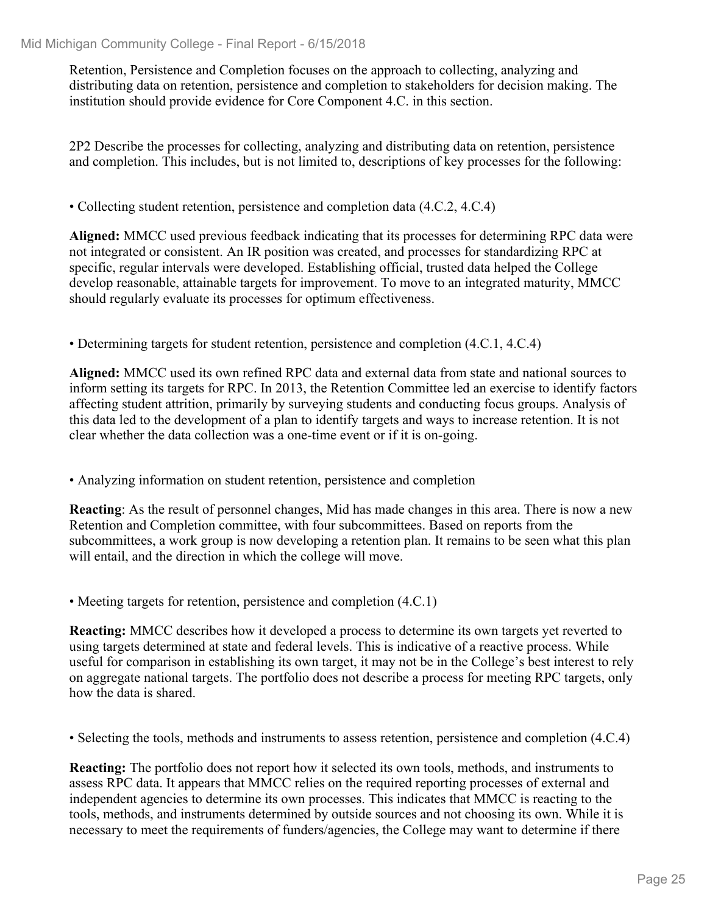Retention, Persistence and Completion focuses on the approach to collecting, analyzing and distributing data on retention, persistence and completion to stakeholders for decision making. The institution should provide evidence for Core Component 4.C. in this section.

2P2 Describe the processes for collecting, analyzing and distributing data on retention, persistence and completion. This includes, but is not limited to, descriptions of key processes for the following:

- Collecting student retention, persistence and completion data (4.C.2, 4.C.4)

**Aligned:** MMCC used previous feedback indicating that its processes for determining RPC data were not integrated or consistent. An IR position was created, and processes for standardizing RPC at specific, regular intervals were developed. Establishing official, trusted data helped the College develop reasonable, attainable targets for improvement. To move to an integrated maturity, MMCC should regularly evaluate its processes for optimum effectiveness.

- Determining targets for student retention, persistence and completion (4.C.1, 4.C.4)

**Aligned:** MMCC used its own refined RPC data and external data from state and national sources to inform setting its targets for RPC. In 2013, the Retention Committee led an exercise to identify factors affecting student attrition, primarily by surveying students and conducting focus groups. Analysis of this data led to the development of a plan to identify targets and ways to increase retention. It is not clear whether the data collection was a one-time event or if it is on-going.

- Analyzing information on student retention, persistence and completion

**Reacting**: As the result of personnel changes, Mid has made changes in this area. There is now a new Retention and Completion committee, with four subcommittees. Based on reports from the subcommittees, a work group is now developing a retention plan. It remains to be seen what this plan will entail, and the direction in which the college will move.

- Meeting targets for retention, persistence and completion (4.C.1)

**Reacting:** MMCC describes how it developed a process to determine its own targets yet reverted to using targets determined at state and federal levels. This is indicative of a reactive process. While useful for comparison in establishing its own target, it may not be in the College's best interest to rely on aggregate national targets. The portfolio does not describe a process for meeting RPC targets, only how the data is shared.

- Selecting the tools, methods and instruments to assess retention, persistence and completion (4.C.4)

**Reacting:** The portfolio does not report how it selected its own tools, methods, and instruments to assess RPC data. It appears that MMCC relies on the required reporting processes of external and independent agencies to determine its own processes. This indicates that MMCC is reacting to the tools, methods, and instruments determined by outside sources and not choosing its own. While it is necessary to meet the requirements of funders/agencies, the College may want to determine if there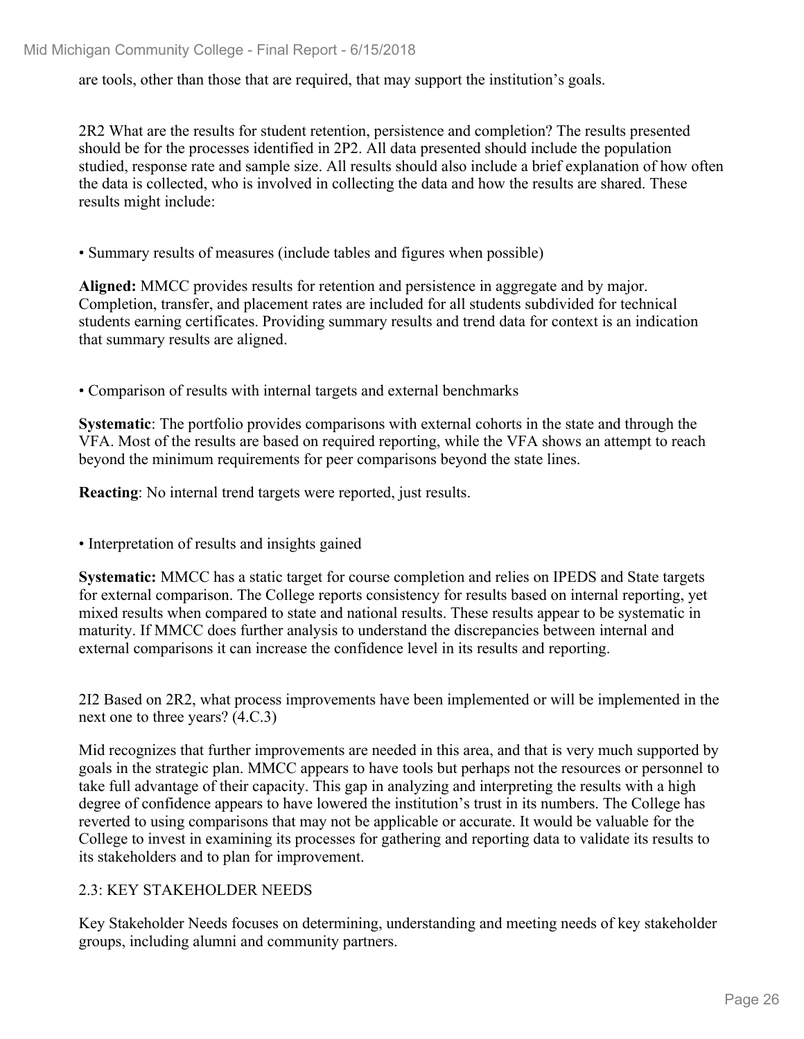are tools, other than those that are required, that may support the institution's goals.

2R2 What are the results for student retention, persistence and completion? The results presented should be for the processes identified in 2P2. All data presented should include the population studied, response rate and sample size. All results should also include a brief explanation of how often the data is collected, who is involved in collecting the data and how the results are shared. These results might include:

• Summary results of measures (include tables and figures when possible)

**Aligned:** MMCC provides results for retention and persistence in aggregate and by major. Completion, transfer, and placement rates are included for all students subdivided for technical students earning certificates. Providing summary results and trend data for context is an indication that summary results are aligned.

• Comparison of results with internal targets and external benchmarks

**Systematic**: The portfolio provides comparisons with external cohorts in the state and through the VFA. Most of the results are based on required reporting, while the VFA shows an attempt to reach beyond the minimum requirements for peer comparisons beyond the state lines.

**Reacting**: No internal trend targets were reported, just results.

• Interpretation of results and insights gained

**Systematic:** MMCC has a static target for course completion and relies on IPEDS and State targets for external comparison. The College reports consistency for results based on internal reporting, yet mixed results when compared to state and national results. These results appear to be systematic in maturity. If MMCC does further analysis to understand the discrepancies between internal and external comparisons it can increase the confidence level in its results and reporting.

2I2 Based on 2R2, what process improvements have been implemented or will be implemented in the next one to three years? (4.C.3)

Mid recognizes that further improvements are needed in this area, and that is very much supported by goals in the strategic plan. MMCC appears to have tools but perhaps not the resources or personnel to take full advantage of their capacity. This gap in analyzing and interpreting the results with a high degree of confidence appears to have lowered the institution's trust in its numbers. The College has reverted to using comparisons that may not be applicable or accurate. It would be valuable for the College to invest in examining its processes for gathering and reporting data to validate its results to its stakeholders and to plan for improvement.

## 2.3: KEY STAKEHOLDER NEEDS

Key Stakeholder Needs focuses on determining, understanding and meeting needs of key stakeholder groups, including alumni and community partners.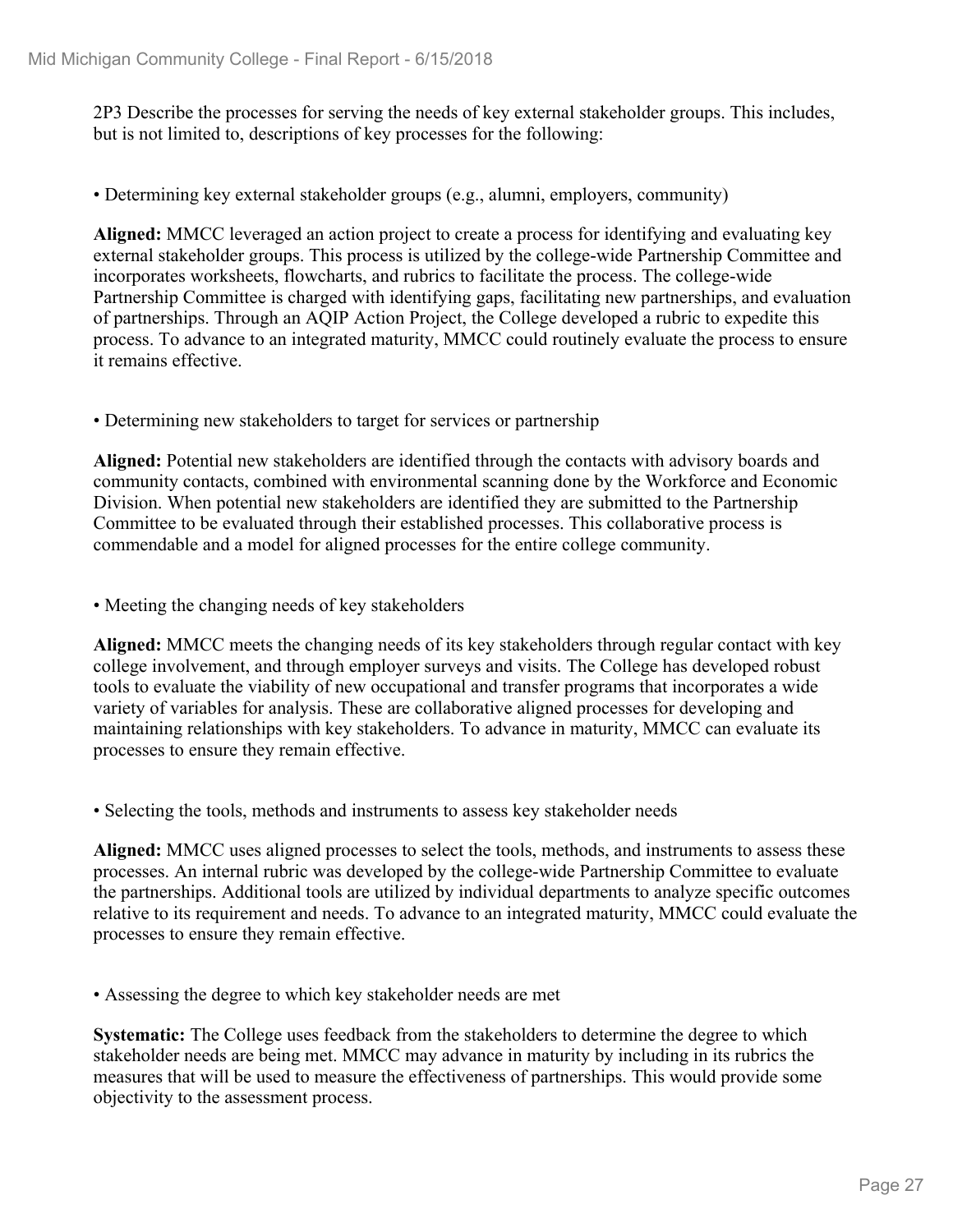2P3 Describe the processes for serving the needs of key external stakeholder groups. This includes, but is not limited to, descriptions of key processes for the following:

• Determining key external stakeholder groups (e.g., alumni, employers, community)

**Aligned:** MMCC leveraged an action project to create a process for identifying and evaluating key external stakeholder groups. This process is utilized by the college-wide Partnership Committee and incorporates worksheets, flowcharts, and rubrics to facilitate the process. The college-wide Partnership Committee is charged with identifying gaps, facilitating new partnerships, and evaluation of partnerships. Through an AQIP Action Project, the College developed a rubric to expedite this process. To advance to an integrated maturity, MMCC could routinely evaluate the process to ensure it remains effective.

• Determining new stakeholders to target for services or partnership

**Aligned:** Potential new stakeholders are identified through the contacts with advisory boards and community contacts, combined with environmental scanning done by the Workforce and Economic Division. When potential new stakeholders are identified they are submitted to the Partnership Committee to be evaluated through their established processes. This collaborative process is commendable and a model for aligned processes for the entire college community.

• Meeting the changing needs of key stakeholders

**Aligned:** MMCC meets the changing needs of its key stakeholders through regular contact with key college involvement, and through employer surveys and visits. The College has developed robust tools to evaluate the viability of new occupational and transfer programs that incorporates a wide variety of variables for analysis. These are collaborative aligned processes for developing and maintaining relationships with key stakeholders. To advance in maturity, MMCC can evaluate its processes to ensure they remain effective.

• Selecting the tools, methods and instruments to assess key stakeholder needs

**Aligned:** MMCC uses aligned processes to select the tools, methods, and instruments to assess these processes. An internal rubric was developed by the college-wide Partnership Committee to evaluate the partnerships. Additional tools are utilized by individual departments to analyze specific outcomes relative to its requirement and needs. To advance to an integrated maturity, MMCC could evaluate the processes to ensure they remain effective.

• Assessing the degree to which key stakeholder needs are met

**Systematic:** The College uses feedback from the stakeholders to determine the degree to which stakeholder needs are being met. MMCC may advance in maturity by including in its rubrics the measures that will be used to measure the effectiveness of partnerships. This would provide some objectivity to the assessment process.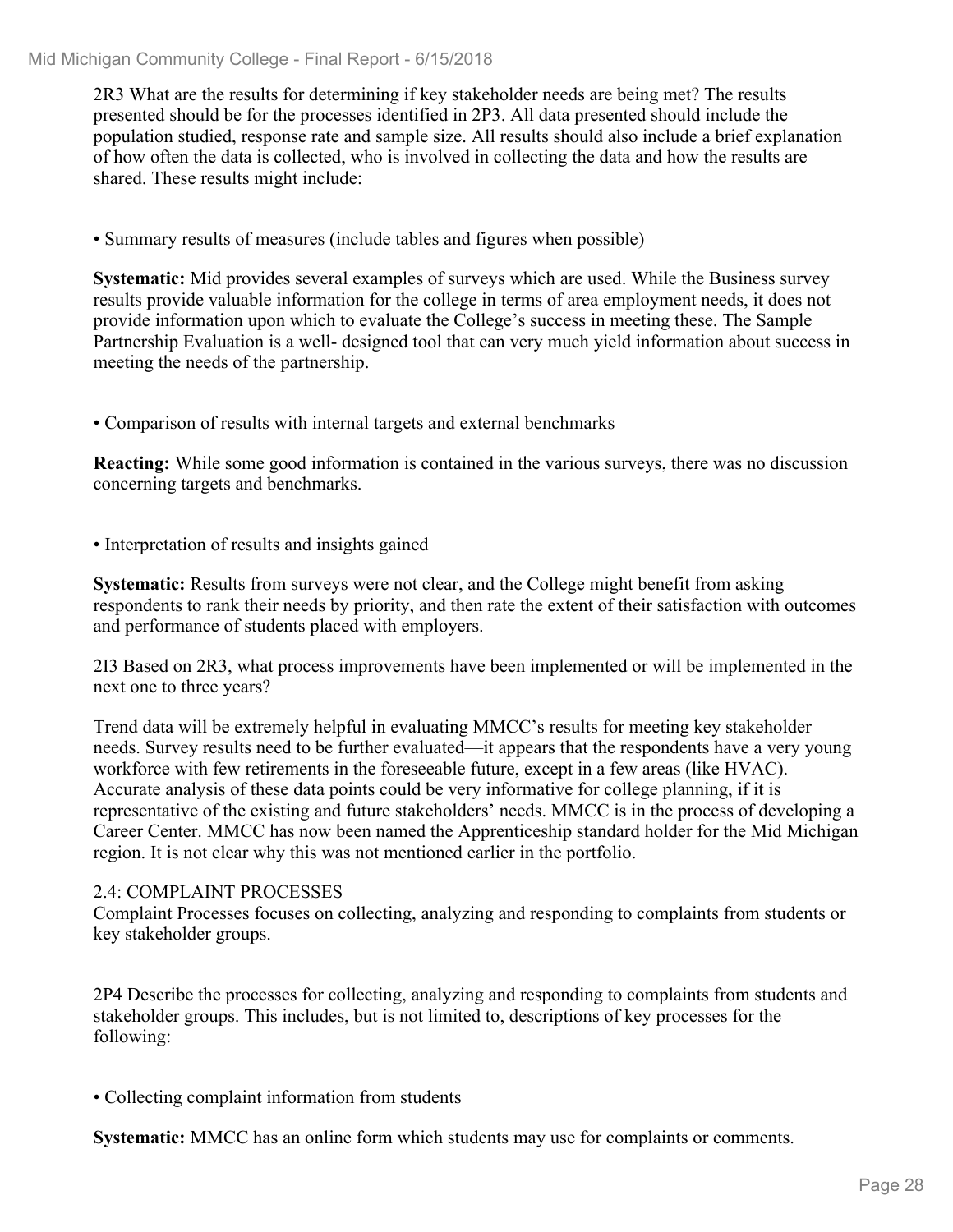2R3 What are the results for determining if key stakeholder needs are being met? The results presented should be for the processes identified in 2P3. All data presented should include the population studied, response rate and sample size. All results should also include a brief explanation of how often the data is collected, who is involved in collecting the data and how the results are shared. These results might include:

• Summary results of measures (include tables and figures when possible)

**Systematic:** Mid provides several examples of surveys which are used. While the Business survey results provide valuable information for the college in terms of area employment needs, it does not provide information upon which to evaluate the College's success in meeting these. The Sample Partnership Evaluation is a well- designed tool that can very much yield information about success in meeting the needs of the partnership.

• Comparison of results with internal targets and external benchmarks

**Reacting:** While some good information is contained in the various surveys, there was no discussion concerning targets and benchmarks.

• Interpretation of results and insights gained

**Systematic:** Results from surveys were not clear, and the College might benefit from asking respondents to rank their needs by priority, and then rate the extent of their satisfaction with outcomes and performance of students placed with employers.

2I3 Based on 2R3, what process improvements have been implemented or will be implemented in the next one to three years?

Trend data will be extremely helpful in evaluating MMCC's results for meeting key stakeholder needs. Survey results need to be further evaluated—it appears that the respondents have a very young workforce with few retirements in the foreseeable future, except in a few areas (like HVAC). Accurate analysis of these data points could be very informative for college planning, if it is representative of the existing and future stakeholders' needs. MMCC is in the process of developing a Career Center. MMCC has now been named the Apprenticeship standard holder for the Mid Michigan region. It is not clear why this was not mentioned earlier in the portfolio.

2.4: COMPLAINT PROCESSES

Complaint Processes focuses on collecting, analyzing and responding to complaints from students or key stakeholder groups.

2P4 Describe the processes for collecting, analyzing and responding to complaints from students and stakeholder groups. This includes, but is not limited to, descriptions of key processes for the following:

• Collecting complaint information from students

**Systematic:** MMCC has an online form which students may use for complaints or comments.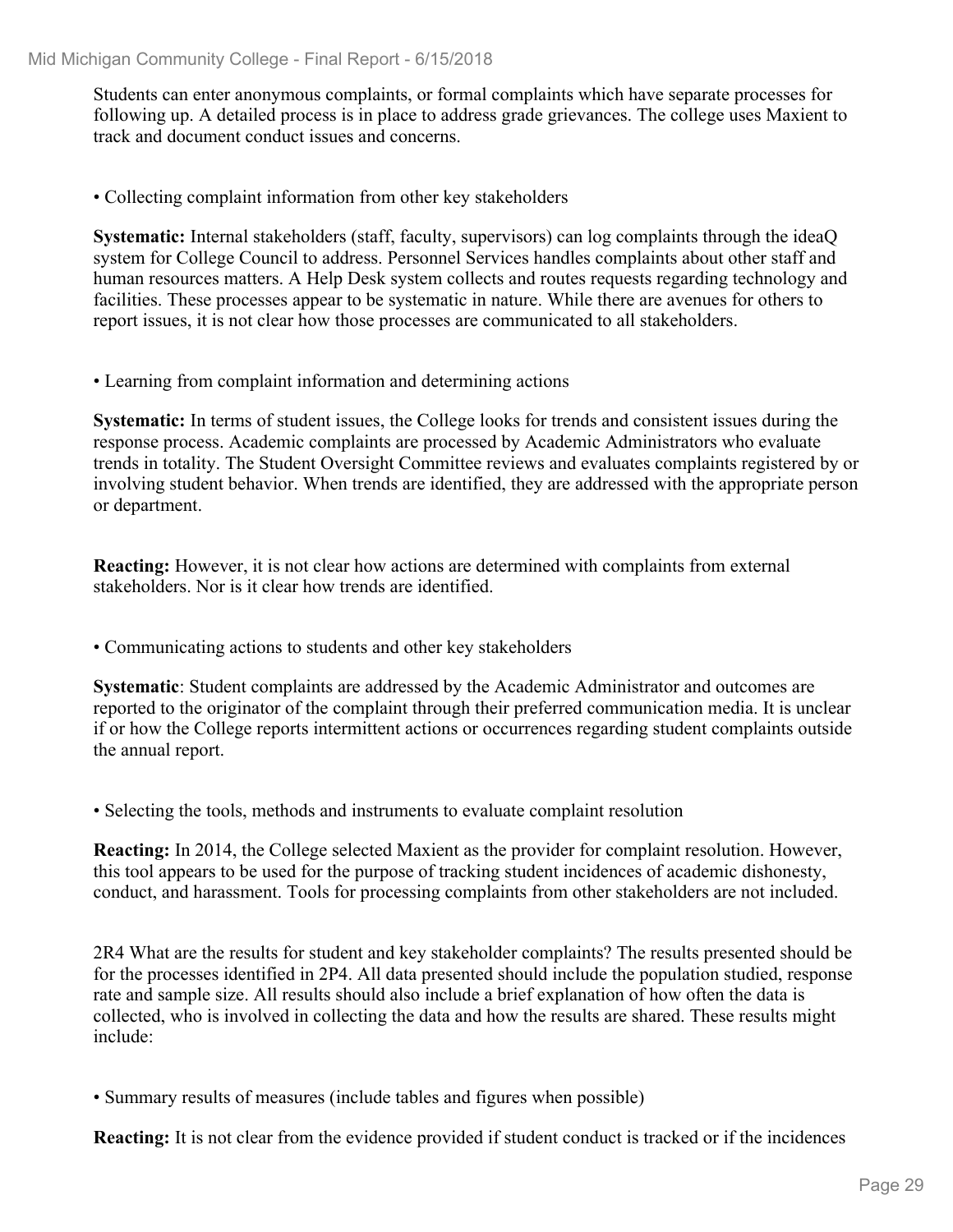Students can enter anonymous complaints, or formal complaints which have separate processes for following up. A detailed process is in place to address grade grievances. The college uses Maxient to track and document conduct issues and concerns.

• Collecting complaint information from other key stakeholders

**Systematic:** Internal stakeholders (staff, faculty, supervisors) can log complaints through the ideaQ system for College Council to address. Personnel Services handles complaints about other staff and human resources matters. A Help Desk system collects and routes requests regarding technology and facilities. These processes appear to be systematic in nature. While there are avenues for others to report issues, it is not clear how those processes are communicated to all stakeholders.

• Learning from complaint information and determining actions

**Systematic:** In terms of student issues, the College looks for trends and consistent issues during the response process. Academic complaints are processed by Academic Administrators who evaluate trends in totality. The Student Oversight Committee reviews and evaluates complaints registered by or involving student behavior. When trends are identified, they are addressed with the appropriate person or department.

**Reacting:** However, it is not clear how actions are determined with complaints from external stakeholders. Nor is it clear how trends are identified.

• Communicating actions to students and other key stakeholders

**Systematic**: Student complaints are addressed by the Academic Administrator and outcomes are reported to the originator of the complaint through their preferred communication media. It is unclear if or how the College reports intermittent actions or occurrences regarding student complaints outside the annual report.

• Selecting the tools, methods and instruments to evaluate complaint resolution

**Reacting:** In 2014, the College selected Maxient as the provider for complaint resolution. However, this tool appears to be used for the purpose of tracking student incidences of academic dishonesty, conduct, and harassment. Tools for processing complaints from other stakeholders are not included.

2R4 What are the results for student and key stakeholder complaints? The results presented should be for the processes identified in 2P4. All data presented should include the population studied, response rate and sample size. All results should also include a brief explanation of how often the data is collected, who is involved in collecting the data and how the results are shared. These results might include:

• Summary results of measures (include tables and figures when possible)

**Reacting:** It is not clear from the evidence provided if student conduct is tracked or if the incidences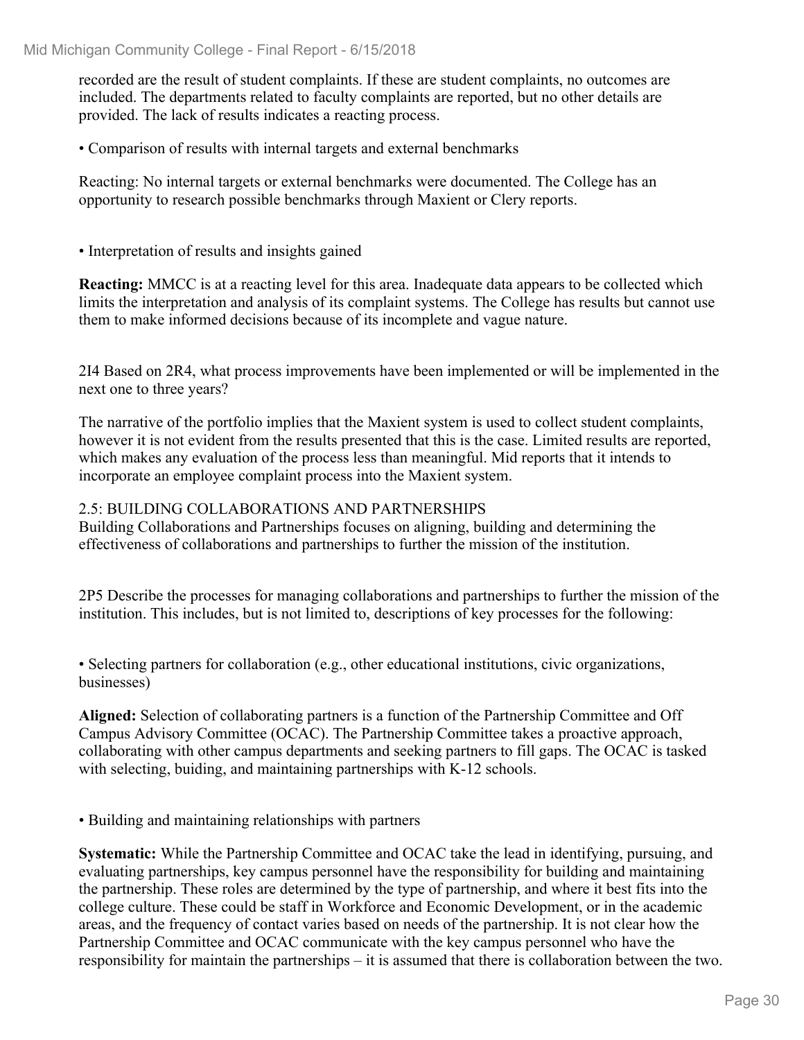recorded are the result of student complaints. If these are student complaints, no outcomes are included. The departments related to faculty complaints are reported, but no other details are provided. The lack of results indicates a reacting process.

• Comparison of results with internal targets and external benchmarks

Reacting: No internal targets or external benchmarks were documented. The College has an opportunity to research possible benchmarks through Maxient or Clery reports.

• Interpretation of results and insights gained

**Reacting:** MMCC is at a reacting level for this area. Inadequate data appears to be collected which limits the interpretation and analysis of its complaint systems. The College has results but cannot use them to make informed decisions because of its incomplete and vague nature.

2I4 Based on 2R4, what process improvements have been implemented or will be implemented in the next one to three years?

The narrative of the portfolio implies that the Maxient system is used to collect student complaints, however it is not evident from the results presented that this is the case. Limited results are reported, which makes any evaluation of the process less than meaningful. Mid reports that it intends to incorporate an employee complaint process into the Maxient system.

## 2.5: BUILDING COLLABORATIONS AND PARTNERSHIPS

Building Collaborations and Partnerships focuses on aligning, building and determining the effectiveness of collaborations and partnerships to further the mission of the institution.

2P5 Describe the processes for managing collaborations and partnerships to further the mission of the institution. This includes, but is not limited to, descriptions of key processes for the following:

• Selecting partners for collaboration (e.g., other educational institutions, civic organizations, businesses)

**Aligned:** Selection of collaborating partners is a function of the Partnership Committee and Off Campus Advisory Committee (OCAC). The Partnership Committee takes a proactive approach, collaborating with other campus departments and seeking partners to fill gaps. The OCAC is tasked with selecting, buiding, and maintaining partnerships with K-12 schools.

• Building and maintaining relationships with partners

**Systematic:** While the Partnership Committee and OCAC take the lead in identifying, pursuing, and evaluating partnerships, key campus personnel have the responsibility for building and maintaining the partnership. These roles are determined by the type of partnership, and where it best fits into the college culture. These could be staff in Workforce and Economic Development, or in the academic areas, and the frequency of contact varies based on needs of the partnership. It is not clear how the Partnership Committee and OCAC communicate with the key campus personnel who have the responsibility for maintain the partnerships – it is assumed that there is collaboration between the two.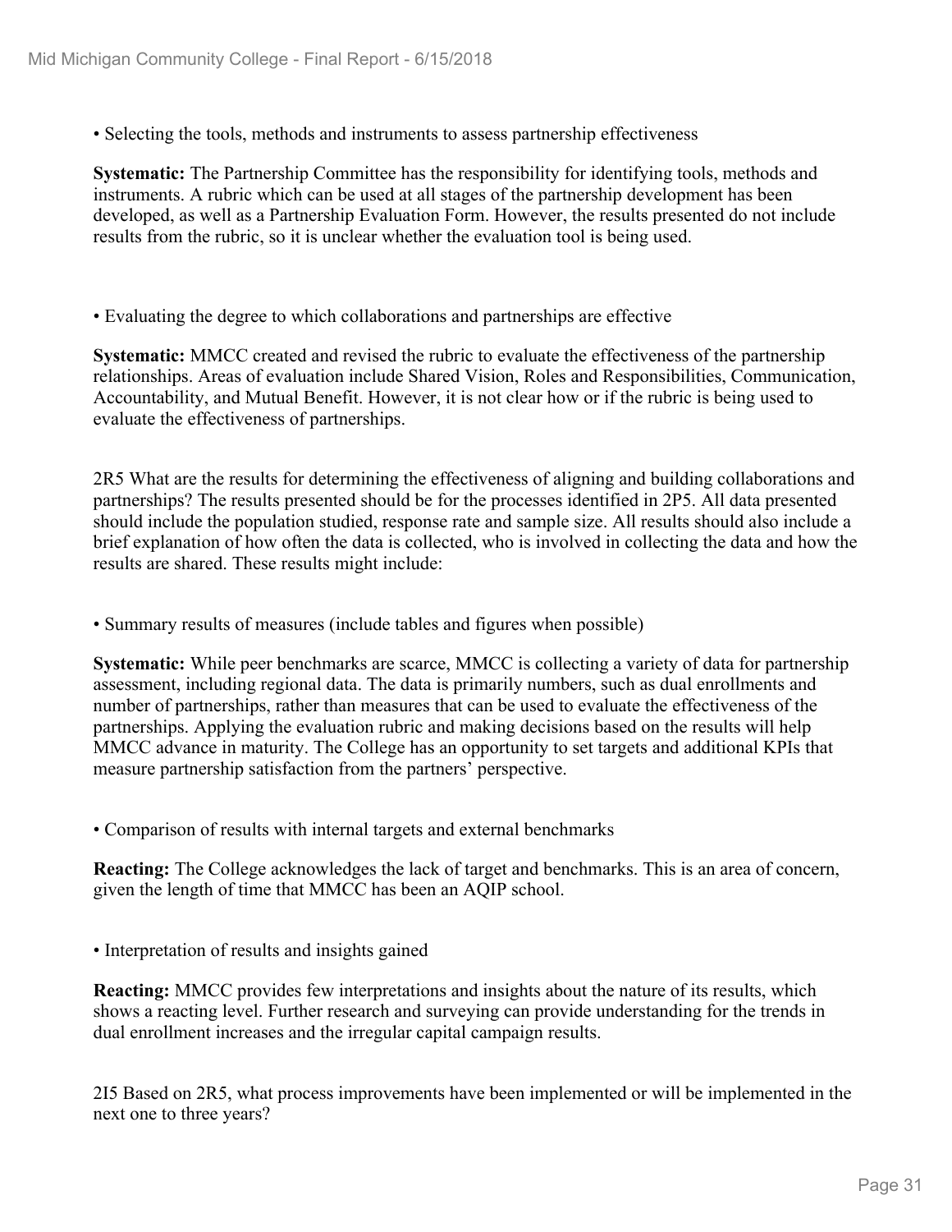• Selecting the tools, methods and instruments to assess partnership effectiveness

**Systematic:** The Partnership Committee has the responsibility for identifying tools, methods and instruments. A rubric which can be used at all stages of the partnership development has been developed, as well as a Partnership Evaluation Form. However, the results presented do not include results from the rubric, so it is unclear whether the evaluation tool is being used.

• Evaluating the degree to which collaborations and partnerships are effective

**Systematic:** MMCC created and revised the rubric to evaluate the effectiveness of the partnership relationships. Areas of evaluation include Shared Vision, Roles and Responsibilities, Communication, Accountability, and Mutual Benefit. However, it is not clear how or if the rubric is being used to evaluate the effectiveness of partnerships.

2R5 What are the results for determining the effectiveness of aligning and building collaborations and partnerships? The results presented should be for the processes identified in 2P5. All data presented should include the population studied, response rate and sample size. All results should also include a brief explanation of how often the data is collected, who is involved in collecting the data and how the results are shared. These results might include:

• Summary results of measures (include tables and figures when possible)

**Systematic:** While peer benchmarks are scarce, MMCC is collecting a variety of data for partnership assessment, including regional data. The data is primarily numbers, such as dual enrollments and number of partnerships, rather than measures that can be used to evaluate the effectiveness of the partnerships. Applying the evaluation rubric and making decisions based on the results will help MMCC advance in maturity. The College has an opportunity to set targets and additional KPIs that measure partnership satisfaction from the partners' perspective.

• Comparison of results with internal targets and external benchmarks

**Reacting:** The College acknowledges the lack of target and benchmarks. This is an area of concern, given the length of time that MMCC has been an AQIP school.

• Interpretation of results and insights gained

**Reacting:** MMCC provides few interpretations and insights about the nature of its results, which shows a reacting level. Further research and surveying can provide understanding for the trends in dual enrollment increases and the irregular capital campaign results.

2I5 Based on 2R5, what process improvements have been implemented or will be implemented in the next one to three years?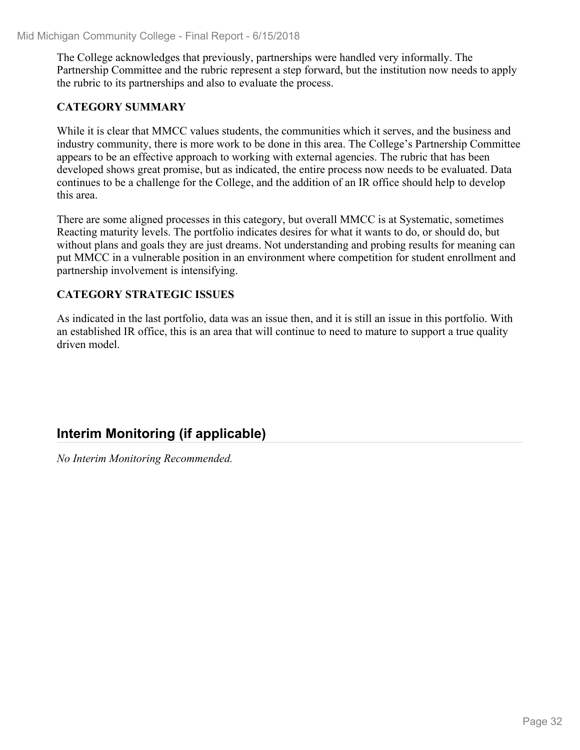The College acknowledges that previously, partnerships were handled very informally. The Partnership Committee and the rubric represent a step forward, but the institution now needs to apply the rubric to its partnerships and also to evaluate the process.

**CATEGORY SUMMARY**

While it is clear that MMCC values students, the communities which it serves, and the business and industry community, there is more work to be done in this area. The College's Partnership Committee appears to be an effective approach to working with external agencies. The rubric that has been developed shows great promise, but as indicated, the entire process now needs to be evaluated. Data continues to be a challenge for the College, and the addition of an IR office should help to develop this area.

There are some aligned processes in this category, but overall MMCC is at Systematic, sometimes Reacting maturity levels. The portfolio indicates desires for what it wants to do, or should do, but without plans and goals they are just dreams. Not understanding and probing results for meaning can put MMCC in a vulnerable position in an environment where competition for student enrollment and partnership involvement is intensifying.

**CATEGORY STRATEGIC ISSUES**

As indicated in the last portfolio, data was an issue then, and it is still an issue in this portfolio. With an established IR office, this is an area that will continue to need to mature to support a true quality driven model.

## Interim Monitoring (if applicable)

*No Interim Monitoring Recommended.*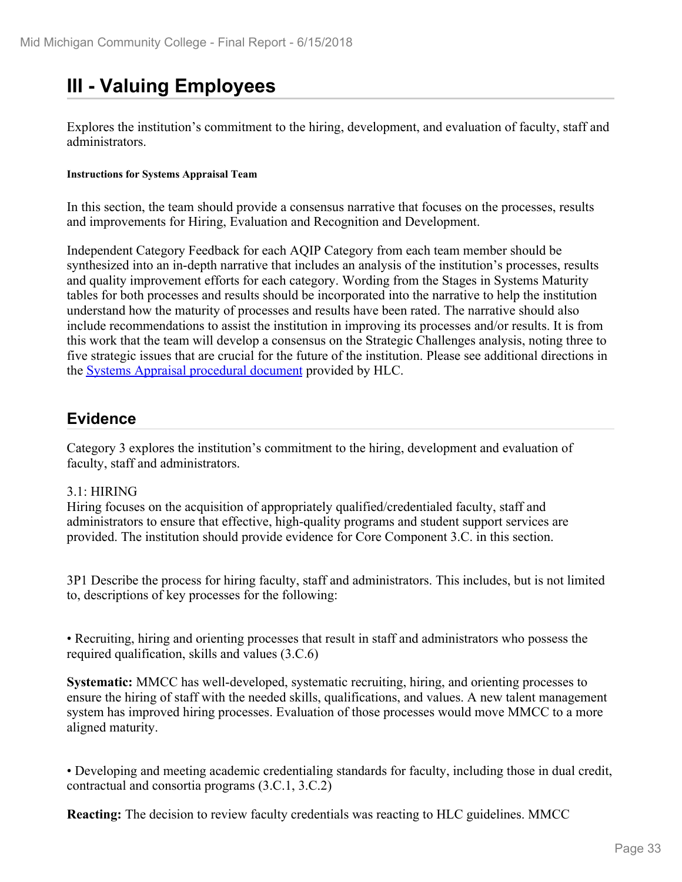# III - Valuing Employees

Explores the institution's commitment to the hiring, development, and evaluation of faculty, staff and administrators.

**Instructions for Systems Appraisal Team**

In this section, the team should provide a consensus narrative that focuses on the processes, results and improvements for Hiring, Evaluation and Recognition and Development.

Independent Category Feedback for each AQIP Category from each team member should be synthesized into an in-depth narrative that includes an analysis of the institution's processes, results and quality improvement efforts for each category. Wording from the Stages in Systems Maturity tables for both processes and results should be incorporated into the narrative to help the institution understand how the maturity of processes and results have been rated. The narrative should also include recommendations to assist the institution in improving its processes and/or results. It is from this work that the team will develop a consensus on the Strategic Challenges analysis, noting three to five strategic issues that are crucial for the future of the institution. Please see additional directions in the Systems Appraisal procedural document provided by HLC.

## Evidence

Category 3 explores the institution's commitment to the hiring, development and evaluation of faculty, staff and administrators.

3.1: HIRING
Hiring focuses on the acquisition of appropriately qualified/credentialed faculty, staff and administrators to ensure that effective, high-quality programs and student support services are provided. The institution should provide evidence for Core Component 3.C. in this section.

3P1 Describe the process for hiring faculty, staff and administrators. This includes, but is not limited to, descriptions of key processes for the following:

• Recruiting, hiring and orienting processes that result in staff and administrators who possess the required qualification, skills and values (3.C.6)

**Systematic:** MMCC has well-developed, systematic recruiting, hiring, and orienting processes to ensure the hiring of staff with the needed skills, qualifications, and values. A new talent management system has improved hiring processes. Evaluation of those processes would move MMCC to a more aligned maturity.

• Developing and meeting academic credentialing standards for faculty, including those in dual credit, contractual and consortia programs (3.C.1, 3.C.2)

**Reacting:** The decision to review faculty credentials was reacting to HLC guidelines. MMCC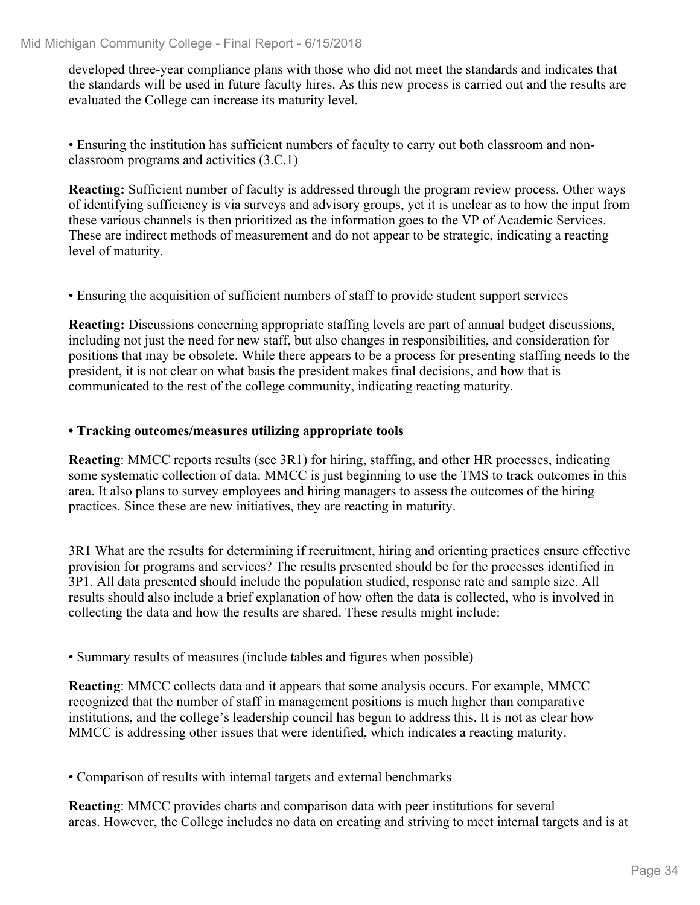developed three-year compliance plans with those who did not meet the standards and indicates that the standards will be used in future faculty hires. As this new process is carried out and the results are evaluated the College can increase its maturity level.

• Ensuring the institution has sufficient numbers of faculty to carry out both classroom and non-classroom programs and activities (3.C.1)

**Reacting:** Sufficient number of faculty is addressed through the program review process. Other ways of identifying sufficiency is via surveys and advisory groups, yet it is unclear as to how the input from these various channels is then prioritized as the information goes to the VP of Academic Services. These are indirect methods of measurement and do not appear to be strategic, indicating a reacting level of maturity.

• Ensuring the acquisition of sufficient numbers of staff to provide student support services

**Reacting:** Discussions concerning appropriate staffing levels are part of annual budget discussions, including not just the need for new staff, but also changes in responsibilities, and consideration for positions that may be obsolete. While there appears to be a process for presenting staffing needs to the president, it is not clear on what basis the president makes final decisions, and how that is communicated to the rest of the college community, indicating reacting maturity.

**• Tracking outcomes/measures utilizing appropriate tools**

**Reacting**: MMCC reports results (see 3R1) for hiring, staffing, and other HR processes, indicating some systematic collection of data. MMCC is just beginning to use the TMS to track outcomes in this area. It also plans to survey employees and hiring managers to assess the outcomes of the hiring practices. Since these are new initiatives, they are reacting in maturity.

3R1 What are the results for determining if recruitment, hiring and orienting practices ensure effective provision for programs and services? The results presented should be for the processes identified in 3P1. All data presented should include the population studied, response rate and sample size. All results should also include a brief explanation of how often the data is collected, who is involved in collecting the data and how the results are shared. These results might include:

• Summary results of measures (include tables and figures when possible)

**Reacting**: MMCC collects data and it appears that some analysis occurs. For example, MMCC recognized that the number of staff in management positions is much higher than comparative institutions, and the college's leadership council has begun to address this. It is not as clear how MMCC is addressing other issues that were identified, which indicates a reacting maturity.

• Comparison of results with internal targets and external benchmarks

**Reacting**: MMCC provides charts and comparison data with peer institutions for several areas. However, the College includes no data on creating and striving to meet internal targets and is at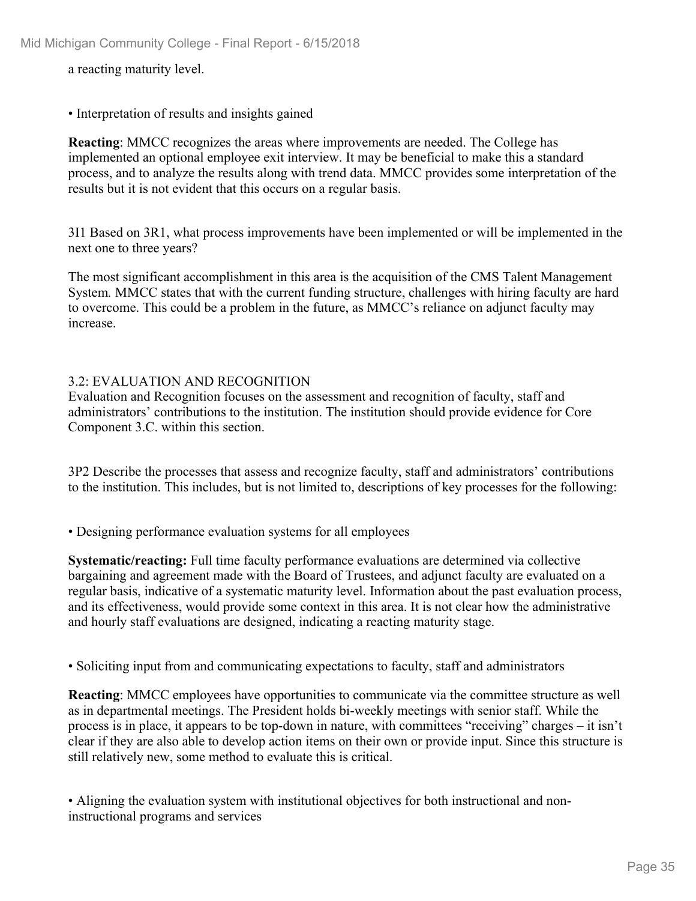a reacting maturity level.

• Interpretation of results and insights gained

**Reacting**: MMCC recognizes the areas where improvements are needed. The College has implemented an optional employee exit interview. It may be beneficial to make this a standard process, and to analyze the results along with trend data. MMCC provides some interpretation of the results but it is not evident that this occurs on a regular basis.

3I1 Based on 3R1, what process improvements have been implemented or will be implemented in the next one to three years?

The most significant accomplishment in this area is the acquisition of the CMS Talent Management System*.* MMCC states that with the current funding structure, challenges with hiring faculty are hard to overcome. This could be a problem in the future, as MMCC's reliance on adjunct faculty may increase.

## 3.2: EVALUATION AND RECOGNITION

Evaluation and Recognition focuses on the assessment and recognition of faculty, staff and administrators' contributions to the institution. The institution should provide evidence for Core Component 3.C. within this section.

3P2 Describe the processes that assess and recognize faculty, staff and administrators' contributions to the institution. This includes, but is not limited to, descriptions of key processes for the following:

• Designing performance evaluation systems for all employees

**Systematic/reacting:** Full time faculty performance evaluations are determined via collective bargaining and agreement made with the Board of Trustees, and adjunct faculty are evaluated on a regular basis, indicative of a systematic maturity level. Information about the past evaluation process, and its effectiveness, would provide some context in this area. It is not clear how the administrative and hourly staff evaluations are designed, indicating a reacting maturity stage.

• Soliciting input from and communicating expectations to faculty, staff and administrators

**Reacting**: MMCC employees have opportunities to communicate via the committee structure as well as in departmental meetings. The President holds bi-weekly meetings with senior staff. While the process is in place, it appears to be top-down in nature, with committees "receiving" charges – it isn't clear if they are also able to develop action items on their own or provide input. Since this structure is still relatively new, some method to evaluate this is critical.

• Aligning the evaluation system with institutional objectives for both instructional and non-instructional programs and services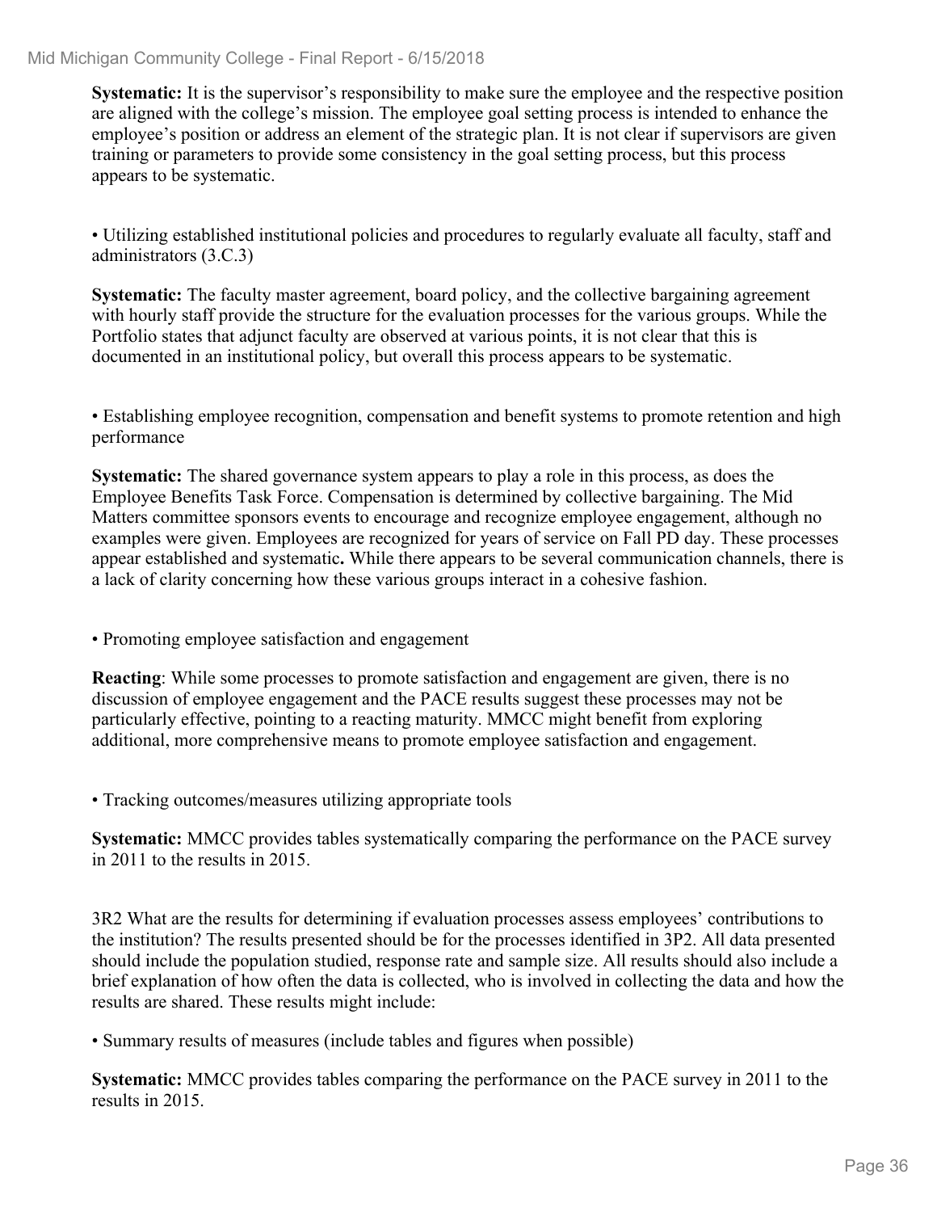**Systematic:** It is the supervisor's responsibility to make sure the employee and the respective position are aligned with the college's mission. The employee goal setting process is intended to enhance the employee's position or address an element of the strategic plan. It is not clear if supervisors are given training or parameters to provide some consistency in the goal setting process, but this process appears to be systematic.

• Utilizing established institutional policies and procedures to regularly evaluate all faculty, staff and administrators (3.C.3)

**Systematic:** The faculty master agreement, board policy, and the collective bargaining agreement with hourly staff provide the structure for the evaluation processes for the various groups. While the Portfolio states that adjunct faculty are observed at various points, it is not clear that this is documented in an institutional policy, but overall this process appears to be systematic.

• Establishing employee recognition, compensation and benefit systems to promote retention and high performance

**Systematic:** The shared governance system appears to play a role in this process, as does the Employee Benefits Task Force. Compensation is determined by collective bargaining. The Mid Matters committee sponsors events to encourage and recognize employee engagement, although no examples were given. Employees are recognized for years of service on Fall PD day. These processes appear established and systematic**.** While there appears to be several communication channels, there is a lack of clarity concerning how these various groups interact in a cohesive fashion.

• Promoting employee satisfaction and engagement

**Reacting**: While some processes to promote satisfaction and engagement are given, there is no discussion of employee engagement and the PACE results suggest these processes may not be particularly effective, pointing to a reacting maturity. MMCC might benefit from exploring additional, more comprehensive means to promote employee satisfaction and engagement.

• Tracking outcomes/measures utilizing appropriate tools

**Systematic:** MMCC provides tables systematically comparing the performance on the PACE survey in 2011 to the results in 2015.

3R2 What are the results for determining if evaluation processes assess employees' contributions to the institution? The results presented should be for the processes identified in 3P2. All data presented should include the population studied, response rate and sample size. All results should also include a brief explanation of how often the data is collected, who is involved in collecting the data and how the results are shared. These results might include:

• Summary results of measures (include tables and figures when possible)

**Systematic:** MMCC provides tables comparing the performance on the PACE survey in 2011 to the results in 2015.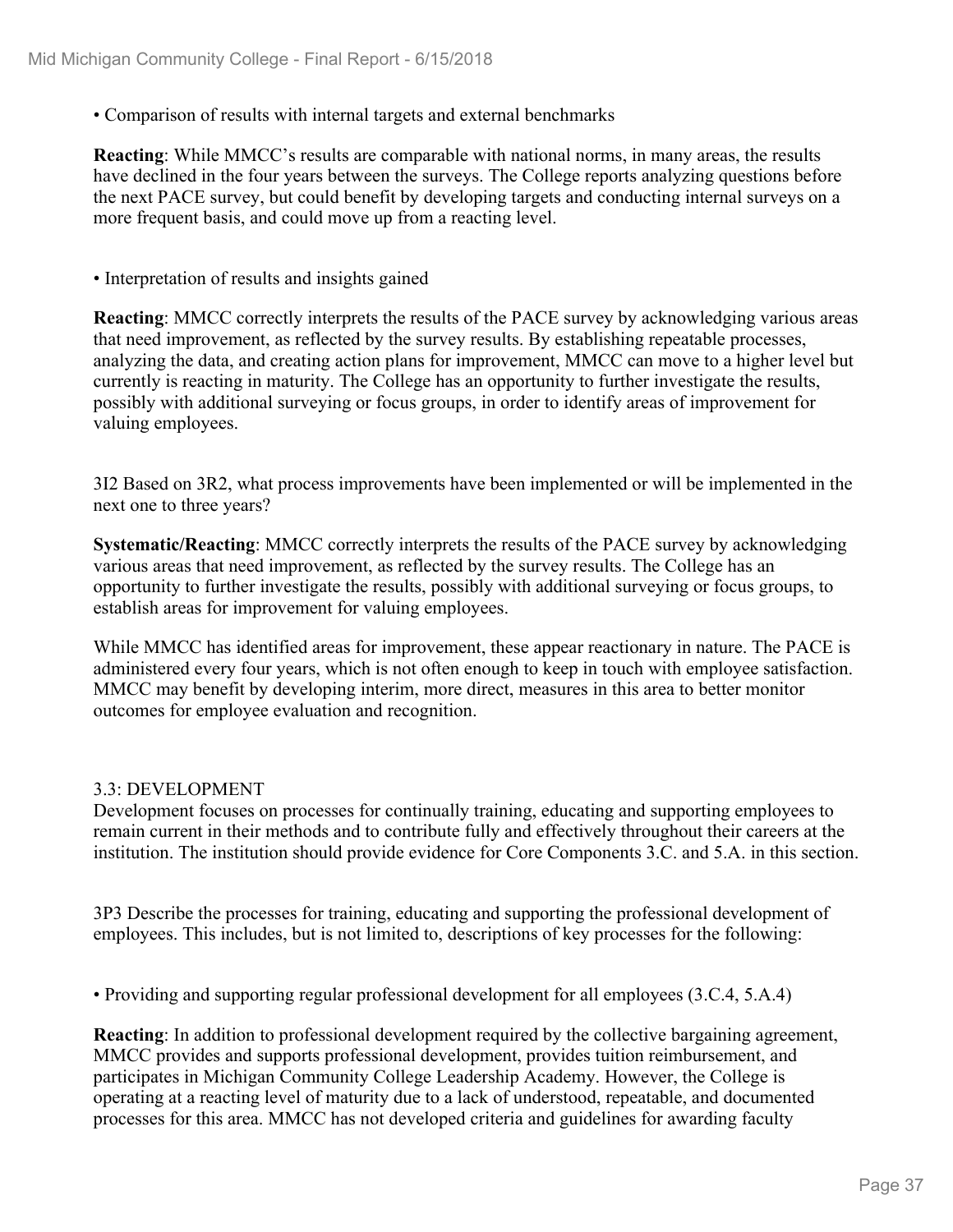• Comparison of results with internal targets and external benchmarks

**Reacting**: While MMCC's results are comparable with national norms, in many areas, the results have declined in the four years between the surveys. The College reports analyzing questions before the next PACE survey, but could benefit by developing targets and conducting internal surveys on a more frequent basis, and could move up from a reacting level.

• Interpretation of results and insights gained

**Reacting**: MMCC correctly interprets the results of the PACE survey by acknowledging various areas that need improvement, as reflected by the survey results. By establishing repeatable processes, analyzing the data, and creating action plans for improvement, MMCC can move to a higher level but currently is reacting in maturity. The College has an opportunity to further investigate the results, possibly with additional surveying or focus groups, in order to identify areas of improvement for valuing employees.

3I2 Based on 3R2, what process improvements have been implemented or will be implemented in the next one to three years?

**Systematic/Reacting**: MMCC correctly interprets the results of the PACE survey by acknowledging various areas that need improvement, as reflected by the survey results. The College has an opportunity to further investigate the results, possibly with additional surveying or focus groups, to establish areas for improvement for valuing employees.

While MMCC has identified areas for improvement, these appear reactionary in nature. The PACE is administered every four years, which is not often enough to keep in touch with employee satisfaction. MMCC may benefit by developing interim, more direct, measures in this area to better monitor outcomes for employee evaluation and recognition.

## 3.3: DEVELOPMENT

Development focuses on processes for continually training, educating and supporting employees to remain current in their methods and to contribute fully and effectively throughout their careers at the institution. The institution should provide evidence for Core Components 3.C. and 5.A. in this section.

3P3 Describe the processes for training, educating and supporting the professional development of employees. This includes, but is not limited to, descriptions of key processes for the following:

• Providing and supporting regular professional development for all employees (3.C.4, 5.A.4)

**Reacting**: In addition to professional development required by the collective bargaining agreement, MMCC provides and supports professional development, provides tuition reimbursement, and participates in Michigan Community College Leadership Academy. However, the College is operating at a reacting level of maturity due to a lack of understood, repeatable, and documented processes for this area. MMCC has not developed criteria and guidelines for awarding faculty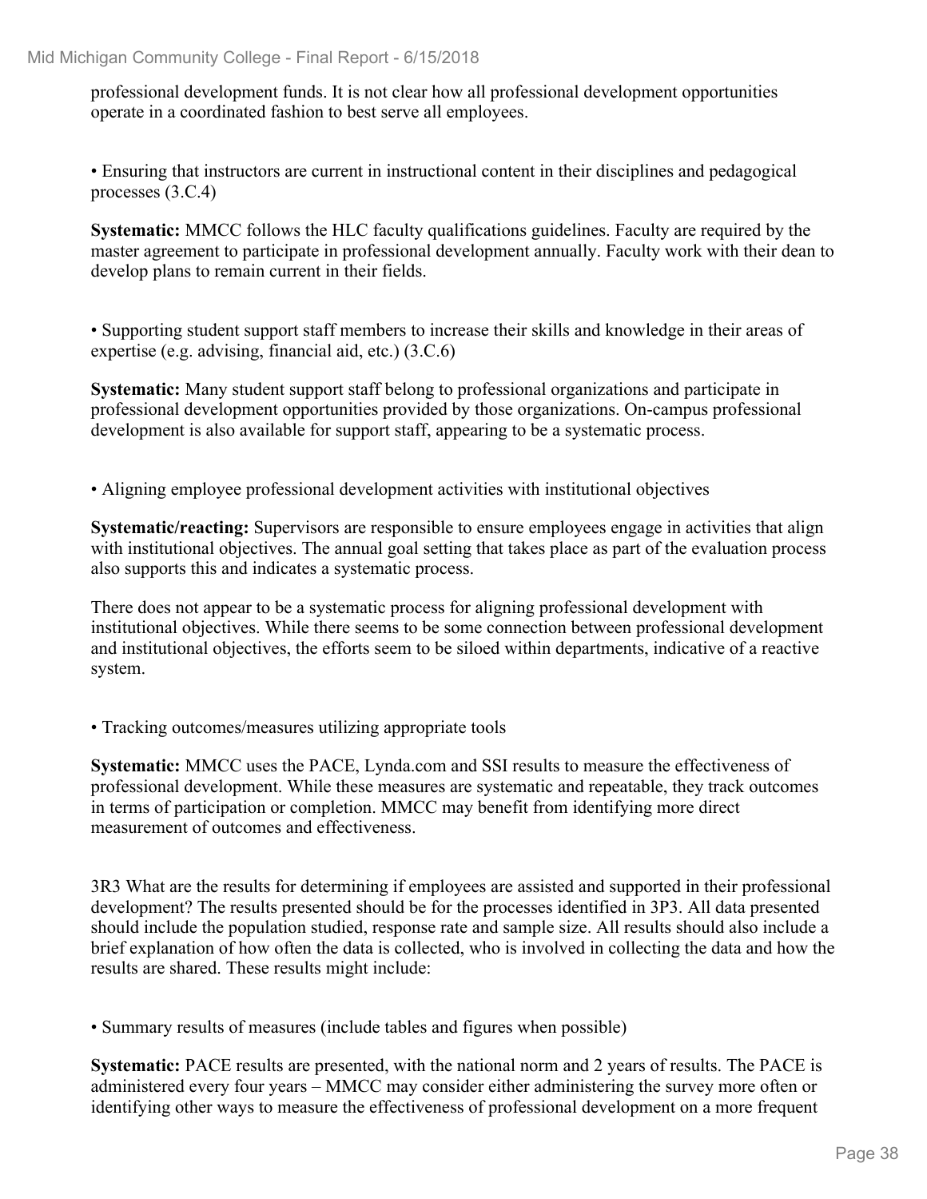professional development funds. It is not clear how all professional development opportunities operate in a coordinated fashion to best serve all employees.

• Ensuring that instructors are current in instructional content in their disciplines and pedagogical processes (3.C.4)

**Systematic:** MMCC follows the HLC faculty qualifications guidelines. Faculty are required by the master agreement to participate in professional development annually. Faculty work with their dean to develop plans to remain current in their fields.

• Supporting student support staff members to increase their skills and knowledge in their areas of expertise (e.g. advising, financial aid, etc.) (3.C.6)

**Systematic:** Many student support staff belong to professional organizations and participate in professional development opportunities provided by those organizations. On-campus professional development is also available for support staff, appearing to be a systematic process.

• Aligning employee professional development activities with institutional objectives

**Systematic/reacting:** Supervisors are responsible to ensure employees engage in activities that align with institutional objectives. The annual goal setting that takes place as part of the evaluation process also supports this and indicates a systematic process.

There does not appear to be a systematic process for aligning professional development with institutional objectives. While there seems to be some connection between professional development and institutional objectives, the efforts seem to be siloed within departments, indicative of a reactive system.

• Tracking outcomes/measures utilizing appropriate tools

**Systematic:** MMCC uses the PACE, Lynda.com and SSI results to measure the effectiveness of professional development. While these measures are systematic and repeatable, they track outcomes in terms of participation or completion. MMCC may benefit from identifying more direct measurement of outcomes and effectiveness.

3R3 What are the results for determining if employees are assisted and supported in their professional development? The results presented should be for the processes identified in 3P3. All data presented should include the population studied, response rate and sample size. All results should also include a brief explanation of how often the data is collected, who is involved in collecting the data and how the results are shared. These results might include:

• Summary results of measures (include tables and figures when possible)

**Systematic:** PACE results are presented, with the national norm and 2 years of results. The PACE is administered every four years – MMCC may consider either administering the survey more often or identifying other ways to measure the effectiveness of professional development on a more frequent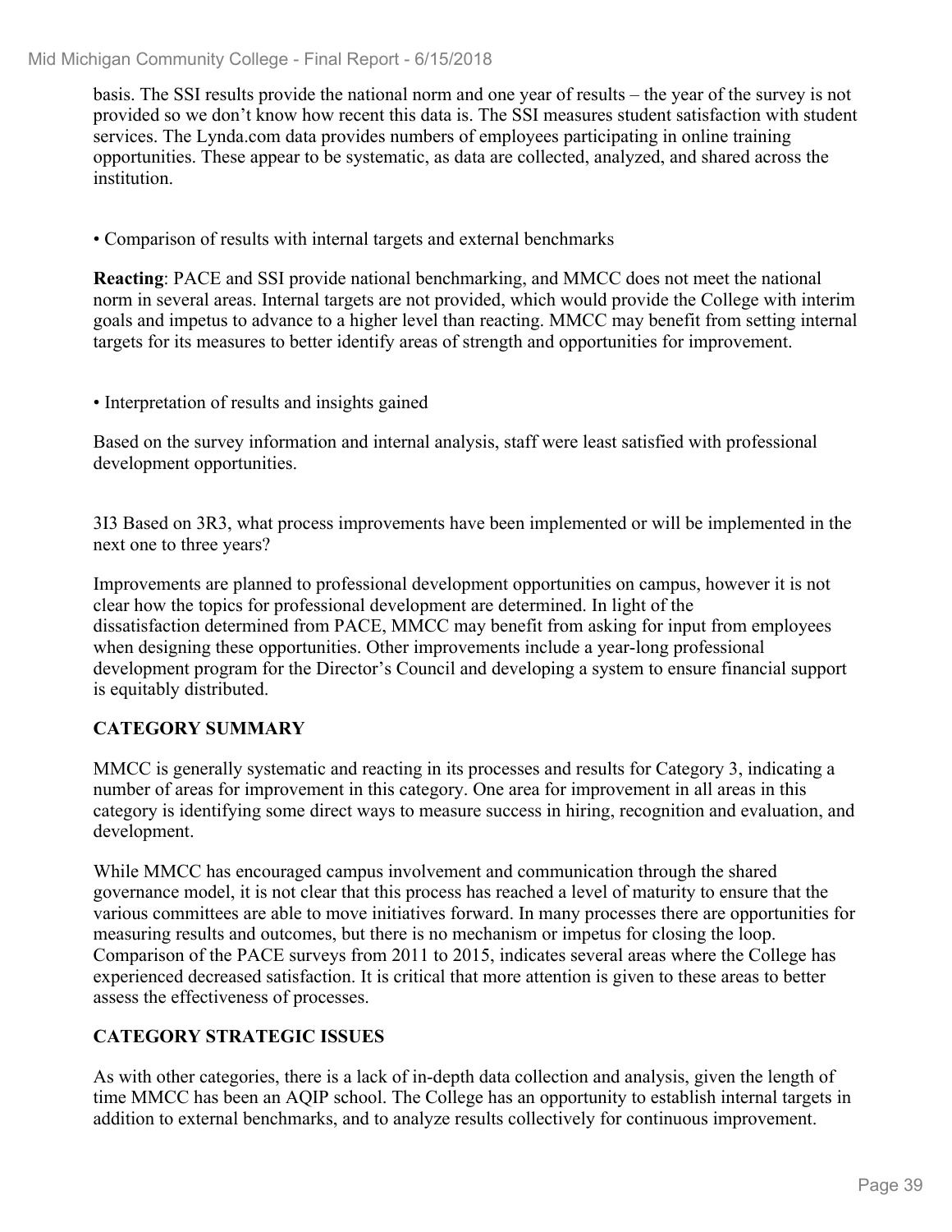basis. The SSI results provide the national norm and one year of results – the year of the survey is not provided so we don't know how recent this data is. The SSI measures student satisfaction with student services. The Lynda.com data provides numbers of employees participating in online training opportunities. These appear to be systematic, as data are collected, analyzed, and shared across the institution.

• Comparison of results with internal targets and external benchmarks

**Reacting**: PACE and SSI provide national benchmarking, and MMCC does not meet the national norm in several areas. Internal targets are not provided, which would provide the College with interim goals and impetus to advance to a higher level than reacting. MMCC may benefit from setting internal targets for its measures to better identify areas of strength and opportunities for improvement.

• Interpretation of results and insights gained

Based on the survey information and internal analysis, staff were least satisfied with professional development opportunities.

3I3 Based on 3R3, what process improvements have been implemented or will be implemented in the next one to three years?

Improvements are planned to professional development opportunities on campus, however it is not clear how the topics for professional development are determined. In light of the dissatisfaction determined from PACE, MMCC may benefit from asking for input from employees when designing these opportunities. Other improvements include a year-long professional development program for the Director's Council and developing a system to ensure financial support is equitably distributed.

## CATEGORY SUMMARY

MMCC is generally systematic and reacting in its processes and results for Category 3, indicating a number of areas for improvement in this category. One area for improvement in all areas in this category is identifying some direct ways to measure success in hiring, recognition and evaluation, and development.

While MMCC has encouraged campus involvement and communication through the shared governance model, it is not clear that this process has reached a level of maturity to ensure that the various committees are able to move initiatives forward. In many processes there are opportunities for measuring results and outcomes, but there is no mechanism or impetus for closing the loop. Comparison of the PACE surveys from 2011 to 2015, indicates several areas where the College has experienced decreased satisfaction. It is critical that more attention is given to these areas to better assess the effectiveness of processes.

## CATEGORY STRATEGIC ISSUES

As with other categories, there is a lack of in-depth data collection and analysis, given the length of time MMCC has been an AQIP school. The College has an opportunity to establish internal targets in addition to external benchmarks, and to analyze results collectively for continuous improvement.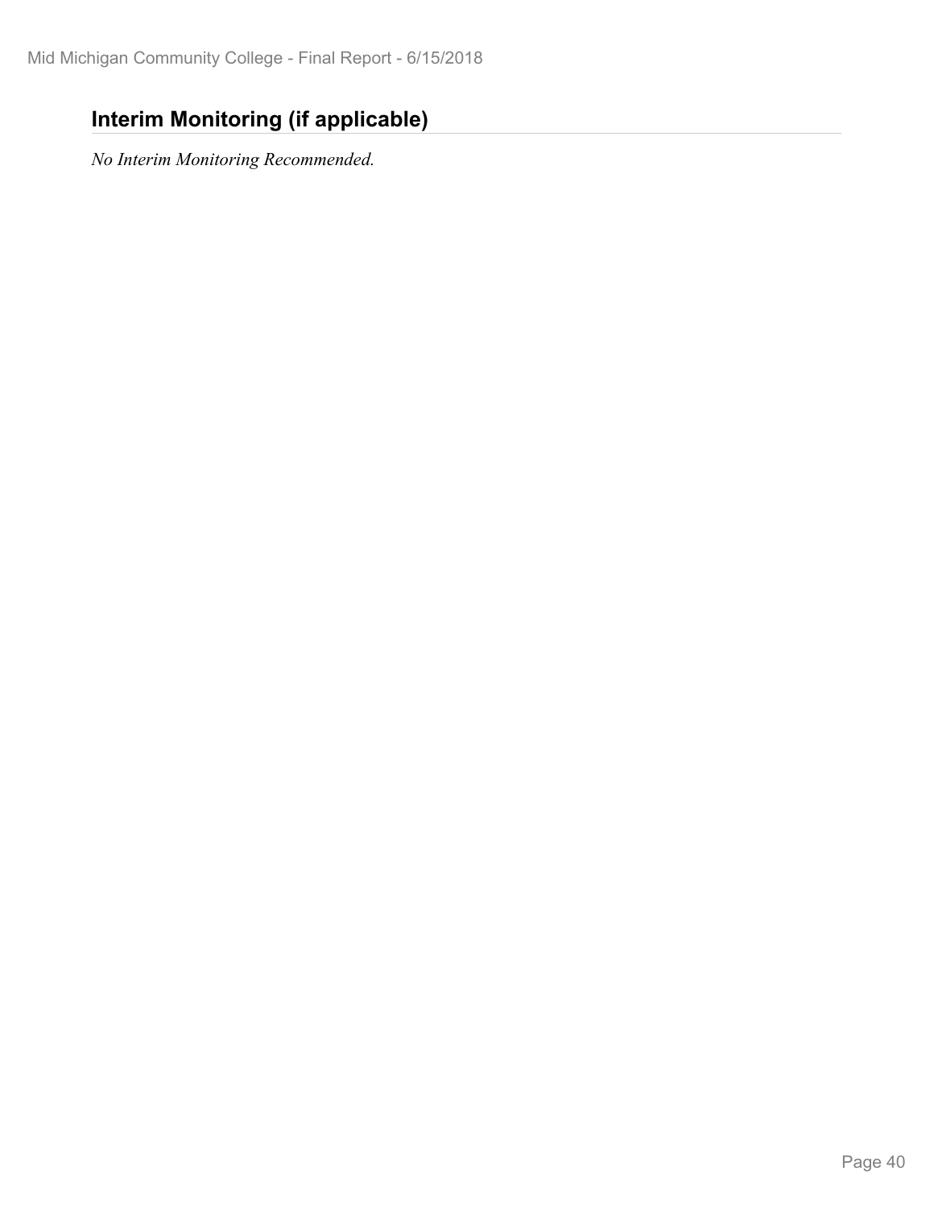## Interim Monitoring (if applicable)

*No Interim Monitoring Recommended.*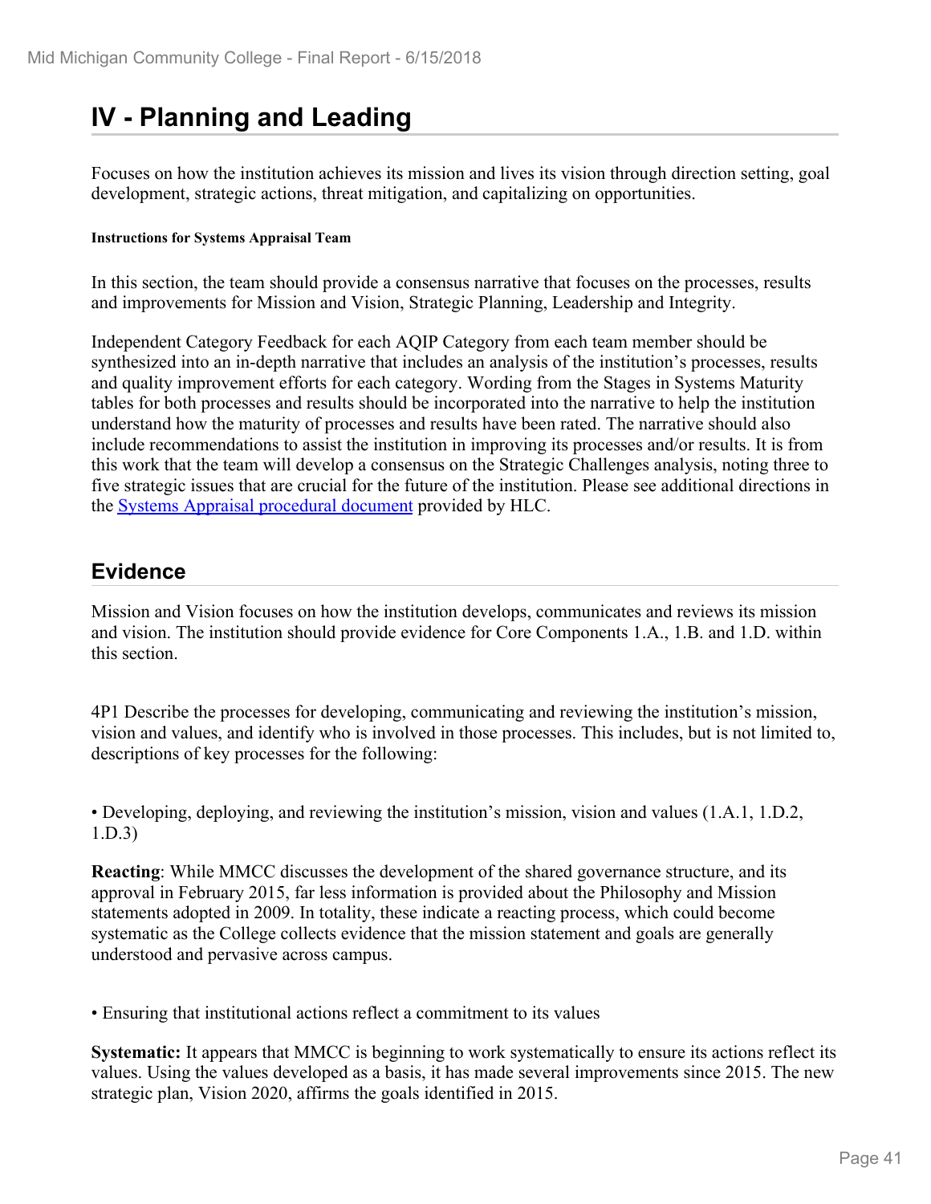# IV - Planning and Leading

Focuses on how the institution achieves its mission and lives its vision through direction setting, goal development, strategic actions, threat mitigation, and capitalizing on opportunities.

**Instructions for Systems Appraisal Team**

In this section, the team should provide a consensus narrative that focuses on the processes, results and improvements for Mission and Vision, Strategic Planning, Leadership and Integrity.

Independent Category Feedback for each AQIP Category from each team member should be synthesized into an in-depth narrative that includes an analysis of the institution's processes, results and quality improvement efforts for each category. Wording from the Stages in Systems Maturity tables for both processes and results should be incorporated into the narrative to help the institution understand how the maturity of processes and results have been rated. The narrative should also include recommendations to assist the institution in improving its processes and/or results. It is from this work that the team will develop a consensus on the Strategic Challenges analysis, noting three to five strategic issues that are crucial for the future of the institution. Please see additional directions in the Systems Appraisal procedural document provided by HLC.

## Evidence

Mission and Vision focuses on how the institution develops, communicates and reviews its mission and vision. The institution should provide evidence for Core Components 1.A., 1.B. and 1.D. within this section.

4P1 Describe the processes for developing, communicating and reviewing the institution's mission, vision and values, and identify who is involved in those processes. This includes, but is not limited to, descriptions of key processes for the following:

• Developing, deploying, and reviewing the institution's mission, vision and values (1.A.1, 1.D.2, 1.D.3)

**Reacting**: While MMCC discusses the development of the shared governance structure, and its approval in February 2015, far less information is provided about the Philosophy and Mission statements adopted in 2009. In totality, these indicate a reacting process, which could become systematic as the College collects evidence that the mission statement and goals are generally understood and pervasive across campus.

• Ensuring that institutional actions reflect a commitment to its values

**Systematic:** It appears that MMCC is beginning to work systematically to ensure its actions reflect its values. Using the values developed as a basis, it has made several improvements since 2015. The new strategic plan, Vision 2020, affirms the goals identified in 2015.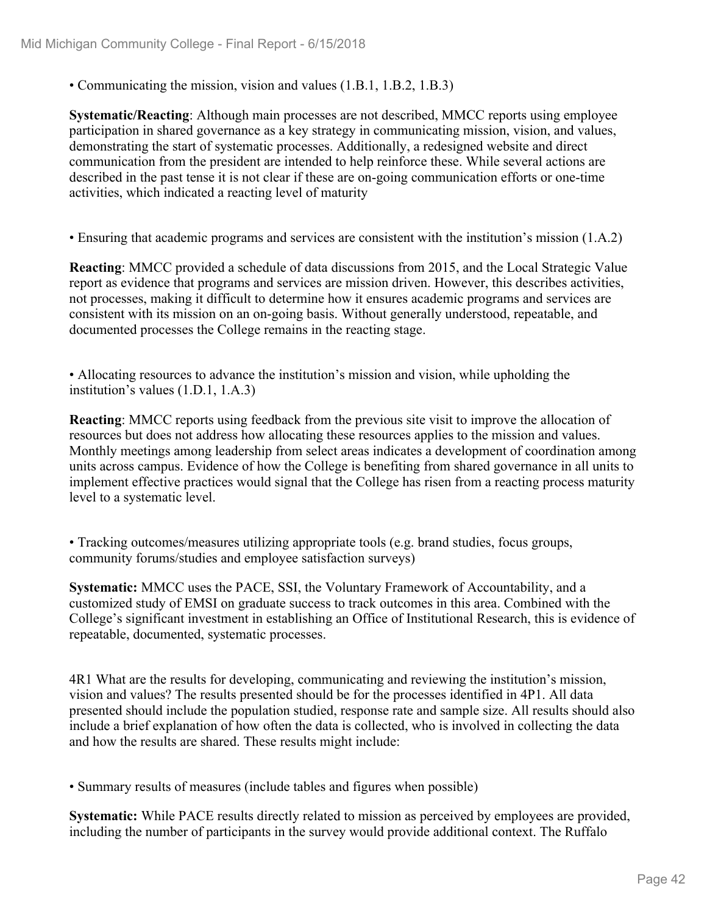• Communicating the mission, vision and values (1.B.1, 1.B.2, 1.B.3)

**Systematic/Reacting**: Although main processes are not described, MMCC reports using employee participation in shared governance as a key strategy in communicating mission, vision, and values, demonstrating the start of systematic processes. Additionally, a redesigned website and direct communication from the president are intended to help reinforce these. While several actions are described in the past tense it is not clear if these are on-going communication efforts or one-time activities, which indicated a reacting level of maturity

• Ensuring that academic programs and services are consistent with the institution's mission (1.A.2)

**Reacting**: MMCC provided a schedule of data discussions from 2015, and the Local Strategic Value report as evidence that programs and services are mission driven. However, this describes activities, not processes, making it difficult to determine how it ensures academic programs and services are consistent with its mission on an on-going basis. Without generally understood, repeatable, and documented processes the College remains in the reacting stage.

• Allocating resources to advance the institution's mission and vision, while upholding the institution's values (1.D.1, 1.A.3)

**Reacting**: MMCC reports using feedback from the previous site visit to improve the allocation of resources but does not address how allocating these resources applies to the mission and values. Monthly meetings among leadership from select areas indicates a development of coordination among units across campus. Evidence of how the College is benefiting from shared governance in all units to implement effective practices would signal that the College has risen from a reacting process maturity level to a systematic level.

• Tracking outcomes/measures utilizing appropriate tools (e.g. brand studies, focus groups, community forums/studies and employee satisfaction surveys)

**Systematic:** MMCC uses the PACE, SSI, the Voluntary Framework of Accountability, and a customized study of EMSI on graduate success to track outcomes in this area. Combined with the College's significant investment in establishing an Office of Institutional Research, this is evidence of repeatable, documented, systematic processes.

4R1 What are the results for developing, communicating and reviewing the institution's mission, vision and values? The results presented should be for the processes identified in 4P1. All data presented should include the population studied, response rate and sample size. All results should also include a brief explanation of how often the data is collected, who is involved in collecting the data and how the results are shared. These results might include:

• Summary results of measures (include tables and figures when possible)

**Systematic:** While PACE results directly related to mission as perceived by employees are provided, including the number of participants in the survey would provide additional context. The Ruffalo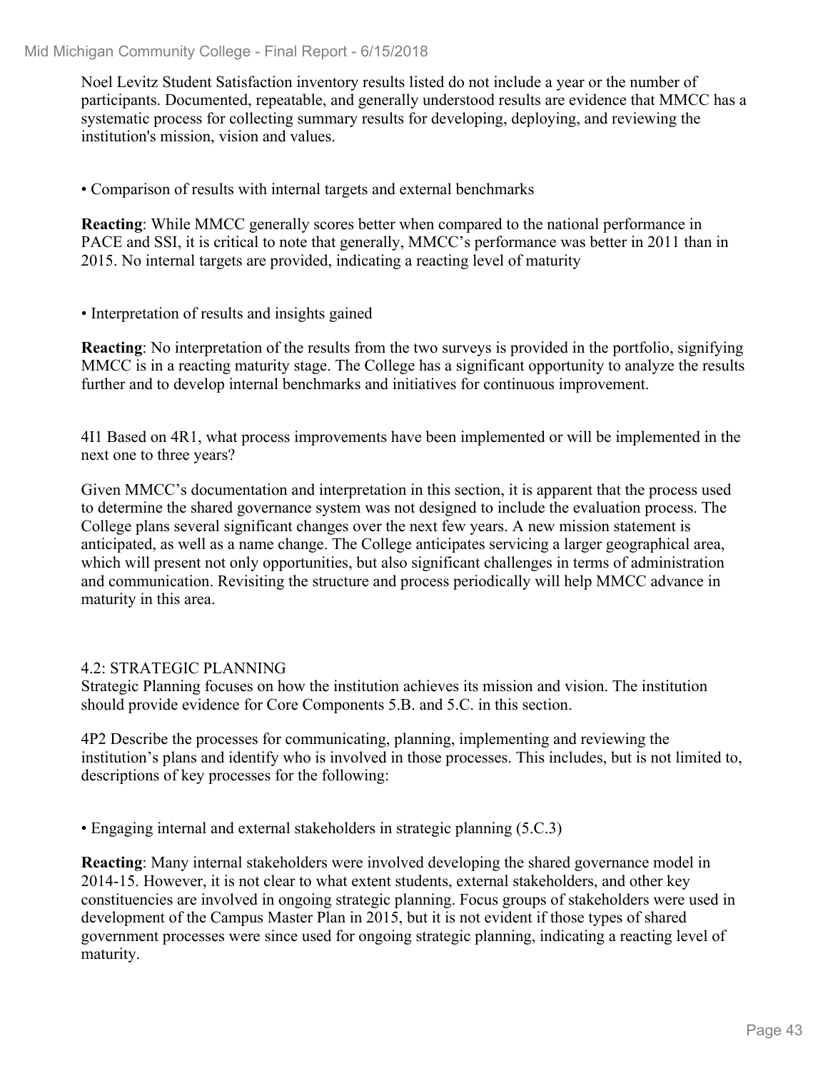Noel Levitz Student Satisfaction inventory results listed do not include a year or the number of participants. Documented, repeatable, and generally understood results are evidence that MMCC has a systematic process for collecting summary results for developing, deploying, and reviewing the institution's mission, vision and values.

- Comparison of results with internal targets and external benchmarks

**Reacting**: While MMCC generally scores better when compared to the national performance in PACE and SSI, it is critical to note that generally, MMCC's performance was better in 2011 than in 2015. No internal targets are provided, indicating a reacting level of maturity

- Interpretation of results and insights gained

**Reacting**: No interpretation of the results from the two surveys is provided in the portfolio, signifying MMCC is in a reacting maturity stage. The College has a significant opportunity to analyze the results further and to develop internal benchmarks and initiatives for continuous improvement.

4I1 Based on 4R1, what process improvements have been implemented or will be implemented in the next one to three years?

Given MMCC's documentation and interpretation in this section, it is apparent that the process used to determine the shared governance system was not designed to include the evaluation process. The College plans several significant changes over the next few years. A new mission statement is anticipated, as well as a name change. The College anticipates servicing a larger geographical area, which will present not only opportunities, but also significant challenges in terms of administration and communication. Revisiting the structure and process periodically will help MMCC advance in maturity in this area.

## 4.2: STRATEGIC PLANNING

Strategic Planning focuses on how the institution achieves its mission and vision. The institution should provide evidence for Core Components 5.B. and 5.C. in this section.

4P2 Describe the processes for communicating, planning, implementing and reviewing the institution's plans and identify who is involved in those processes. This includes, but is not limited to, descriptions of key processes for the following:

- Engaging internal and external stakeholders in strategic planning (5.C.3)

**Reacting**: Many internal stakeholders were involved developing the shared governance model in 2014-15. However, it is not clear to what extent students, external stakeholders, and other key constituencies are involved in ongoing strategic planning. Focus groups of stakeholders were used in development of the Campus Master Plan in 2015, but it is not evident if those types of shared government processes were since used for ongoing strategic planning, indicating a reacting level of maturity.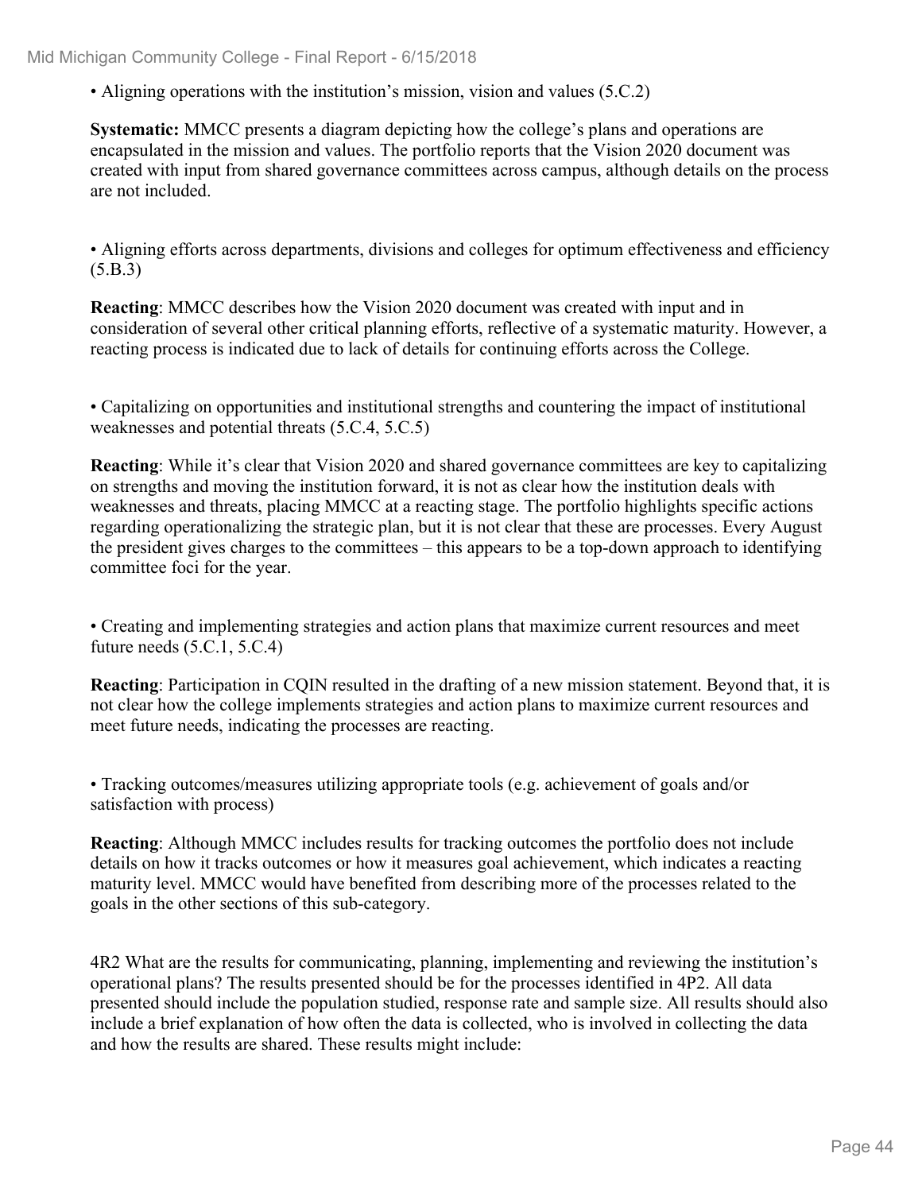• Aligning operations with the institution's mission, vision and values (5.C.2)

**Systematic:** MMCC presents a diagram depicting how the college's plans and operations are encapsulated in the mission and values. The portfolio reports that the Vision 2020 document was created with input from shared governance committees across campus, although details on the process are not included.

• Aligning efforts across departments, divisions and colleges for optimum effectiveness and efficiency (5.B.3)

**Reacting**: MMCC describes how the Vision 2020 document was created with input and in consideration of several other critical planning efforts, reflective of a systematic maturity. However, a reacting process is indicated due to lack of details for continuing efforts across the College.

• Capitalizing on opportunities and institutional strengths and countering the impact of institutional weaknesses and potential threats (5.C.4, 5.C.5)

**Reacting**: While it's clear that Vision 2020 and shared governance committees are key to capitalizing on strengths and moving the institution forward, it is not as clear how the institution deals with weaknesses and threats, placing MMCC at a reacting stage. The portfolio highlights specific actions regarding operationalizing the strategic plan, but it is not clear that these are processes. Every August the president gives charges to the committees – this appears to be a top-down approach to identifying committee foci for the year.

• Creating and implementing strategies and action plans that maximize current resources and meet future needs (5.C.1, 5.C.4)

**Reacting**: Participation in CQIN resulted in the drafting of a new mission statement. Beyond that, it is not clear how the college implements strategies and action plans to maximize current resources and meet future needs, indicating the processes are reacting.

• Tracking outcomes/measures utilizing appropriate tools (e.g. achievement of goals and/or satisfaction with process)

**Reacting**: Although MMCC includes results for tracking outcomes the portfolio does not include details on how it tracks outcomes or how it measures goal achievement, which indicates a reacting maturity level. MMCC would have benefited from describing more of the processes related to the goals in the other sections of this sub-category.

4R2 What are the results for communicating, planning, implementing and reviewing the institution's operational plans? The results presented should be for the processes identified in 4P2. All data presented should include the population studied, response rate and sample size. All results should also include a brief explanation of how often the data is collected, who is involved in collecting the data and how the results are shared. These results might include: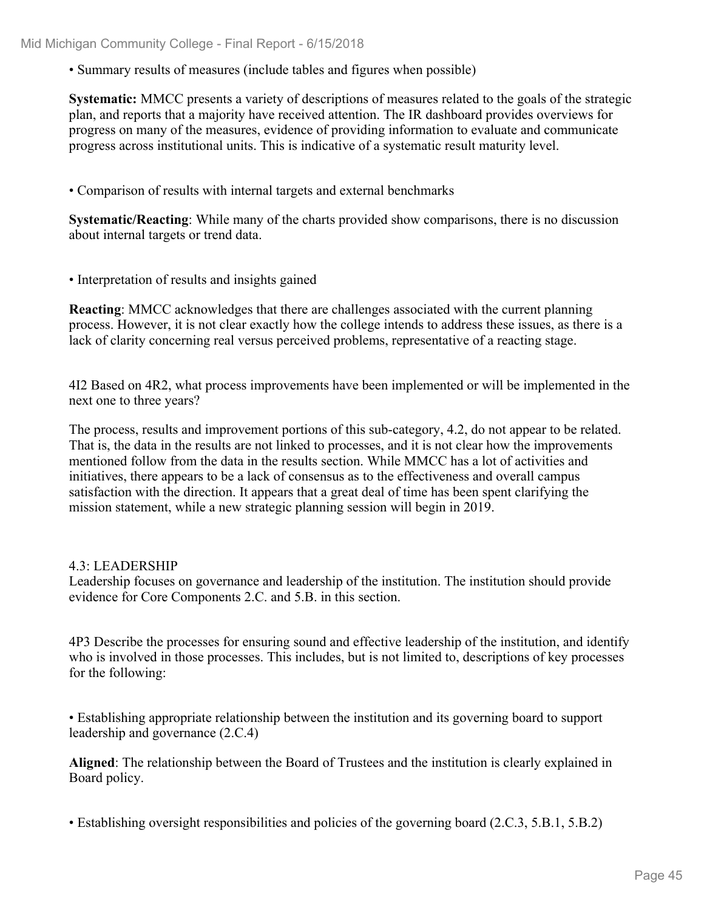• Summary results of measures (include tables and figures when possible)

**Systematic:** MMCC presents a variety of descriptions of measures related to the goals of the strategic plan, and reports that a majority have received attention. The IR dashboard provides overviews for progress on many of the measures, evidence of providing information to evaluate and communicate progress across institutional units. This is indicative of a systematic result maturity level.

• Comparison of results with internal targets and external benchmarks

**Systematic/Reacting**: While many of the charts provided show comparisons, there is no discussion about internal targets or trend data.

• Interpretation of results and insights gained

**Reacting**: MMCC acknowledges that there are challenges associated with the current planning process. However, it is not clear exactly how the college intends to address these issues, as there is a lack of clarity concerning real versus perceived problems, representative of a reacting stage.

4I2 Based on 4R2, what process improvements have been implemented or will be implemented in the next one to three years?

The process, results and improvement portions of this sub-category, 4.2, do not appear to be related. That is, the data in the results are not linked to processes, and it is not clear how the improvements mentioned follow from the data in the results section. While MMCC has a lot of activities and initiatives, there appears to be a lack of consensus as to the effectiveness and overall campus satisfaction with the direction. It appears that a great deal of time has been spent clarifying the mission statement, while a new strategic planning session will begin in 2019.

4.3: LEADERSHIP

Leadership focuses on governance and leadership of the institution. The institution should provide evidence for Core Components 2.C. and 5.B. in this section.

4P3 Describe the processes for ensuring sound and effective leadership of the institution, and identify who is involved in those processes. This includes, but is not limited to, descriptions of key processes for the following:

• Establishing appropriate relationship between the institution and its governing board to support leadership and governance (2.C.4)

**Aligned**: The relationship between the Board of Trustees and the institution is clearly explained in Board policy.

• Establishing oversight responsibilities and policies of the governing board (2.C.3, 5.B.1, 5.B.2)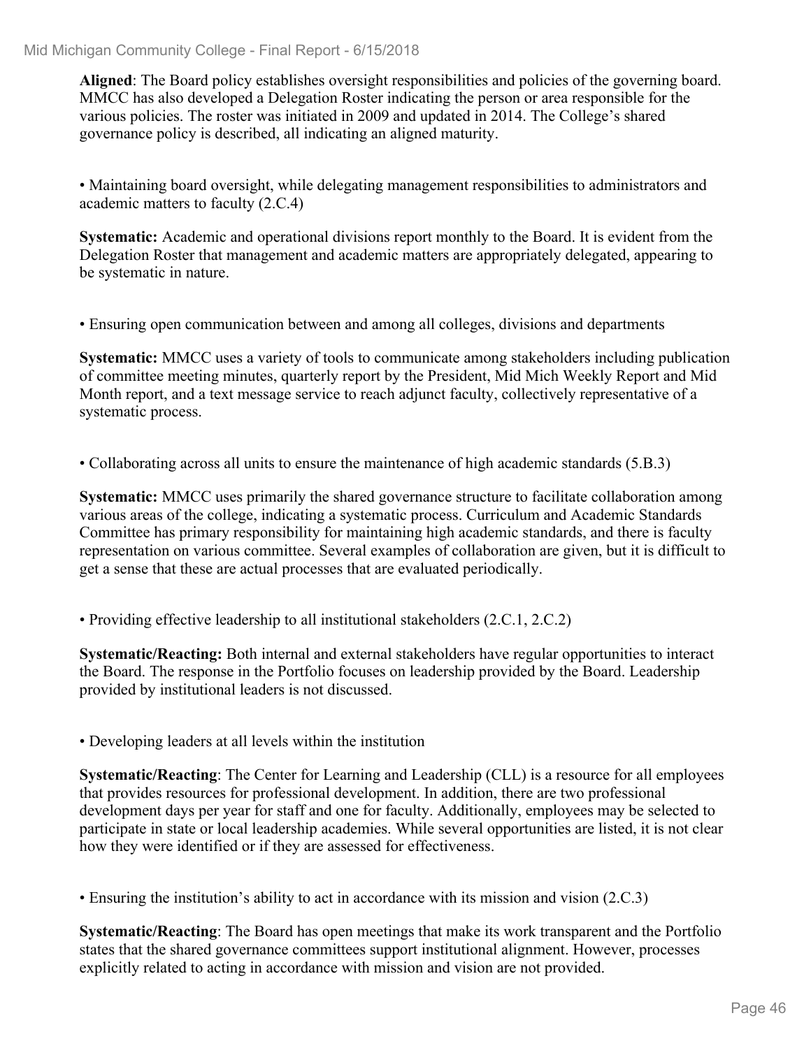**Aligned**: The Board policy establishes oversight responsibilities and policies of the governing board. MMCC has also developed a Delegation Roster indicating the person or area responsible for the various policies. The roster was initiated in 2009 and updated in 2014. The College's shared governance policy is described, all indicating an aligned maturity.

• Maintaining board oversight, while delegating management responsibilities to administrators and academic matters to faculty (2.C.4)

**Systematic:** Academic and operational divisions report monthly to the Board. It is evident from the Delegation Roster that management and academic matters are appropriately delegated, appearing to be systematic in nature.

• Ensuring open communication between and among all colleges, divisions and departments

**Systematic:** MMCC uses a variety of tools to communicate among stakeholders including publication of committee meeting minutes, quarterly report by the President, Mid Mich Weekly Report and Mid Month report, and a text message service to reach adjunct faculty, collectively representative of a systematic process.

• Collaborating across all units to ensure the maintenance of high academic standards (5.B.3)

**Systematic:** MMCC uses primarily the shared governance structure to facilitate collaboration among various areas of the college, indicating a systematic process. Curriculum and Academic Standards Committee has primary responsibility for maintaining high academic standards, and there is faculty representation on various committee. Several examples of collaboration are given, but it is difficult to get a sense that these are actual processes that are evaluated periodically.

• Providing effective leadership to all institutional stakeholders (2.C.1, 2.C.2)

**Systematic/Reacting:** Both internal and external stakeholders have regular opportunities to interact the Board. The response in the Portfolio focuses on leadership provided by the Board. Leadership provided by institutional leaders is not discussed.

• Developing leaders at all levels within the institution

**Systematic/Reacting**: The Center for Learning and Leadership (CLL) is a resource for all employees that provides resources for professional development. In addition, there are two professional development days per year for staff and one for faculty. Additionally, employees may be selected to participate in state or local leadership academies. While several opportunities are listed, it is not clear how they were identified or if they are assessed for effectiveness.

• Ensuring the institution's ability to act in accordance with its mission and vision (2.C.3)

**Systematic/Reacting**: The Board has open meetings that make its work transparent and the Portfolio states that the shared governance committees support institutional alignment. However, processes explicitly related to acting in accordance with mission and vision are not provided.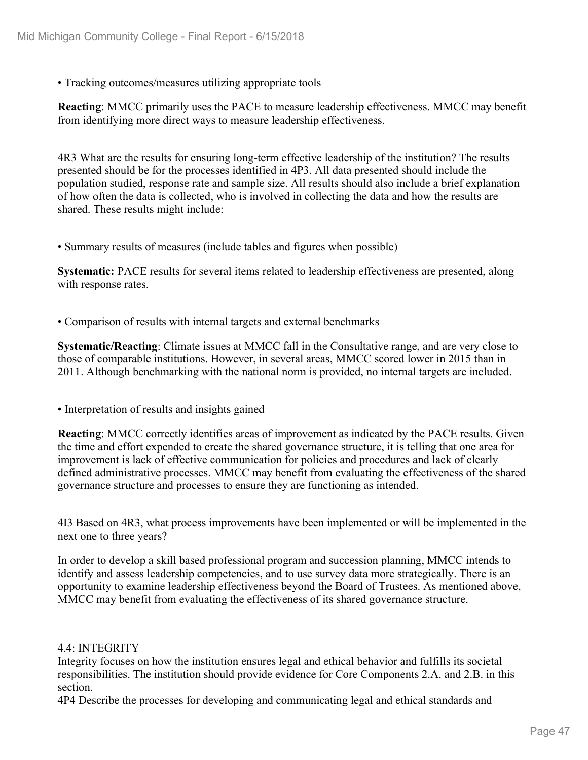• Tracking outcomes/measures utilizing appropriate tools

**Reacting**: MMCC primarily uses the PACE to measure leadership effectiveness. MMCC may benefit from identifying more direct ways to measure leadership effectiveness.

4R3 What are the results for ensuring long-term effective leadership of the institution? The results presented should be for the processes identified in 4P3. All data presented should include the population studied, response rate and sample size. All results should also include a brief explanation of how often the data is collected, who is involved in collecting the data and how the results are shared. These results might include:

• Summary results of measures (include tables and figures when possible)

**Systematic:** PACE results for several items related to leadership effectiveness are presented, along with response rates.

• Comparison of results with internal targets and external benchmarks

**Systematic/Reacting**: Climate issues at MMCC fall in the Consultative range, and are very close to those of comparable institutions. However, in several areas, MMCC scored lower in 2015 than in 2011. Although benchmarking with the national norm is provided, no internal targets are included.

• Interpretation of results and insights gained

**Reacting**: MMCC correctly identifies areas of improvement as indicated by the PACE results. Given the time and effort expended to create the shared governance structure, it is telling that one area for improvement is lack of effective communication for policies and procedures and lack of clearly defined administrative processes. MMCC may benefit from evaluating the effectiveness of the shared governance structure and processes to ensure they are functioning as intended.

4I3 Based on 4R3, what process improvements have been implemented or will be implemented in the next one to three years?

In order to develop a skill based professional program and succession planning, MMCC intends to identify and assess leadership competencies, and to use survey data more strategically. There is an opportunity to examine leadership effectiveness beyond the Board of Trustees. As mentioned above, MMCC may benefit from evaluating the effectiveness of its shared governance structure.

4.4: INTEGRITY

Integrity focuses on how the institution ensures legal and ethical behavior and fulfills its societal responsibilities. The institution should provide evidence for Core Components 2.A. and 2.B. in this section.

4P4 Describe the processes for developing and communicating legal and ethical standards and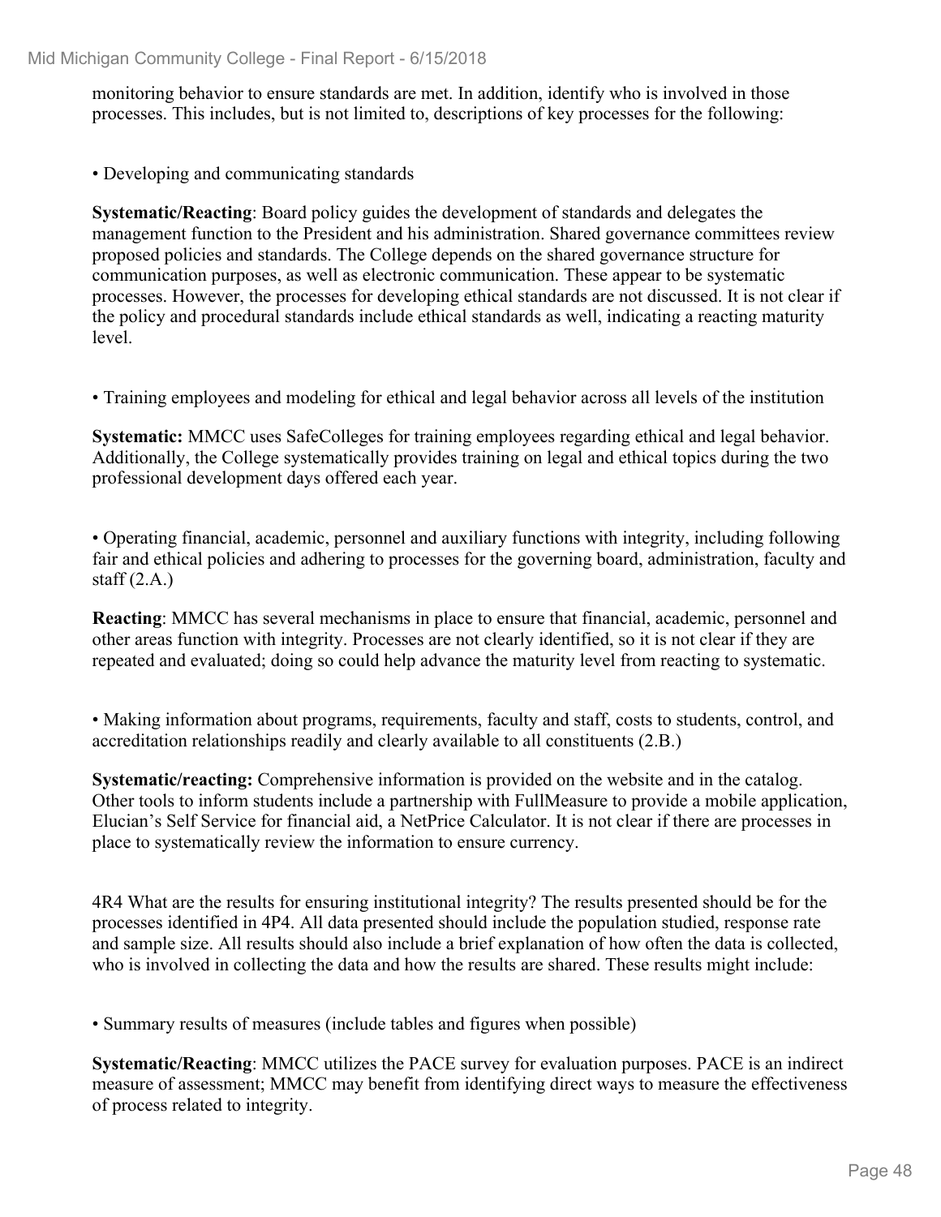monitoring behavior to ensure standards are met. In addition, identify who is involved in those processes. This includes, but is not limited to, descriptions of key processes for the following:

• Developing and communicating standards

**Systematic/Reacting**: Board policy guides the development of standards and delegates the management function to the President and his administration. Shared governance committees review proposed policies and standards. The College depends on the shared governance structure for communication purposes, as well as electronic communication. These appear to be systematic processes. However, the processes for developing ethical standards are not discussed. It is not clear if the policy and procedural standards include ethical standards as well, indicating a reacting maturity level.

• Training employees and modeling for ethical and legal behavior across all levels of the institution

**Systematic:** MMCC uses SafeColleges for training employees regarding ethical and legal behavior. Additionally, the College systematically provides training on legal and ethical topics during the two professional development days offered each year.

• Operating financial, academic, personnel and auxiliary functions with integrity, including following fair and ethical policies and adhering to processes for the governing board, administration, faculty and staff (2.A.)

**Reacting**: MMCC has several mechanisms in place to ensure that financial, academic, personnel and other areas function with integrity. Processes are not clearly identified, so it is not clear if they are repeated and evaluated; doing so could help advance the maturity level from reacting to systematic.

• Making information about programs, requirements, faculty and staff, costs to students, control, and accreditation relationships readily and clearly available to all constituents (2.B.)

**Systematic/reacting:** Comprehensive information is provided on the website and in the catalog. Other tools to inform students include a partnership with FullMeasure to provide a mobile application, Elucian's Self Service for financial aid, a NetPrice Calculator. It is not clear if there are processes in place to systematically review the information to ensure currency.

4R4 What are the results for ensuring institutional integrity? The results presented should be for the processes identified in 4P4. All data presented should include the population studied, response rate and sample size. All results should also include a brief explanation of how often the data is collected, who is involved in collecting the data and how the results are shared. These results might include:

• Summary results of measures (include tables and figures when possible)

**Systematic/Reacting**: MMCC utilizes the PACE survey for evaluation purposes. PACE is an indirect measure of assessment; MMCC may benefit from identifying direct ways to measure the effectiveness of process related to integrity.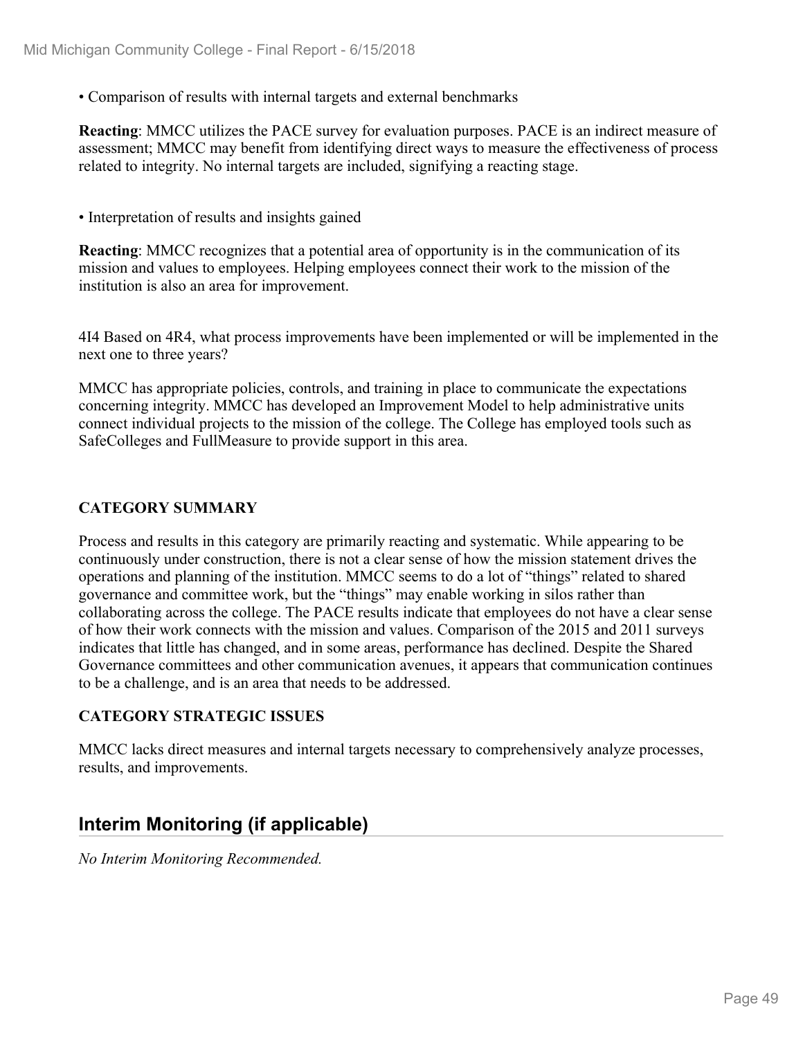- Comparison of results with internal targets and external benchmarks

**Reacting**: MMCC utilizes the PACE survey for evaluation purposes. PACE is an indirect measure of assessment; MMCC may benefit from identifying direct ways to measure the effectiveness of process related to integrity. No internal targets are included, signifying a reacting stage.

- Interpretation of results and insights gained

**Reacting**: MMCC recognizes that a potential area of opportunity is in the communication of its mission and values to employees. Helping employees connect their work to the mission of the institution is also an area for improvement.

4I4 Based on 4R4, what process improvements have been implemented or will be implemented in the next one to three years?

MMCC has appropriate policies, controls, and training in place to communicate the expectations concerning integrity. MMCC has developed an Improvement Model to help administrative units connect individual projects to the mission of the college. The College has employed tools such as SafeColleges and FullMeasure to provide support in this area.

### CATEGORY SUMMARY

Process and results in this category are primarily reacting and systematic. While appearing to be continuously under construction, there is not a clear sense of how the mission statement drives the operations and planning of the institution. MMCC seems to do a lot of "things" related to shared governance and committee work, but the "things" may enable working in silos rather than collaborating across the college. The PACE results indicate that employees do not have a clear sense of how their work connects with the mission and values. Comparison of the 2015 and 2011 surveys indicates that little has changed, and in some areas, performance has declined. Despite the Shared Governance committees and other communication avenues, it appears that communication continues to be a challenge, and is an area that needs to be addressed.

### CATEGORY STRATEGIC ISSUES

MMCC lacks direct measures and internal targets necessary to comprehensively analyze processes, results, and improvements.

## Interim Monitoring (if applicable)

*No Interim Monitoring Recommended.*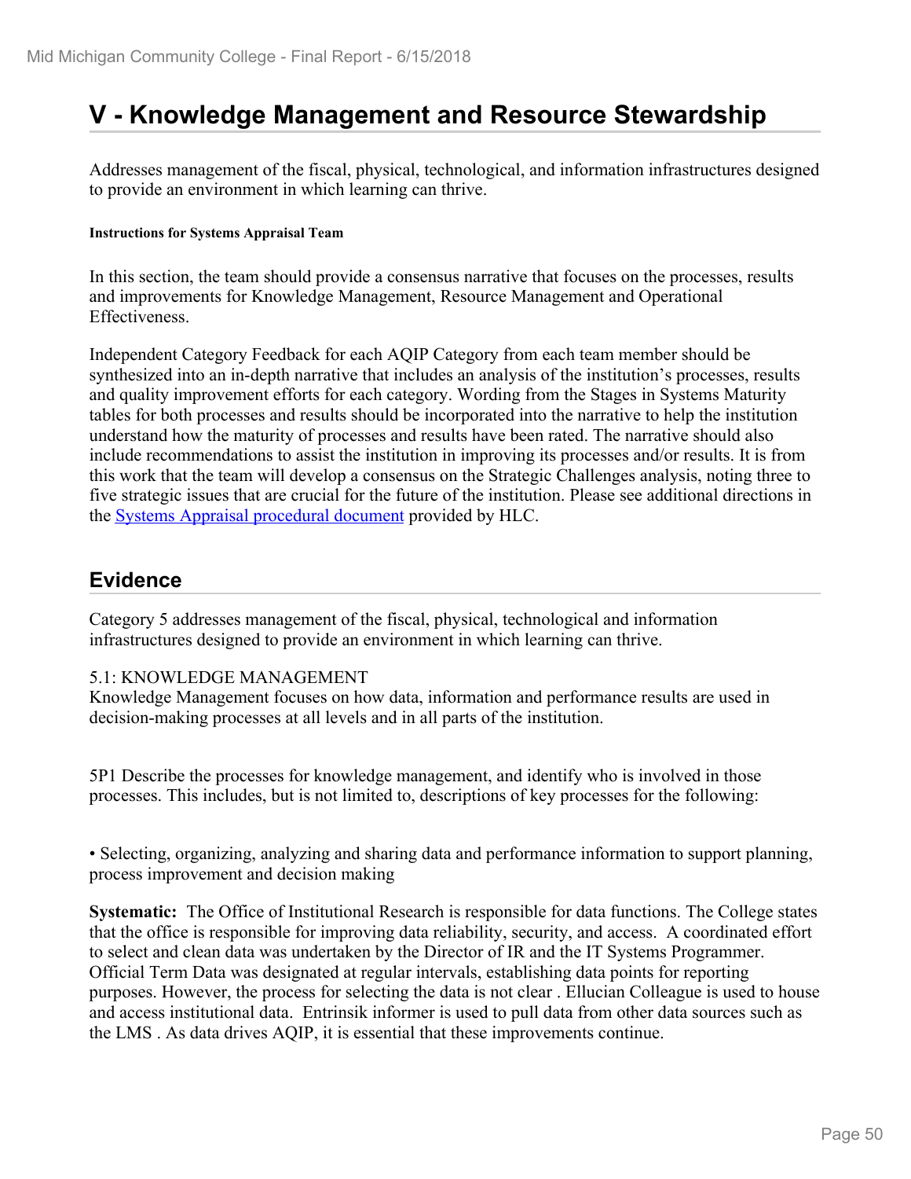# V - Knowledge Management and Resource Stewardship

Addresses management of the fiscal, physical, technological, and information infrastructures designed to provide an environment in which learning can thrive.

**Instructions for Systems Appraisal Team**

In this section, the team should provide a consensus narrative that focuses on the processes, results and improvements for Knowledge Management, Resource Management and Operational Effectiveness.

Independent Category Feedback for each AQIP Category from each team member should be synthesized into an in-depth narrative that includes an analysis of the institution's processes, results and quality improvement efforts for each category. Wording from the Stages in Systems Maturity tables for both processes and results should be incorporated into the narrative to help the institution understand how the maturity of processes and results have been rated. The narrative should also include recommendations to assist the institution in improving its processes and/or results. It is from this work that the team will develop a consensus on the Strategic Challenges analysis, noting three to five strategic issues that are crucial for the future of the institution. Please see additional directions in the Systems Appraisal procedural document provided by HLC.

## Evidence

Category 5 addresses management of the fiscal, physical, technological and information infrastructures designed to provide an environment in which learning can thrive.

5.1: KNOWLEDGE MANAGEMENT
Knowledge Management focuses on how data, information and performance results are used in decision-making processes at all levels and in all parts of the institution.

5P1 Describe the processes for knowledge management, and identify who is involved in those processes. This includes, but is not limited to, descriptions of key processes for the following:

• Selecting, organizing, analyzing and sharing data and performance information to support planning, process improvement and decision making

**Systematic:** The Office of Institutional Research is responsible for data functions. The College states that the office is responsible for improving data reliability, security, and access. A coordinated effort to select and clean data was undertaken by the Director of IR and the IT Systems Programmer. Official Term Data was designated at regular intervals, establishing data points for reporting purposes. However, the process for selecting the data is not clear . Ellucian Colleague is used to house and access institutional data. Entrinsik informer is used to pull data from other data sources such as the LMS . As data drives AQIP, it is essential that these improvements continue.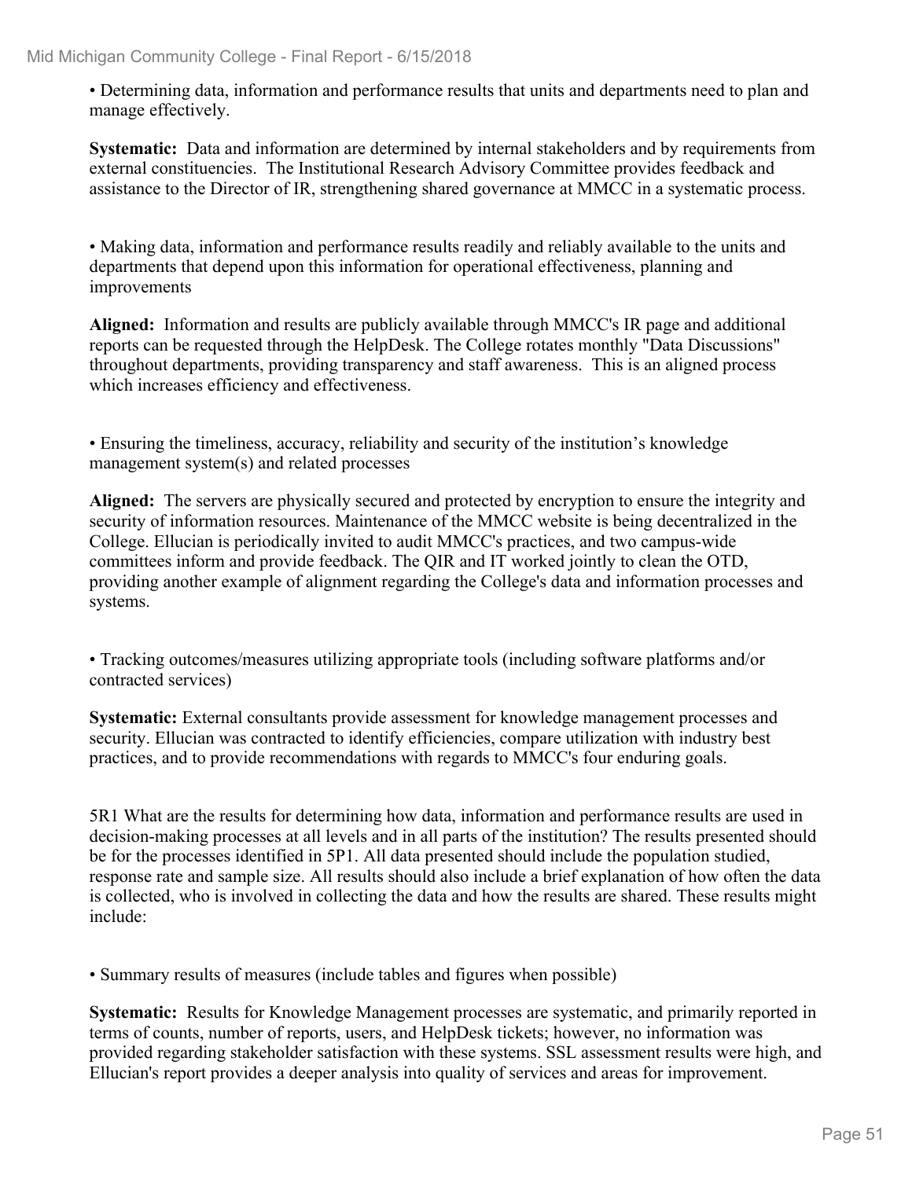• Determining data, information and performance results that units and departments need to plan and manage effectively.

**Systematic:** Data and information are determined by internal stakeholders and by requirements from external constituencies. The Institutional Research Advisory Committee provides feedback and assistance to the Director of IR, strengthening shared governance at MMCC in a systematic process.

• Making data, information and performance results readily and reliably available to the units and departments that depend upon this information for operational effectiveness, planning and improvements

**Aligned:** Information and results are publicly available through MMCC's IR page and additional reports can be requested through the HelpDesk. The College rotates monthly "Data Discussions" throughout departments, providing transparency and staff awareness. This is an aligned process which increases efficiency and effectiveness.

• Ensuring the timeliness, accuracy, reliability and security of the institution's knowledge management system(s) and related processes

**Aligned:** The servers are physically secured and protected by encryption to ensure the integrity and security of information resources. Maintenance of the MMCC website is being decentralized in the College. Ellucian is periodically invited to audit MMCC's practices, and two campus-wide committees inform and provide feedback. The QIR and IT worked jointly to clean the OTD, providing another example of alignment regarding the College's data and information processes and systems.

• Tracking outcomes/measures utilizing appropriate tools (including software platforms and/or contracted services)

**Systematic:** External consultants provide assessment for knowledge management processes and security. Ellucian was contracted to identify efficiencies, compare utilization with industry best practices, and to provide recommendations with regards to MMCC's four enduring goals.

5R1 What are the results for determining how data, information and performance results are used in decision-making processes at all levels and in all parts of the institution? The results presented should be for the processes identified in 5P1. All data presented should include the population studied, response rate and sample size. All results should also include a brief explanation of how often the data is collected, who is involved in collecting the data and how the results are shared. These results might include:

• Summary results of measures (include tables and figures when possible)

**Systematic:** Results for Knowledge Management processes are systematic, and primarily reported in terms of counts, number of reports, users, and HelpDesk tickets; however, no information was provided regarding stakeholder satisfaction with these systems. SSL assessment results were high, and Ellucian's report provides a deeper analysis into quality of services and areas for improvement.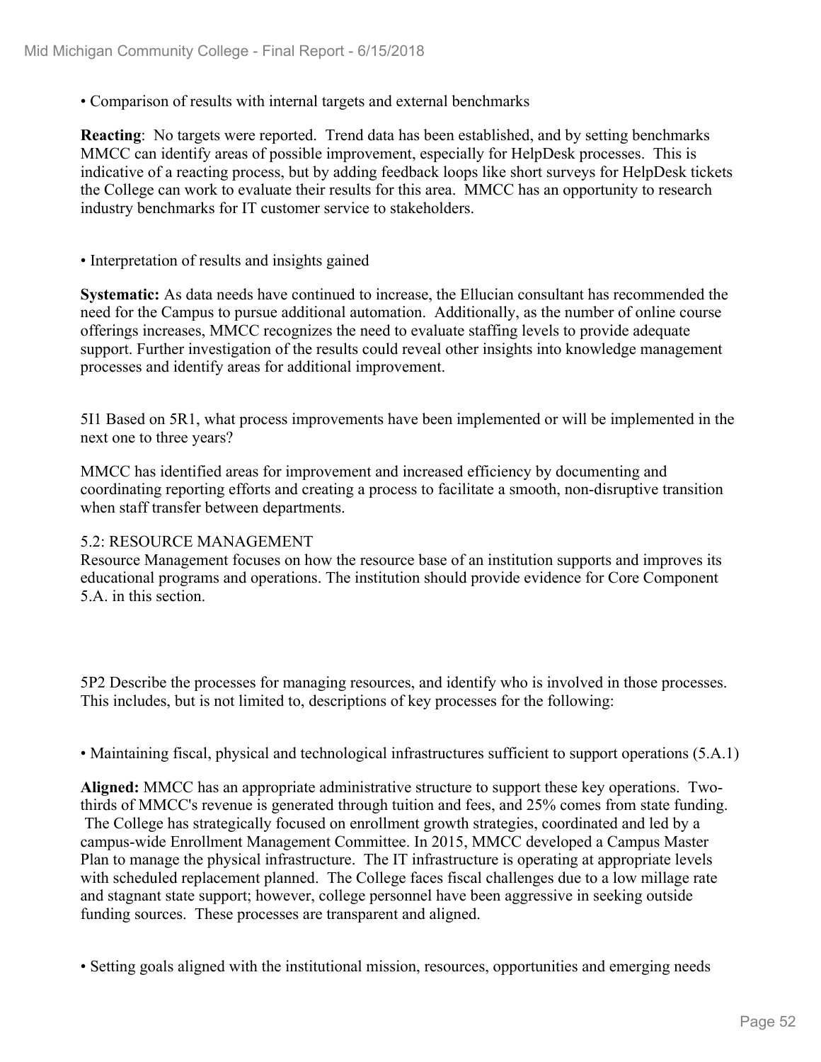• Comparison of results with internal targets and external benchmarks

**Reacting**: No targets were reported. Trend data has been established, and by setting benchmarks MMCC can identify areas of possible improvement, especially for HelpDesk processes. This is indicative of a reacting process, but by adding feedback loops like short surveys for HelpDesk tickets the College can work to evaluate their results for this area. MMCC has an opportunity to research industry benchmarks for IT customer service to stakeholders.

• Interpretation of results and insights gained

**Systematic:** As data needs have continued to increase, the Ellucian consultant has recommended the need for the Campus to pursue additional automation. Additionally, as the number of online course offerings increases, MMCC recognizes the need to evaluate staffing levels to provide adequate support. Further investigation of the results could reveal other insights into knowledge management processes and identify areas for additional improvement.

5I1 Based on 5R1, what process improvements have been implemented or will be implemented in the next one to three years?

MMCC has identified areas for improvement and increased efficiency by documenting and coordinating reporting efforts and creating a process to facilitate a smooth, non-disruptive transition when staff transfer between departments.

## 5.2: RESOURCE MANAGEMENT

Resource Management focuses on how the resource base of an institution supports and improves its educational programs and operations. The institution should provide evidence for Core Component 5.A. in this section.

5P2 Describe the processes for managing resources, and identify who is involved in those processes. This includes, but is not limited to, descriptions of key processes for the following:

• Maintaining fiscal, physical and technological infrastructures sufficient to support operations (5.A.1)

**Aligned:** MMCC has an appropriate administrative structure to support these key operations. Two-thirds of MMCC's revenue is generated through tuition and fees, and 25% comes from state funding. The College has strategically focused on enrollment growth strategies, coordinated and led by a campus-wide Enrollment Management Committee. In 2015, MMCC developed a Campus Master Plan to manage the physical infrastructure. The IT infrastructure is operating at appropriate levels with scheduled replacement planned. The College faces fiscal challenges due to a low millage rate and stagnant state support; however, college personnel have been aggressive in seeking outside funding sources. These processes are transparent and aligned.

• Setting goals aligned with the institutional mission, resources, opportunities and emerging needs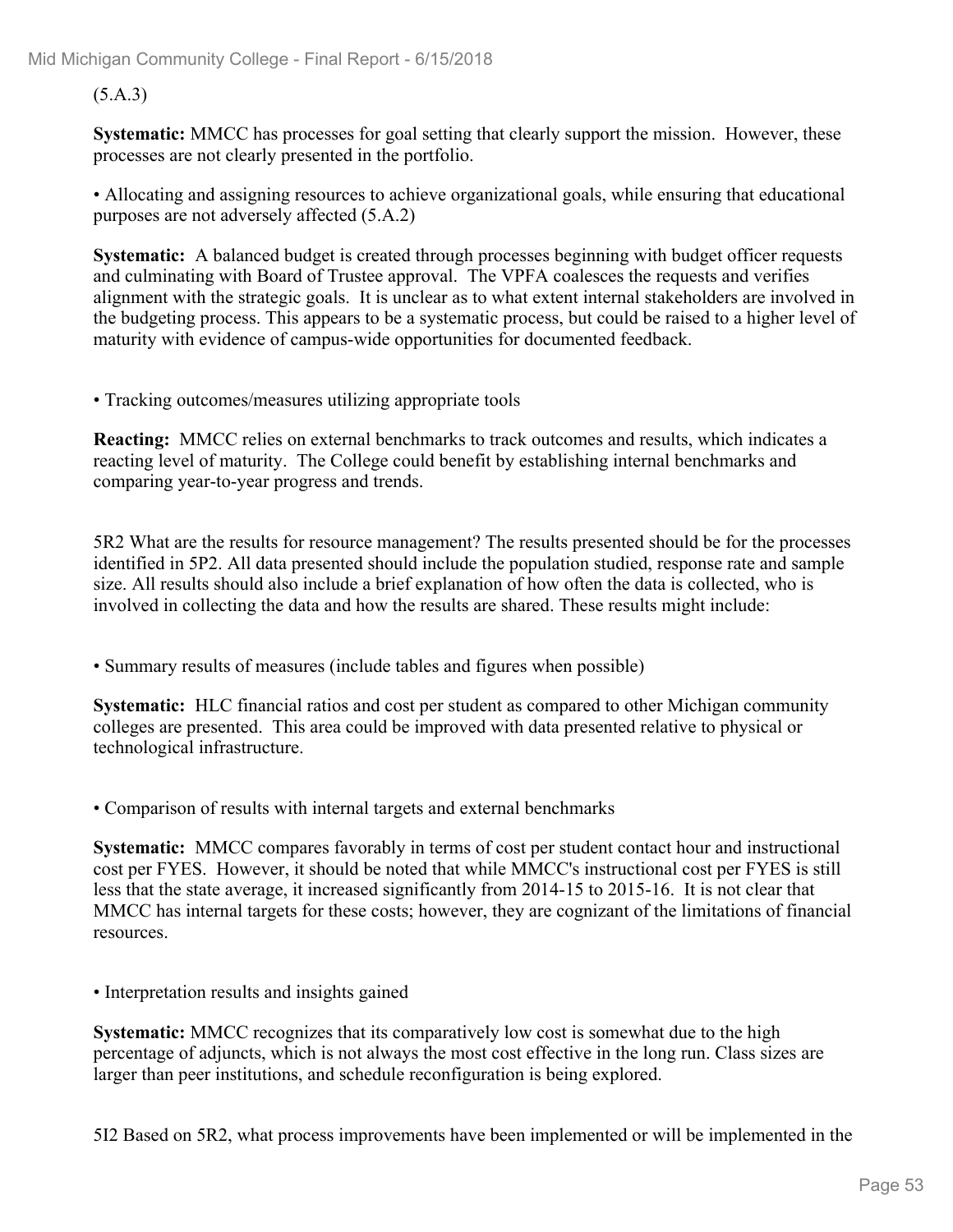(5.A.3)

**Systematic:** MMCC has processes for goal setting that clearly support the mission. However, these processes are not clearly presented in the portfolio.

• Allocating and assigning resources to achieve organizational goals, while ensuring that educational purposes are not adversely affected (5.A.2)

**Systematic:** A balanced budget is created through processes beginning with budget officer requests and culminating with Board of Trustee approval. The VPFA coalesces the requests and verifies alignment with the strategic goals. It is unclear as to what extent internal stakeholders are involved in the budgeting process. This appears to be a systematic process, but could be raised to a higher level of maturity with evidence of campus-wide opportunities for documented feedback.

• Tracking outcomes/measures utilizing appropriate tools

**Reacting:** MMCC relies on external benchmarks to track outcomes and results, which indicates a reacting level of maturity. The College could benefit by establishing internal benchmarks and comparing year-to-year progress and trends.

5R2 What are the results for resource management? The results presented should be for the processes identified in 5P2. All data presented should include the population studied, response rate and sample size. All results should also include a brief explanation of how often the data is collected, who is involved in collecting the data and how the results are shared. These results might include:

• Summary results of measures (include tables and figures when possible)

**Systematic:** HLC financial ratios and cost per student as compared to other Michigan community colleges are presented. This area could be improved with data presented relative to physical or technological infrastructure.

• Comparison of results with internal targets and external benchmarks

**Systematic:** MMCC compares favorably in terms of cost per student contact hour and instructional cost per FYES. However, it should be noted that while MMCC's instructional cost per FYES is still less that the state average, it increased significantly from 2014-15 to 2015-16. It is not clear that MMCC has internal targets for these costs; however, they are cognizant of the limitations of financial resources.

• Interpretation results and insights gained

**Systematic:** MMCC recognizes that its comparatively low cost is somewhat due to the high percentage of adjuncts, which is not always the most cost effective in the long run. Class sizes are larger than peer institutions, and schedule reconfiguration is being explored.

5I2 Based on 5R2, what process improvements have been implemented or will be implemented in the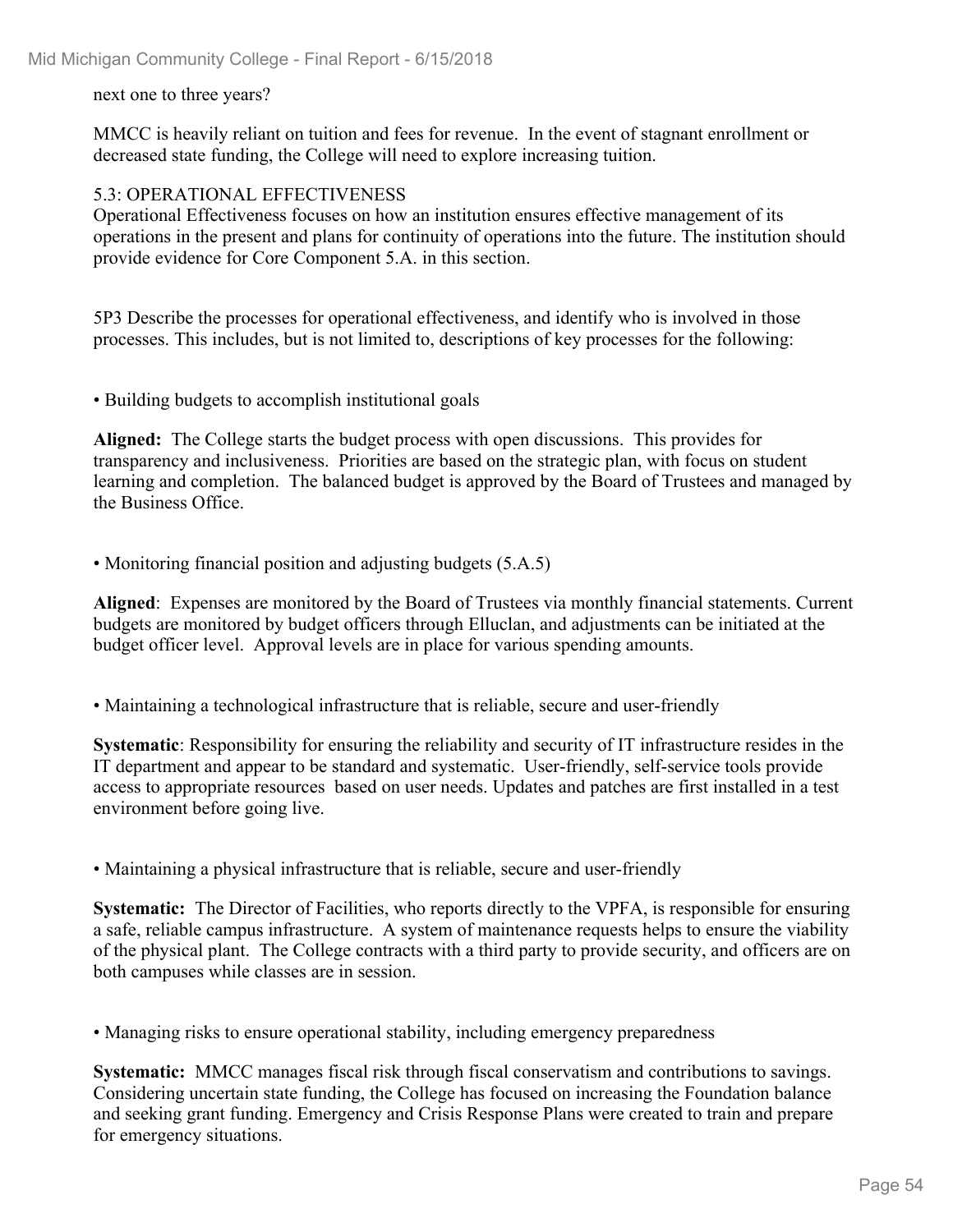next one to three years?

MMCC is heavily reliant on tuition and fees for revenue. In the event of stagnant enrollment or decreased state funding, the College will need to explore increasing tuition.

5.3: OPERATIONAL EFFECTIVENESS

Operational Effectiveness focuses on how an institution ensures effective management of its operations in the present and plans for continuity of operations into the future. The institution should provide evidence for Core Component 5.A. in this section.

5P3 Describe the processes for operational effectiveness, and identify who is involved in those processes. This includes, but is not limited to, descriptions of key processes for the following:

• Building budgets to accomplish institutional goals

**Aligned:** The College starts the budget process with open discussions. This provides for transparency and inclusiveness. Priorities are based on the strategic plan, with focus on student learning and completion. The balanced budget is approved by the Board of Trustees and managed by the Business Office.

• Monitoring financial position and adjusting budgets (5.A.5)

**Aligned**: Expenses are monitored by the Board of Trustees via monthly financial statements. Current budgets are monitored by budget officers through Elluclan, and adjustments can be initiated at the budget officer level. Approval levels are in place for various spending amounts.

• Maintaining a technological infrastructure that is reliable, secure and user-friendly

**Systematic**: Responsibility for ensuring the reliability and security of IT infrastructure resides in the IT department and appear to be standard and systematic. User-friendly, self-service tools provide access to appropriate resources based on user needs. Updates and patches are first installed in a test environment before going live.

• Maintaining a physical infrastructure that is reliable, secure and user-friendly

**Systematic:** The Director of Facilities, who reports directly to the VPFA, is responsible for ensuring a safe, reliable campus infrastructure. A system of maintenance requests helps to ensure the viability of the physical plant. The College contracts with a third party to provide security, and officers are on both campuses while classes are in session.

• Managing risks to ensure operational stability, including emergency preparedness

**Systematic:** MMCC manages fiscal risk through fiscal conservatism and contributions to savings. Considering uncertain state funding, the College has focused on increasing the Foundation balance and seeking grant funding. Emergency and Crisis Response Plans were created to train and prepare for emergency situations.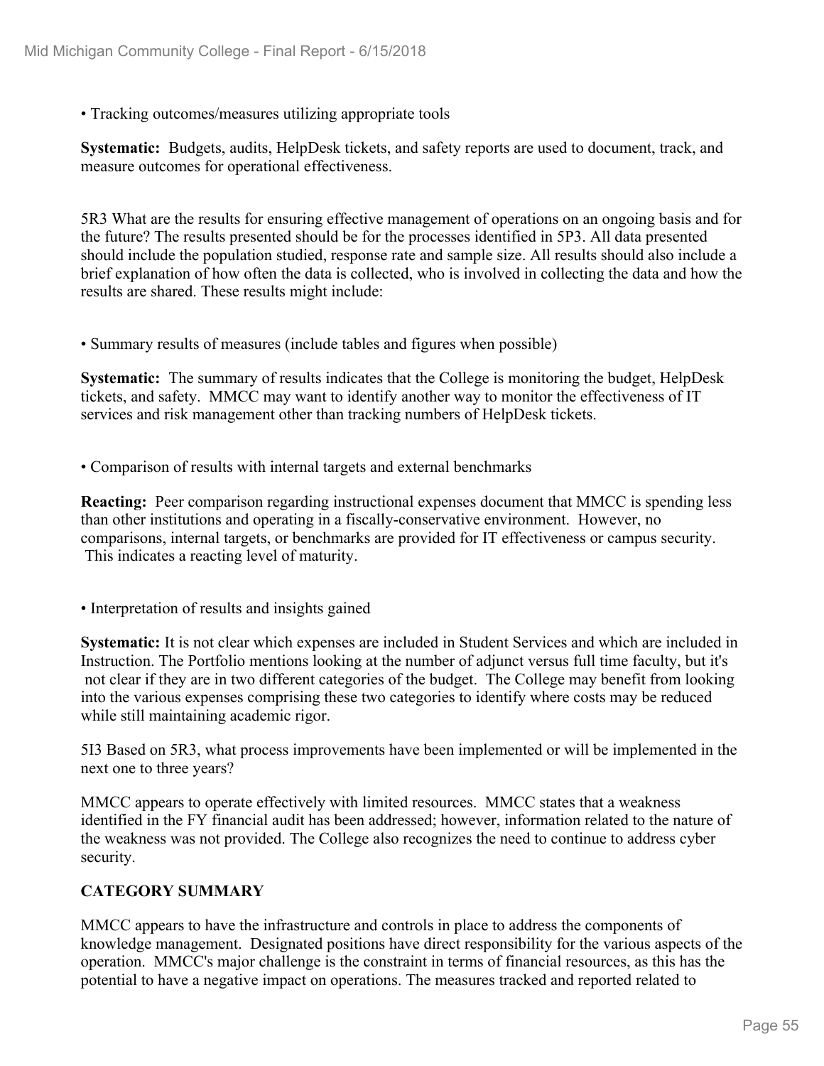• Tracking outcomes/measures utilizing appropriate tools

**Systematic:** Budgets, audits, HelpDesk tickets, and safety reports are used to document, track, and measure outcomes for operational effectiveness.

5R3 What are the results for ensuring effective management of operations on an ongoing basis and for the future? The results presented should be for the processes identified in 5P3. All data presented should include the population studied, response rate and sample size. All results should also include a brief explanation of how often the data is collected, who is involved in collecting the data and how the results are shared. These results might include:

• Summary results of measures (include tables and figures when possible)

**Systematic:** The summary of results indicates that the College is monitoring the budget, HelpDesk tickets, and safety. MMCC may want to identify another way to monitor the effectiveness of IT services and risk management other than tracking numbers of HelpDesk tickets.

• Comparison of results with internal targets and external benchmarks

**Reacting:** Peer comparison regarding instructional expenses document that MMCC is spending less than other institutions and operating in a fiscally-conservative environment. However, no comparisons, internal targets, or benchmarks are provided for IT effectiveness or campus security. This indicates a reacting level of maturity.

• Interpretation of results and insights gained

**Systematic:** It is not clear which expenses are included in Student Services and which are included in Instruction. The Portfolio mentions looking at the number of adjunct versus full time faculty, but it's not clear if they are in two different categories of the budget. The College may benefit from looking into the various expenses comprising these two categories to identify where costs may be reduced while still maintaining academic rigor.

5I3 Based on 5R3, what process improvements have been implemented or will be implemented in the next one to three years?

MMCC appears to operate effectively with limited resources. MMCC states that a weakness identified in the FY financial audit has been addressed; however, information related to the nature of the weakness was not provided. The College also recognizes the need to continue to address cyber security.

**CATEGORY SUMMARY**

MMCC appears to have the infrastructure and controls in place to address the components of knowledge management. Designated positions have direct responsibility for the various aspects of the operation. MMCC's major challenge is the constraint in terms of financial resources, as this has the potential to have a negative impact on operations. The measures tracked and reported related to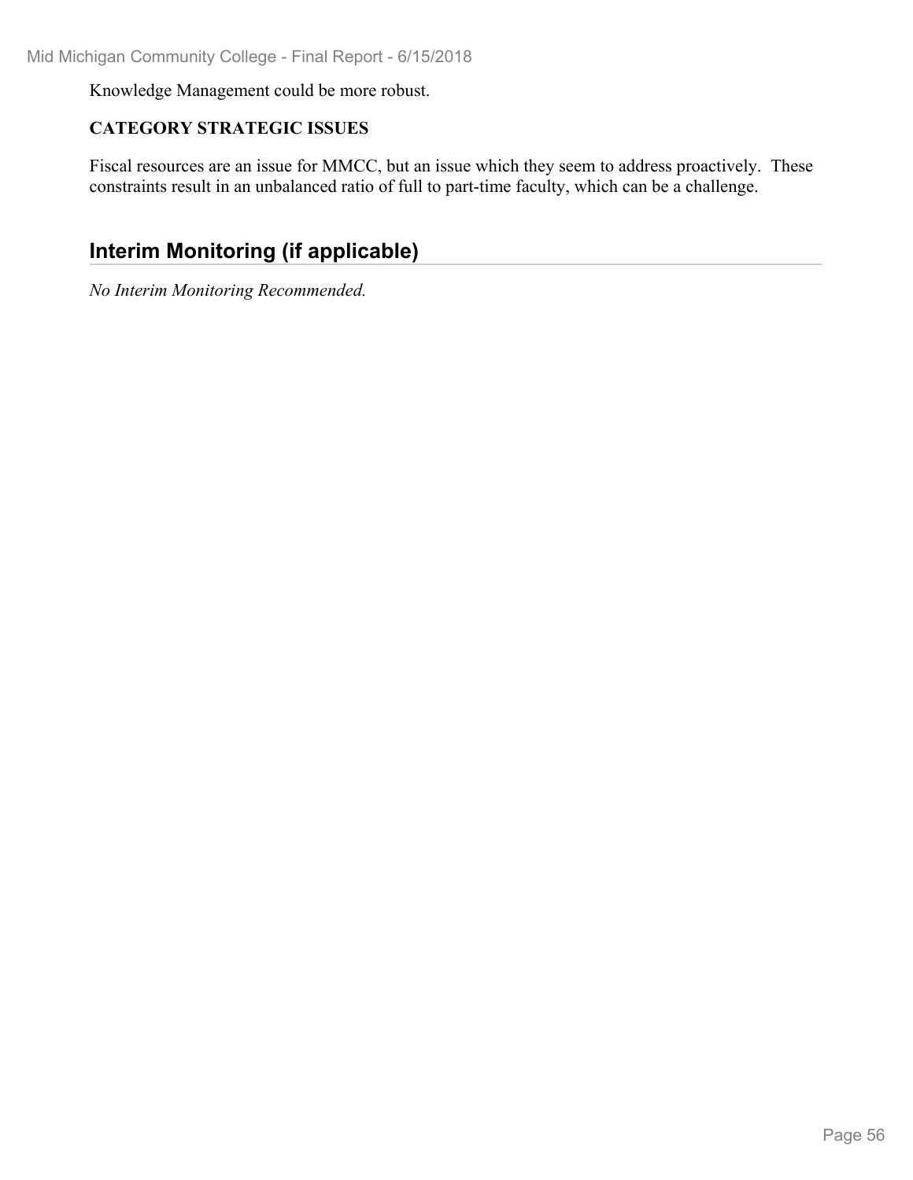Knowledge Management could be more robust.

**CATEGORY STRATEGIC ISSUES**

Fiscal resources are an issue for MMCC, but an issue which they seem to address proactively. These constraints result in an unbalanced ratio of full to part-time faculty, which can be a challenge.

## Interim Monitoring (if applicable)

*No Interim Monitoring Recommended.*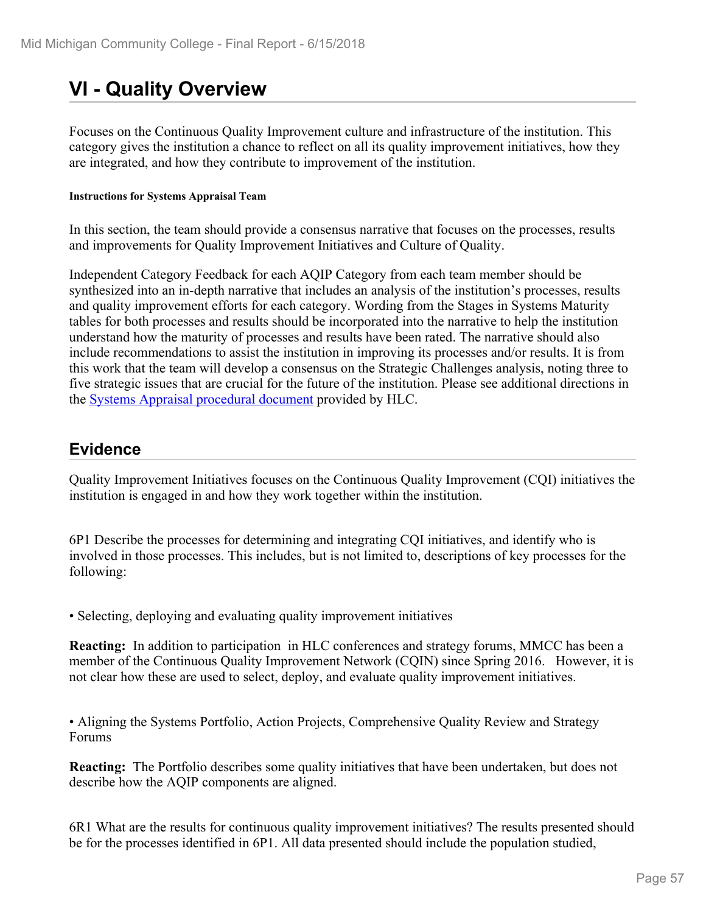# VI - Quality Overview

Focuses on the Continuous Quality Improvement culture and infrastructure of the institution. This category gives the institution a chance to reflect on all its quality improvement initiatives, how they are integrated, and how they contribute to improvement of the institution.

##### Instructions for Systems Appraisal Team

In this section, the team should provide a consensus narrative that focuses on the processes, results and improvements for Quality Improvement Initiatives and Culture of Quality.

Independent Category Feedback for each AQIP Category from each team member should be synthesized into an in-depth narrative that includes an analysis of the institution's processes, results and quality improvement efforts for each category. Wording from the Stages in Systems Maturity tables for both processes and results should be incorporated into the narrative to help the institution understand how the maturity of processes and results have been rated. The narrative should also include recommendations to assist the institution in improving its processes and/or results. It is from this work that the team will develop a consensus on the Strategic Challenges analysis, noting three to five strategic issues that are crucial for the future of the institution. Please see additional directions in the Systems Appraisal procedural document provided by HLC.

## Evidence

Quality Improvement Initiatives focuses on the Continuous Quality Improvement (CQI) initiatives the institution is engaged in and how they work together within the institution.

6P1 Describe the processes for determining and integrating CQI initiatives, and identify who is involved in those processes. This includes, but is not limited to, descriptions of key processes for the following:

• Selecting, deploying and evaluating quality improvement initiatives

**Reacting:** In addition to participation in HLC conferences and strategy forums, MMCC has been a member of the Continuous Quality Improvement Network (CQIN) since Spring 2016. However, it is not clear how these are used to select, deploy, and evaluate quality improvement initiatives.

• Aligning the Systems Portfolio, Action Projects, Comprehensive Quality Review and Strategy Forums

**Reacting:** The Portfolio describes some quality initiatives that have been undertaken, but does not describe how the AQIP components are aligned.

6R1 What are the results for continuous quality improvement initiatives? The results presented should be for the processes identified in 6P1. All data presented should include the population studied,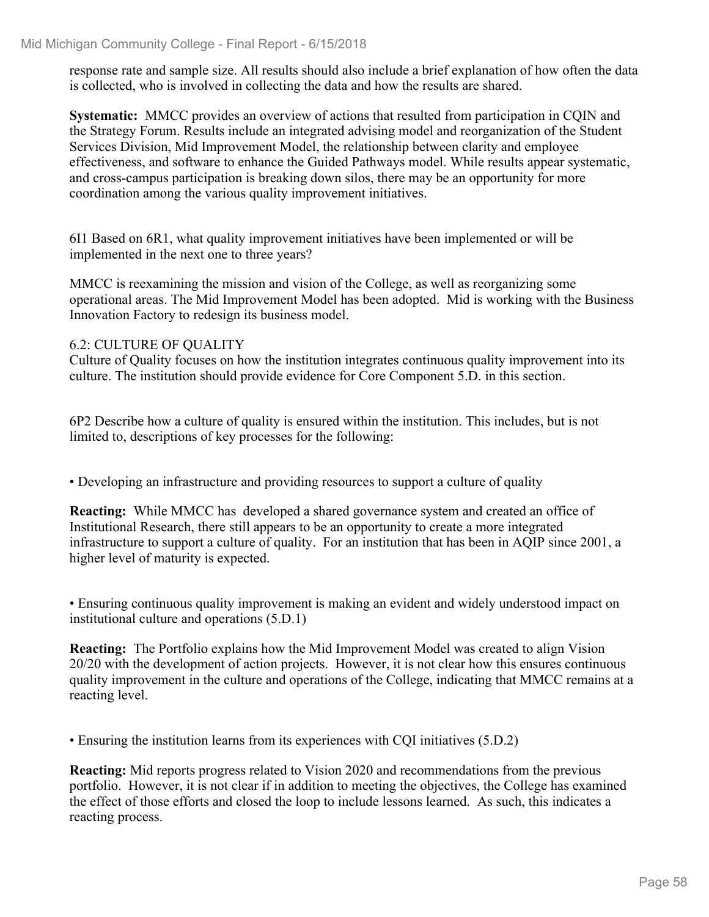response rate and sample size. All results should also include a brief explanation of how often the data is collected, who is involved in collecting the data and how the results are shared.

**Systematic:** MMCC provides an overview of actions that resulted from participation in CQIN and the Strategy Forum. Results include an integrated advising model and reorganization of the Student Services Division, Mid Improvement Model, the relationship between clarity and employee effectiveness, and software to enhance the Guided Pathways model. While results appear systematic, and cross-campus participation is breaking down silos, there may be an opportunity for more coordination among the various quality improvement initiatives.

6I1 Based on 6R1, what quality improvement initiatives have been implemented or will be implemented in the next one to three years?

MMCC is reexamining the mission and vision of the College, as well as reorganizing some operational areas. The Mid Improvement Model has been adopted. Mid is working with the Business Innovation Factory to redesign its business model.

6.2: CULTURE OF QUALITY

Culture of Quality focuses on how the institution integrates continuous quality improvement into its culture. The institution should provide evidence for Core Component 5.D. in this section.

6P2 Describe how a culture of quality is ensured within the institution. This includes, but is not limited to, descriptions of key processes for the following:

• Developing an infrastructure and providing resources to support a culture of quality

**Reacting:** While MMCC has developed a shared governance system and created an office of Institutional Research, there still appears to be an opportunity to create a more integrated infrastructure to support a culture of quality. For an institution that has been in AQIP since 2001, a higher level of maturity is expected.

• Ensuring continuous quality improvement is making an evident and widely understood impact on institutional culture and operations (5.D.1)

**Reacting:** The Portfolio explains how the Mid Improvement Model was created to align Vision 20/20 with the development of action projects. However, it is not clear how this ensures continuous quality improvement in the culture and operations of the College, indicating that MMCC remains at a reacting level.

• Ensuring the institution learns from its experiences with CQI initiatives (5.D.2)

**Reacting:** Mid reports progress related to Vision 2020 and recommendations from the previous portfolio. However, it is not clear if in addition to meeting the objectives, the College has examined the effect of those efforts and closed the loop to include lessons learned. As such, this indicates a reacting process.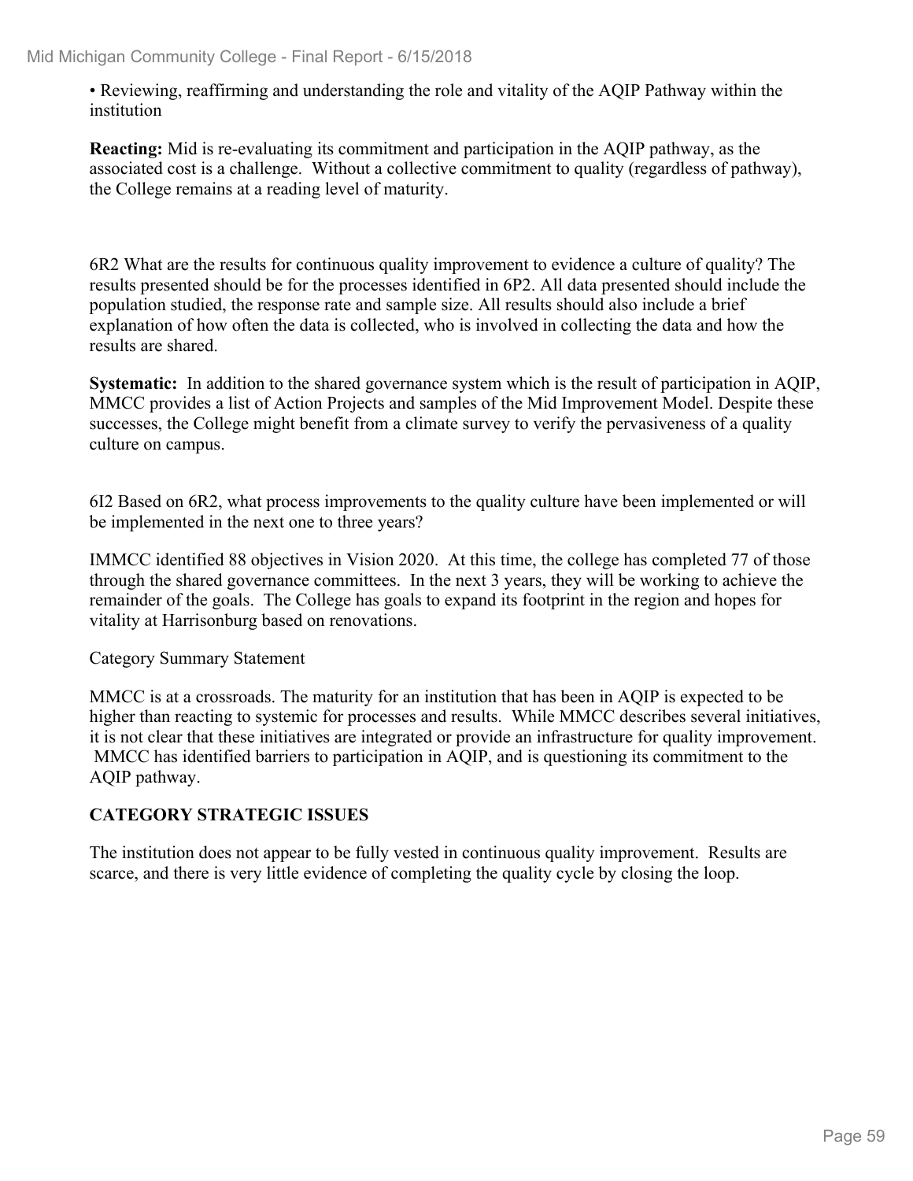• Reviewing, reaffirming and understanding the role and vitality of the AQIP Pathway within the institution

**Reacting:** Mid is re-evaluating its commitment and participation in the AQIP pathway, as the associated cost is a challenge.  Without a collective commitment to quality (regardless of pathway), the College remains at a reading level of maturity.

6R2 What are the results for continuous quality improvement to evidence a culture of quality? The results presented should be for the processes identified in 6P2. All data presented should include the population studied, the response rate and sample size. All results should also include a brief explanation of how often the data is collected, who is involved in collecting the data and how the results are shared.

**Systematic:** In addition to the shared governance system which is the result of participation in AQIP, MMCC provides a list of Action Projects and samples of the Mid Improvement Model. Despite these successes, the College might benefit from a climate survey to verify the pervasiveness of a quality culture on campus.

6I2 Based on 6R2, what process improvements to the quality culture have been implemented or will be implemented in the next one to three years?

IMMCC identified 88 objectives in Vision 2020.  At this time, the college has completed 77 of those through the shared governance committees.  In the next 3 years, they will be working to achieve the remainder of the goals.  The College has goals to expand its footprint in the region and hopes for vitality at Harrisonburg based on renovations.

Category Summary Statement

MMCC is at a crossroads. The maturity for an institution that has been in AQIP is expected to be higher than reacting to systemic for processes and results.  While MMCC describes several initiatives, it is not clear that these initiatives are integrated or provide an infrastructure for quality improvement. MMCC has identified barriers to participation in AQIP, and is questioning its commitment to the AQIP pathway.

**CATEGORY STRATEGIC ISSUES**

The institution does not appear to be fully vested in continuous quality improvement.  Results are scarce, and there is very little evidence of completing the quality cycle by closing the loop.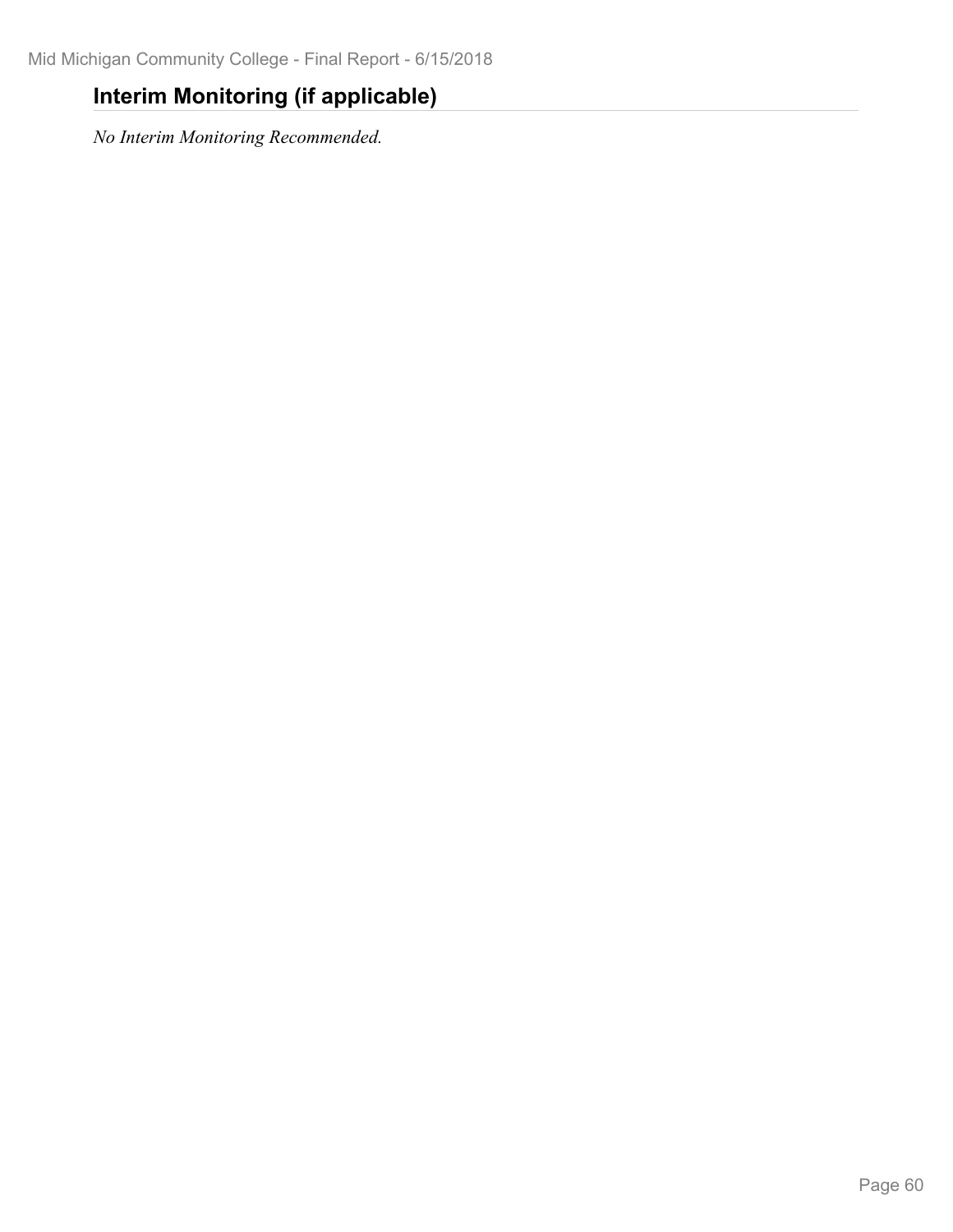## Interim Monitoring (if applicable)

*No Interim Monitoring Recommended.*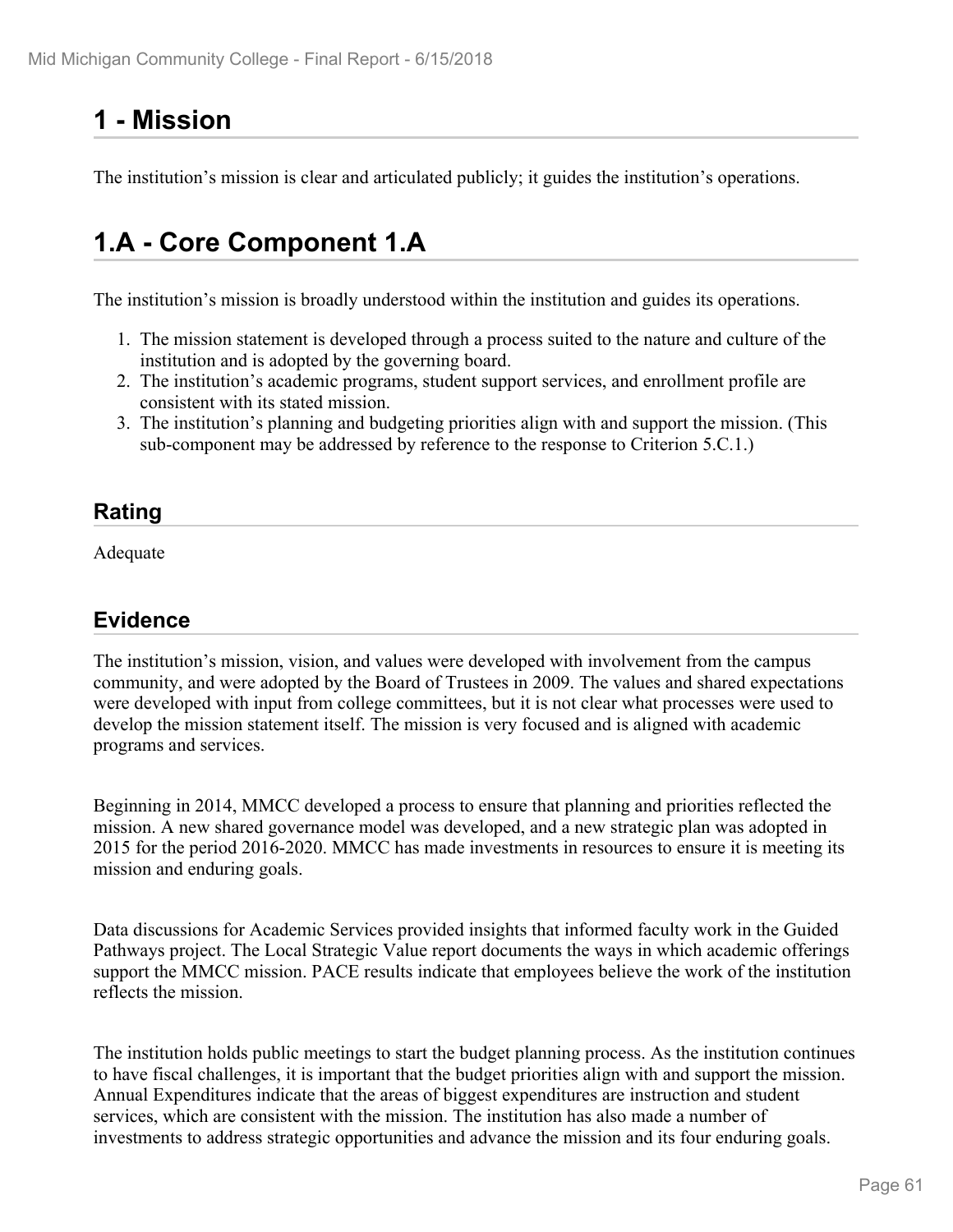# 1 - Mission

The institution's mission is clear and articulated publicly; it guides the institution's operations.

# 1.A - Core Component 1.A

The institution's mission is broadly understood within the institution and guides its operations.

1. The mission statement is developed through a process suited to the nature and culture of the institution and is adopted by the governing board.
2. The institution's academic programs, student support services, and enrollment profile are consistent with its stated mission.
3. The institution's planning and budgeting priorities align with and support the mission. (This sub-component may be addressed by reference to the response to Criterion 5.C.1.)

## Rating

Adequate

## Evidence

The institution's mission, vision, and values were developed with involvement from the campus community, and were adopted by the Board of Trustees in 2009. The values and shared expectations were developed with input from college committees, but it is not clear what processes were used to develop the mission statement itself. The mission is very focused and is aligned with academic programs and services.

Beginning in 2014, MMCC developed a process to ensure that planning and priorities reflected the mission. A new shared governance model was developed, and a new strategic plan was adopted in 2015 for the period 2016-2020. MMCC has made investments in resources to ensure it is meeting its mission and enduring goals.

Data discussions for Academic Services provided insights that informed faculty work in the Guided Pathways project. The Local Strategic Value report documents the ways in which academic offerings support the MMCC mission. PACE results indicate that employees believe the work of the institution reflects the mission.

The institution holds public meetings to start the budget planning process. As the institution continues to have fiscal challenges, it is important that the budget priorities align with and support the mission. Annual Expenditures indicate that the areas of biggest expenditures are instruction and student services, which are consistent with the mission. The institution has also made a number of investments to address strategic opportunities and advance the mission and its four enduring goals.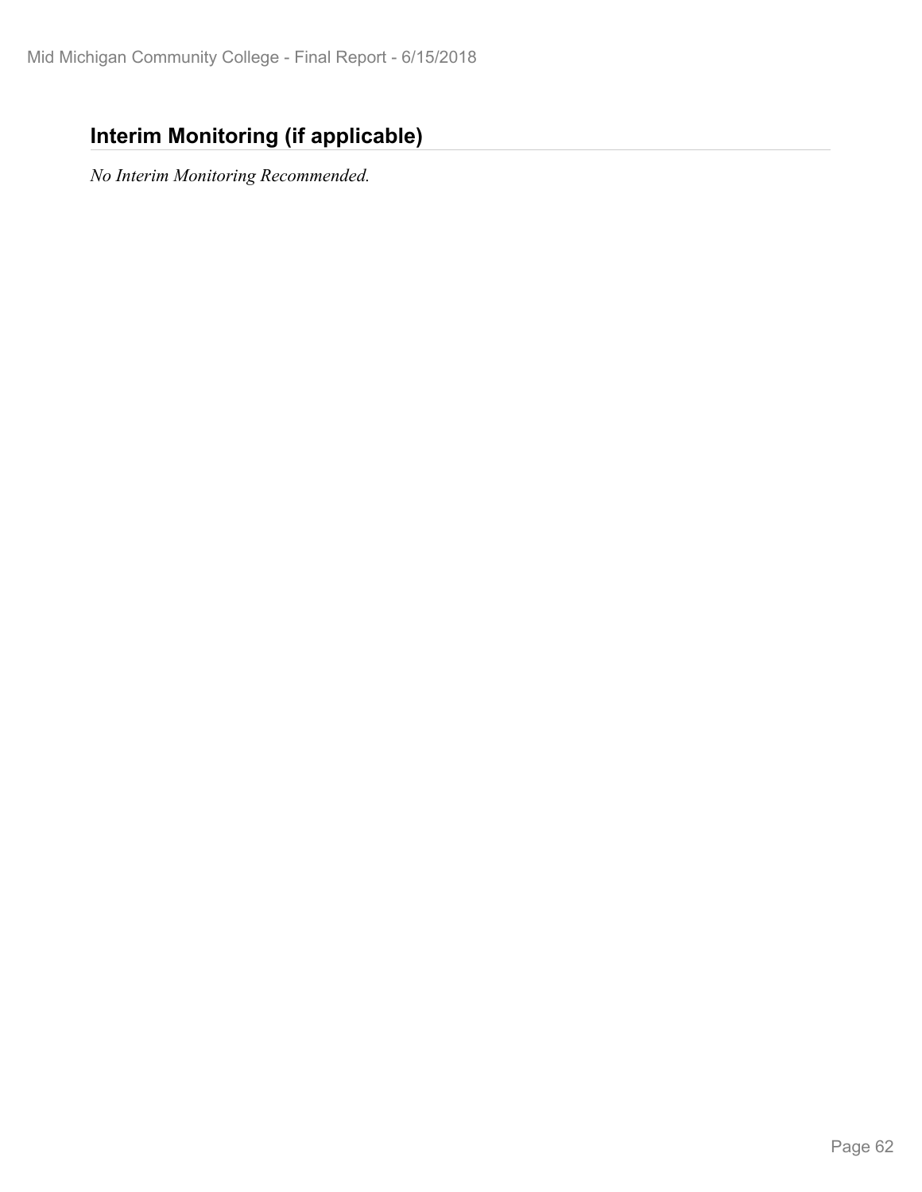## Interim Monitoring (if applicable)

*No Interim Monitoring Recommended.*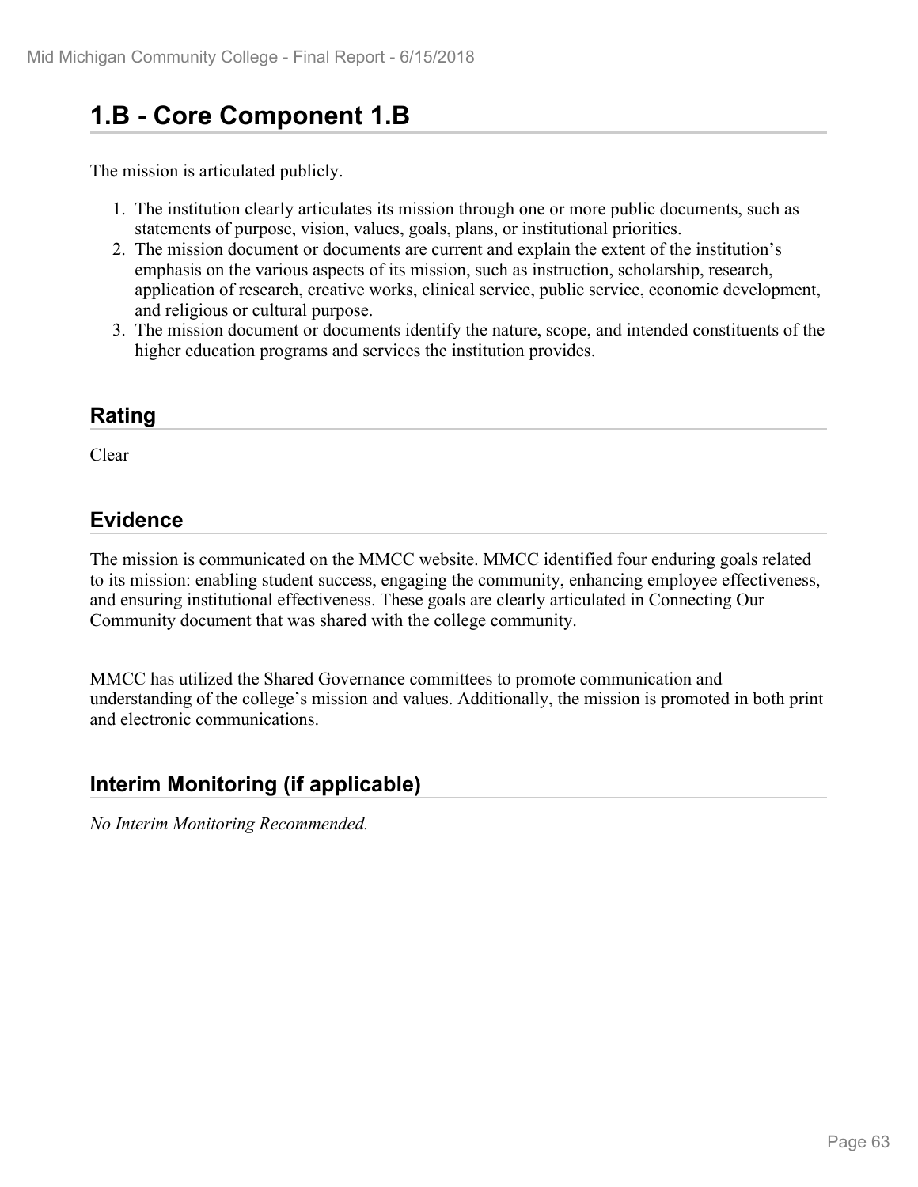# 1.B - Core Component 1.B

The mission is articulated publicly.

1. The institution clearly articulates its mission through one or more public documents, such as statements of purpose, vision, values, goals, plans, or institutional priorities.
2. The mission document or documents are current and explain the extent of the institution's emphasis on the various aspects of its mission, such as instruction, scholarship, research, application of research, creative works, clinical service, public service, economic development, and religious or cultural purpose.
3. The mission document or documents identify the nature, scope, and intended constituents of the higher education programs and services the institution provides.

## Rating

Clear

## Evidence

The mission is communicated on the MMCC website. MMCC identified four enduring goals related to its mission: enabling student success, engaging the community, enhancing employee effectiveness, and ensuring institutional effectiveness. These goals are clearly articulated in Connecting Our Community document that was shared with the college community.

MMCC has utilized the Shared Governance committees to promote communication and understanding of the college's mission and values. Additionally, the mission is promoted in both print and electronic communications.

## Interim Monitoring (if applicable)

*No Interim Monitoring Recommended.*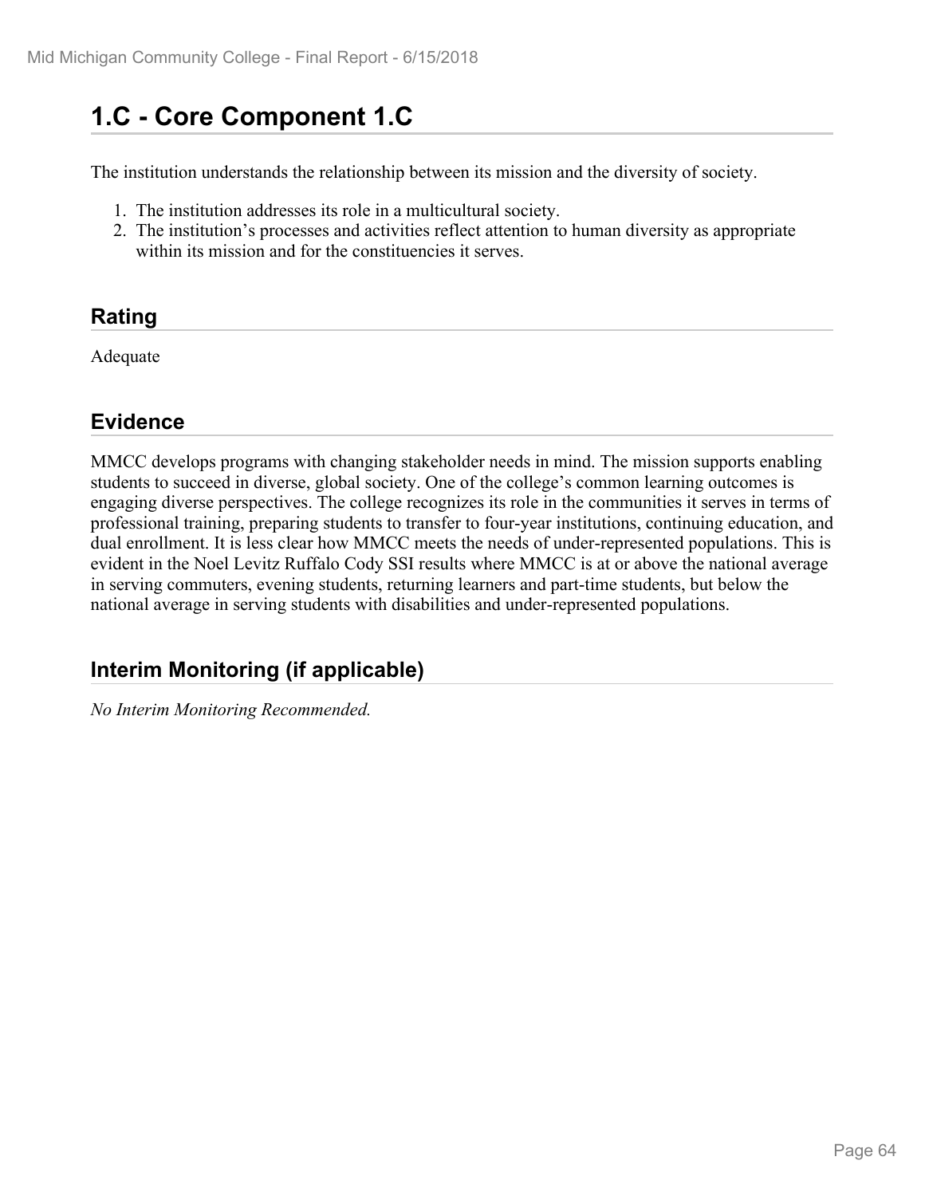# 1.C - Core Component 1.C

The institution understands the relationship between its mission and the diversity of society.

1. The institution addresses its role in a multicultural society.
2. The institution's processes and activities reflect attention to human diversity as appropriate within its mission and for the constituencies it serves.

## Rating

Adequate

## Evidence

MMCC develops programs with changing stakeholder needs in mind. The mission supports enabling students to succeed in diverse, global society. One of the college's common learning outcomes is engaging diverse perspectives. The college recognizes its role in the communities it serves in terms of professional training, preparing students to transfer to four-year institutions, continuing education, and dual enrollment. It is less clear how MMCC meets the needs of under-represented populations. This is evident in the Noel Levitz Ruffalo Cody SSI results where MMCC is at or above the national average in serving commuters, evening students, returning learners and part-time students, but below the national average in serving students with disabilities and under-represented populations.

## Interim Monitoring (if applicable)

*No Interim Monitoring Recommended.*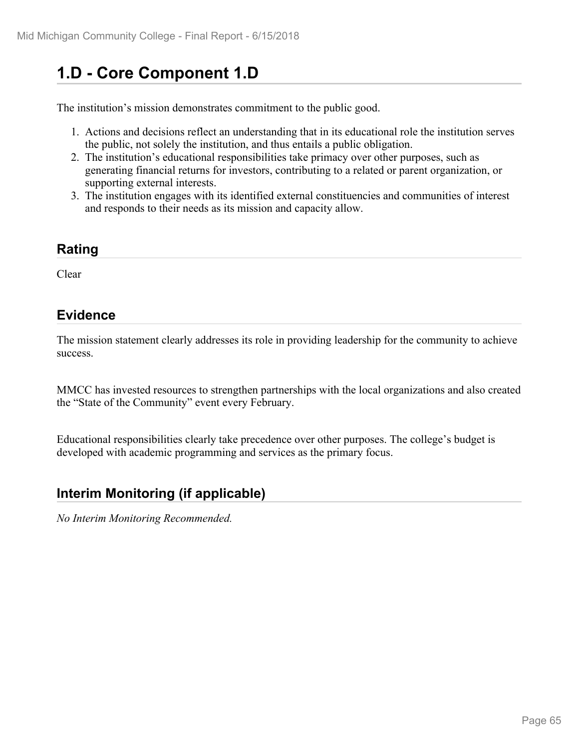# 1.D - Core Component 1.D

The institution's mission demonstrates commitment to the public good.

1. Actions and decisions reflect an understanding that in its educational role the institution serves the public, not solely the institution, and thus entails a public obligation.
2. The institution's educational responsibilities take primacy over other purposes, such as generating financial returns for investors, contributing to a related or parent organization, or supporting external interests.
3. The institution engages with its identified external constituencies and communities of interest and responds to their needs as its mission and capacity allow.

## Rating

Clear

## Evidence

The mission statement clearly addresses its role in providing leadership for the community to achieve success.

MMCC has invested resources to strengthen partnerships with the local organizations and also created the "State of the Community" event every February.

Educational responsibilities clearly take precedence over other purposes. The college's budget is developed with academic programming and services as the primary focus.

## Interim Monitoring (if applicable)

*No Interim Monitoring Recommended.*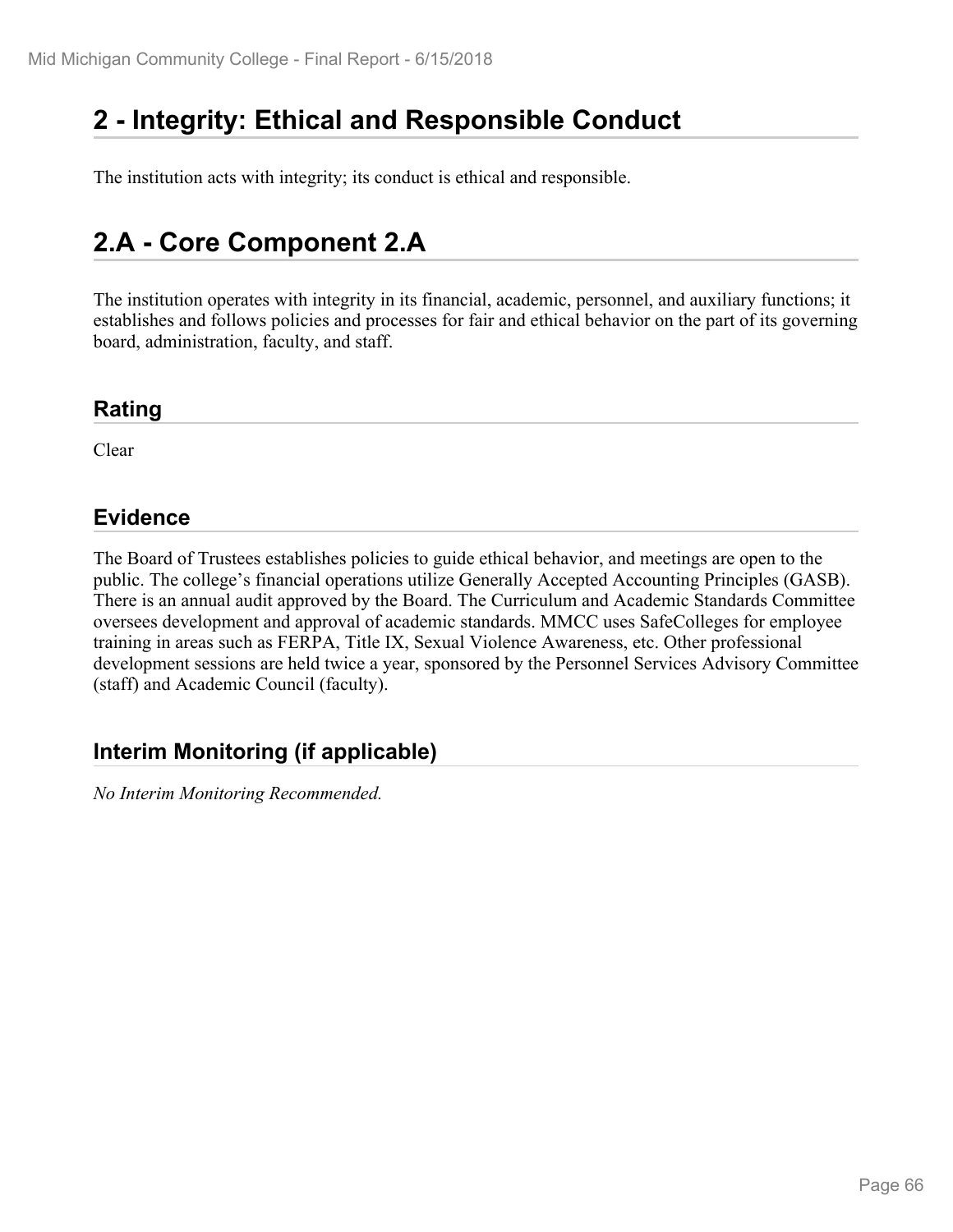# 2 - Integrity: Ethical and Responsible Conduct

The institution acts with integrity; its conduct is ethical and responsible.

# 2.A - Core Component 2.A

The institution operates with integrity in its financial, academic, personnel, and auxiliary functions; it establishes and follows policies and processes for fair and ethical behavior on the part of its governing board, administration, faculty, and staff.

## Rating

Clear

## Evidence

The Board of Trustees establishes policies to guide ethical behavior, and meetings are open to the public. The college's financial operations utilize Generally Accepted Accounting Principles (GASB). There is an annual audit approved by the Board. The Curriculum and Academic Standards Committee oversees development and approval of academic standards. MMCC uses SafeColleges for employee training in areas such as FERPA, Title IX, Sexual Violence Awareness, etc. Other professional development sessions are held twice a year, sponsored by the Personnel Services Advisory Committee (staff) and Academic Council (faculty).

## Interim Monitoring (if applicable)

*No Interim Monitoring Recommended.*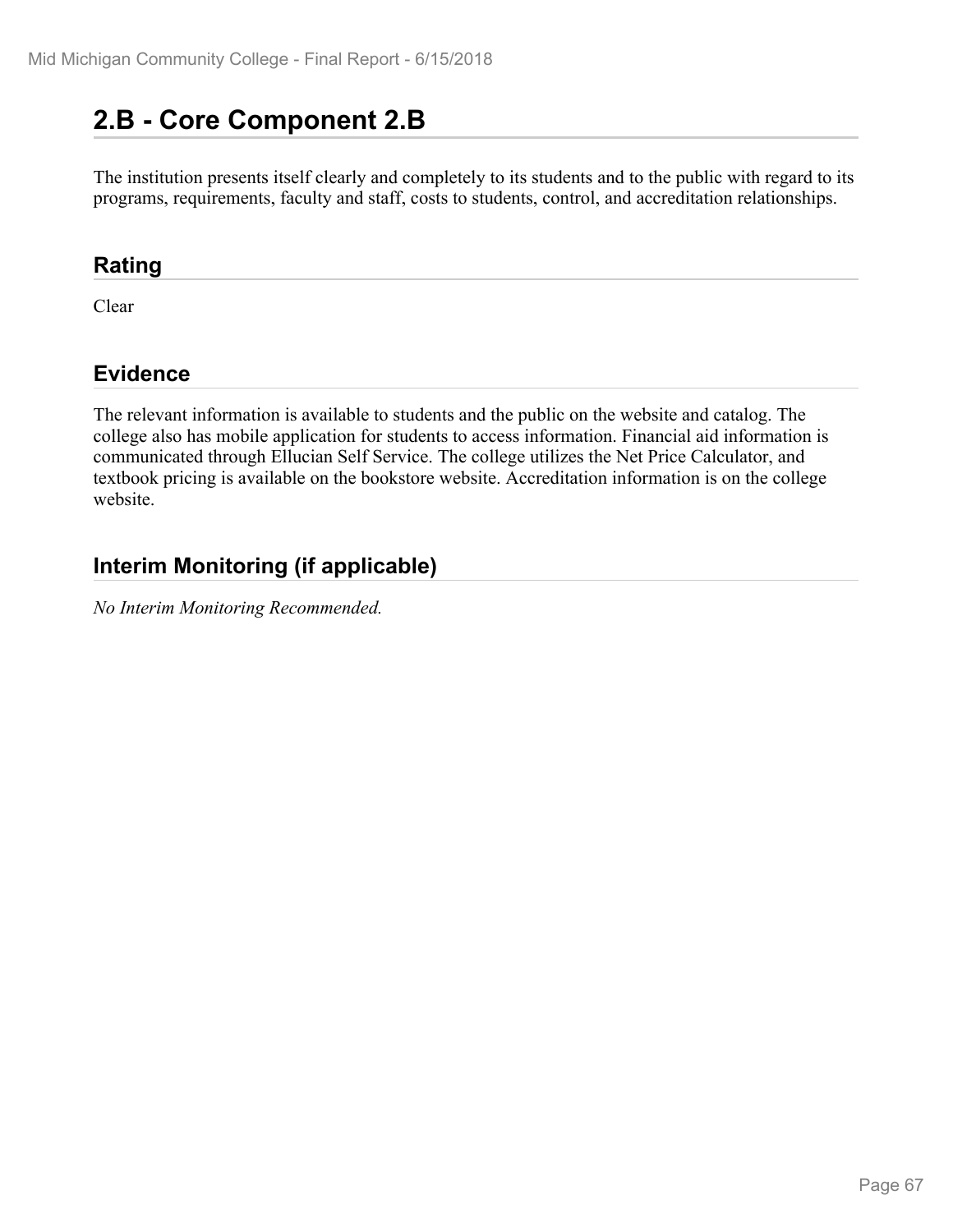## 2.B - Core Component 2.B

The institution presents itself clearly and completely to its students and to the public with regard to its programs, requirements, faculty and staff, costs to students, control, and accreditation relationships.

### Rating

Clear

### Evidence

The relevant information is available to students and the public on the website and catalog. The college also has mobile application for students to access information. Financial aid information is communicated through Ellucian Self Service. The college utilizes the Net Price Calculator, and textbook pricing is available on the bookstore website. Accreditation information is on the college website.

### Interim Monitoring (if applicable)

*No Interim Monitoring Recommended.*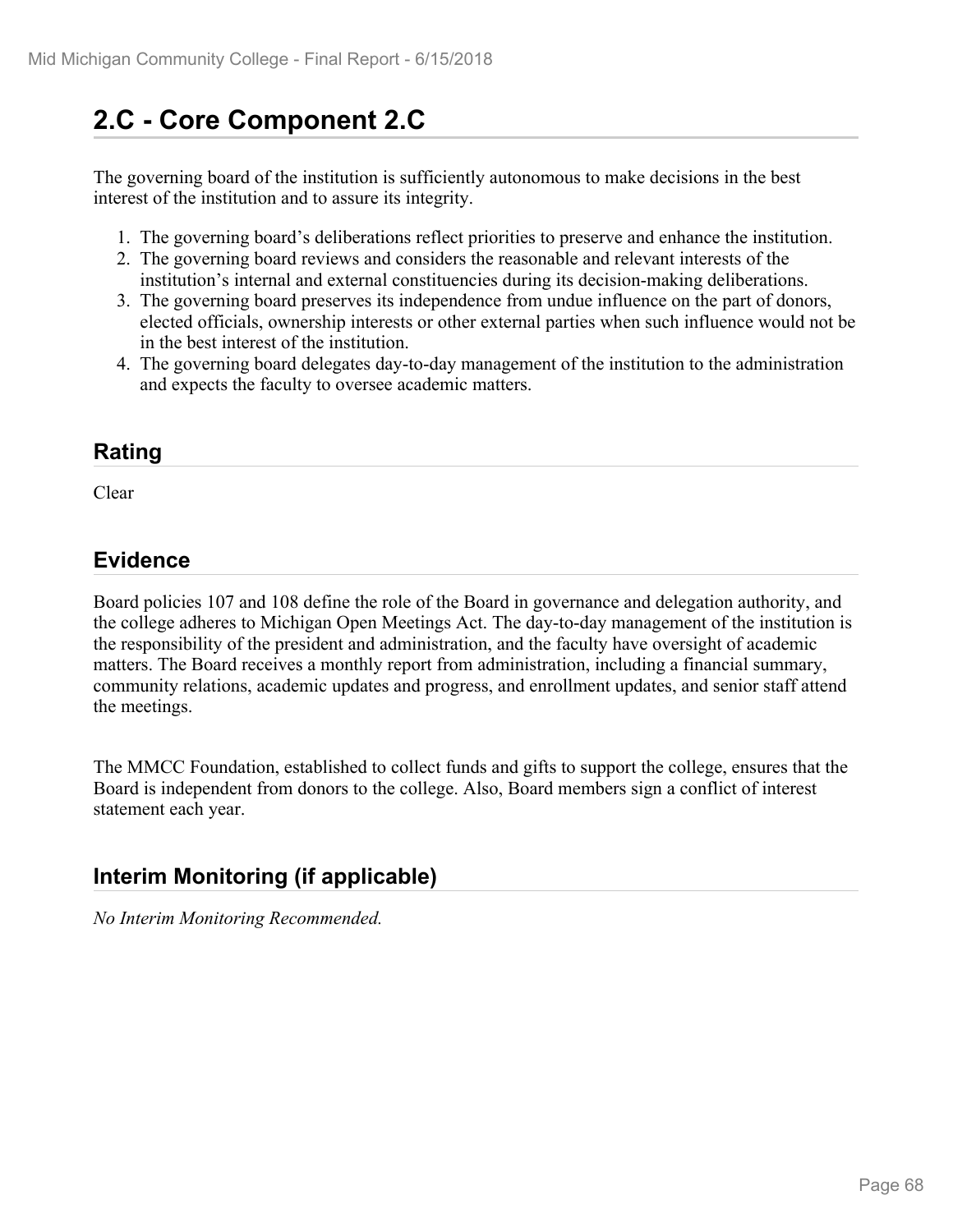## 2.C - Core Component 2.C

The governing board of the institution is sufficiently autonomous to make decisions in the best interest of the institution and to assure its integrity.

1. The governing board's deliberations reflect priorities to preserve and enhance the institution.
2. The governing board reviews and considers the reasonable and relevant interests of the institution's internal and external constituencies during its decision-making deliberations.
3. The governing board preserves its independence from undue influence on the part of donors, elected officials, ownership interests or other external parties when such influence would not be in the best interest of the institution.
4. The governing board delegates day-to-day management of the institution to the administration and expects the faculty to oversee academic matters.

### Rating

Clear

### Evidence

Board policies 107 and 108 define the role of the Board in governance and delegation authority, and the college adheres to Michigan Open Meetings Act. The day-to-day management of the institution is the responsibility of the president and administration, and the faculty have oversight of academic matters. The Board receives a monthly report from administration, including a financial summary, community relations, academic updates and progress, and enrollment updates, and senior staff attend the meetings.

The MMCC Foundation, established to collect funds and gifts to support the college, ensures that the Board is independent from donors to the college. Also, Board members sign a conflict of interest statement each year.

### Interim Monitoring (if applicable)

*No Interim Monitoring Recommended.*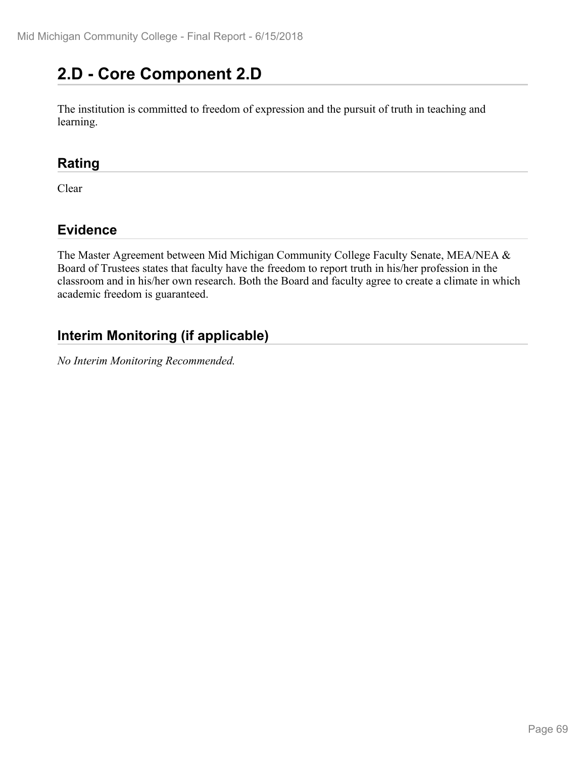## 2.D - Core Component 2.D

The institution is committed to freedom of expression and the pursuit of truth in teaching and learning.

### Rating

Clear

### Evidence

The Master Agreement between Mid Michigan Community College Faculty Senate, MEA/NEA & Board of Trustees states that faculty have the freedom to report truth in his/her profession in the classroom and in his/her own research. Both the Board and faculty agree to create a climate in which academic freedom is guaranteed.

### Interim Monitoring (if applicable)

*No Interim Monitoring Recommended.*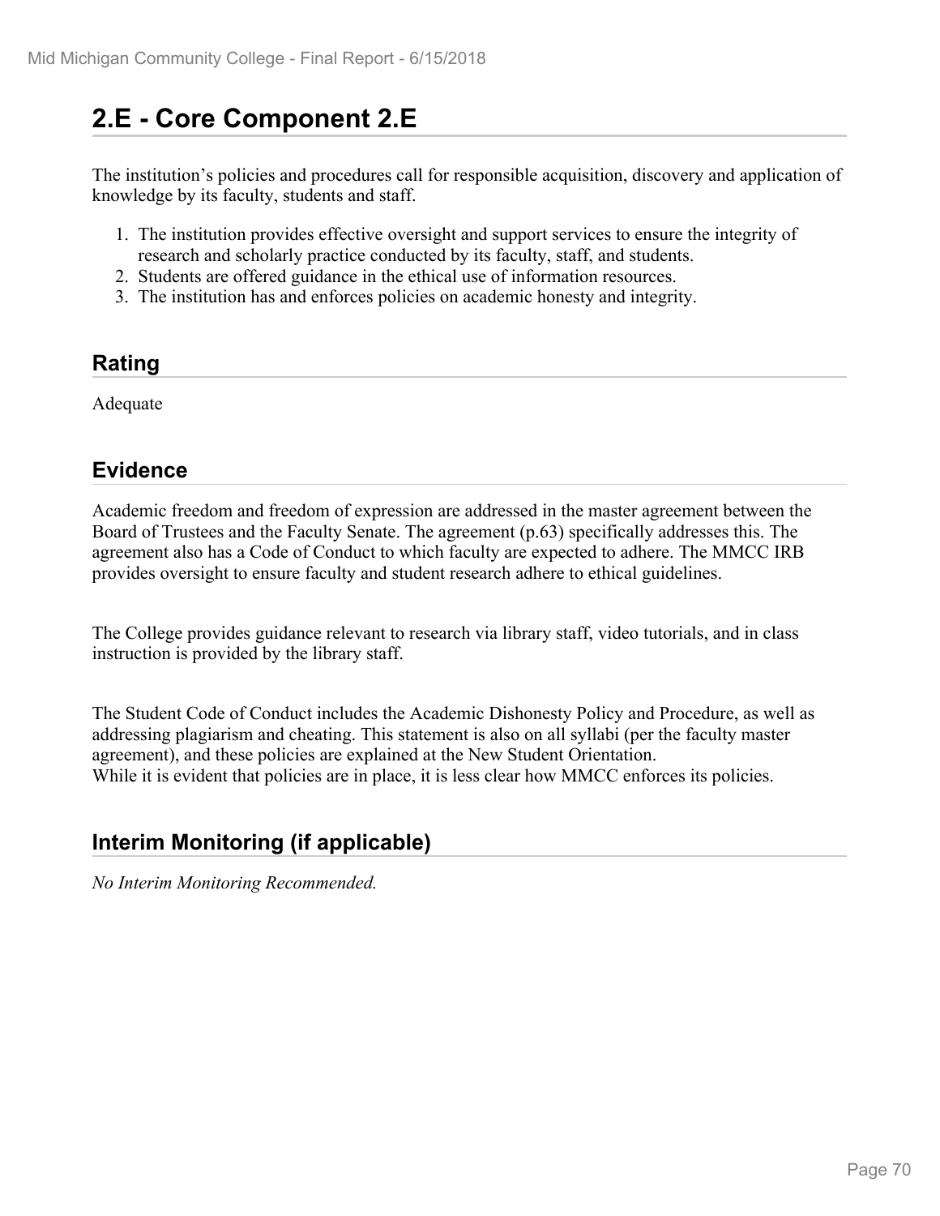## 2.E - Core Component 2.E

The institution's policies and procedures call for responsible acquisition, discovery and application of knowledge by its faculty, students and staff.

1. The institution provides effective oversight and support services to ensure the integrity of research and scholarly practice conducted by its faculty, staff, and students.
2. Students are offered guidance in the ethical use of information resources.
3. The institution has and enforces policies on academic honesty and integrity.

### Rating

Adequate

### Evidence

Academic freedom and freedom of expression are addressed in the master agreement between the Board of Trustees and the Faculty Senate. The agreement (p.63) specifically addresses this. The agreement also has a Code of Conduct to which faculty are expected to adhere. The MMCC IRB provides oversight to ensure faculty and student research adhere to ethical guidelines.

The College provides guidance relevant to research via library staff, video tutorials, and in class instruction is provided by the library staff.

The Student Code of Conduct includes the Academic Dishonesty Policy and Procedure, as well as addressing plagiarism and cheating. This statement is also on all syllabi (per the faculty master agreement), and these policies are explained at the New Student Orientation.
While it is evident that policies are in place, it is less clear how MMCC enforces its policies.

### Interim Monitoring (if applicable)

*No Interim Monitoring Recommended.*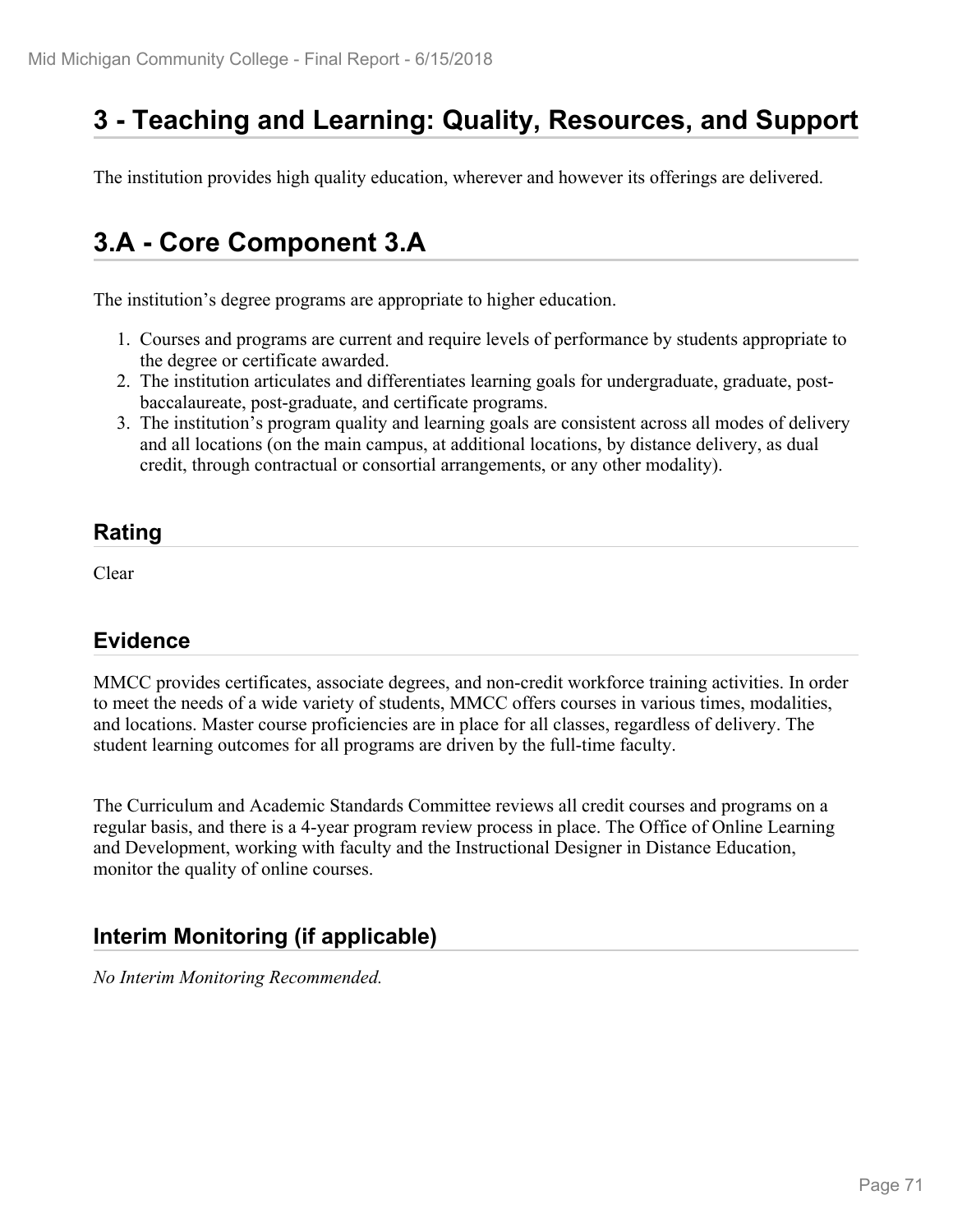# 3 - Teaching and Learning: Quality, Resources, and Support

The institution provides high quality education, wherever and however its offerings are delivered.

# 3.A - Core Component 3.A

The institution's degree programs are appropriate to higher education.

1. Courses and programs are current and require levels of performance by students appropriate to the degree or certificate awarded.
2. The institution articulates and differentiates learning goals for undergraduate, graduate, post-baccalaureate, post-graduate, and certificate programs.
3. The institution's program quality and learning goals are consistent across all modes of delivery and all locations (on the main campus, at additional locations, by distance delivery, as dual credit, through contractual or consortial arrangements, or any other modality).

## Rating

Clear

## Evidence

MMCC provides certificates, associate degrees, and non-credit workforce training activities. In order to meet the needs of a wide variety of students, MMCC offers courses in various times, modalities, and locations. Master course proficiencies are in place for all classes, regardless of delivery. The student learning outcomes for all programs are driven by the full-time faculty.

The Curriculum and Academic Standards Committee reviews all credit courses and programs on a regular basis, and there is a 4-year program review process in place. The Office of Online Learning and Development, working with faculty and the Instructional Designer in Distance Education, monitor the quality of online courses.

## Interim Monitoring (if applicable)

*No Interim Monitoring Recommended.*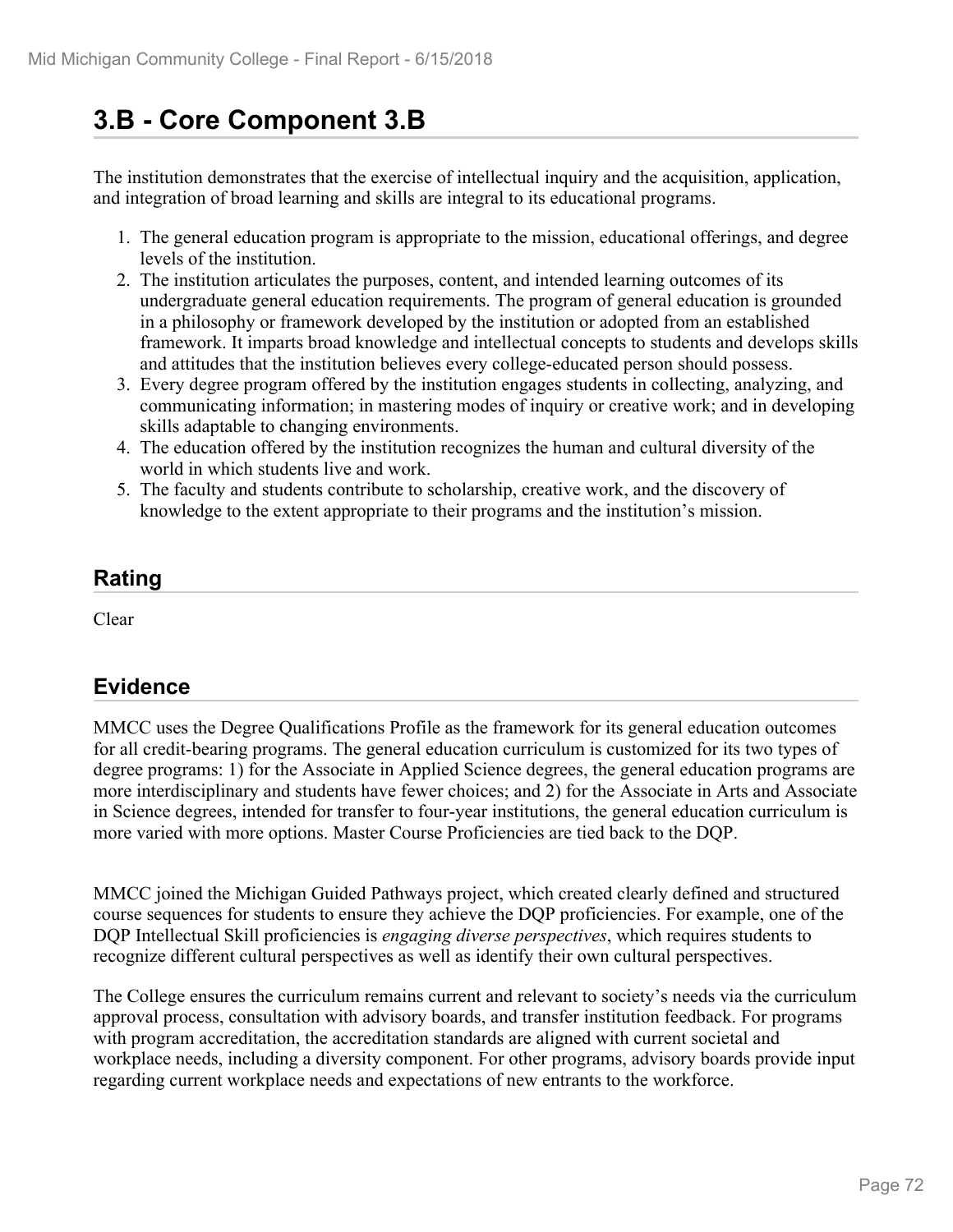# 3.B - Core Component 3.B

The institution demonstrates that the exercise of intellectual inquiry and the acquisition, application, and integration of broad learning and skills are integral to its educational programs.

1. The general education program is appropriate to the mission, educational offerings, and degree levels of the institution.
2. The institution articulates the purposes, content, and intended learning outcomes of its undergraduate general education requirements. The program of general education is grounded in a philosophy or framework developed by the institution or adopted from an established framework. It imparts broad knowledge and intellectual concepts to students and develops skills and attitudes that the institution believes every college-educated person should possess.
3. Every degree program offered by the institution engages students in collecting, analyzing, and communicating information; in mastering modes of inquiry or creative work; and in developing skills adaptable to changing environments.
4. The education offered by the institution recognizes the human and cultural diversity of the world in which students live and work.
5. The faculty and students contribute to scholarship, creative work, and the discovery of knowledge to the extent appropriate to their programs and the institution's mission.

## Rating

Clear

## Evidence

MMCC uses the Degree Qualifications Profile as the framework for its general education outcomes for all credit-bearing programs. The general education curriculum is customized for its two types of degree programs: 1) for the Associate in Applied Science degrees, the general education programs are more interdisciplinary and students have fewer choices; and 2) for the Associate in Arts and Associate in Science degrees, intended for transfer to four-year institutions, the general education curriculum is more varied with more options. Master Course Proficiencies are tied back to the DQP.

MMCC joined the Michigan Guided Pathways project, which created clearly defined and structured course sequences for students to ensure they achieve the DQP proficiencies. For example, one of the DQP Intellectual Skill proficiencies is *engaging diverse perspectives*, which requires students to recognize different cultural perspectives as well as identify their own cultural perspectives.

The College ensures the curriculum remains current and relevant to society's needs via the curriculum approval process, consultation with advisory boards, and transfer institution feedback. For programs with program accreditation, the accreditation standards are aligned with current societal and workplace needs, including a diversity component. For other programs, advisory boards provide input regarding current workplace needs and expectations of new entrants to the workforce.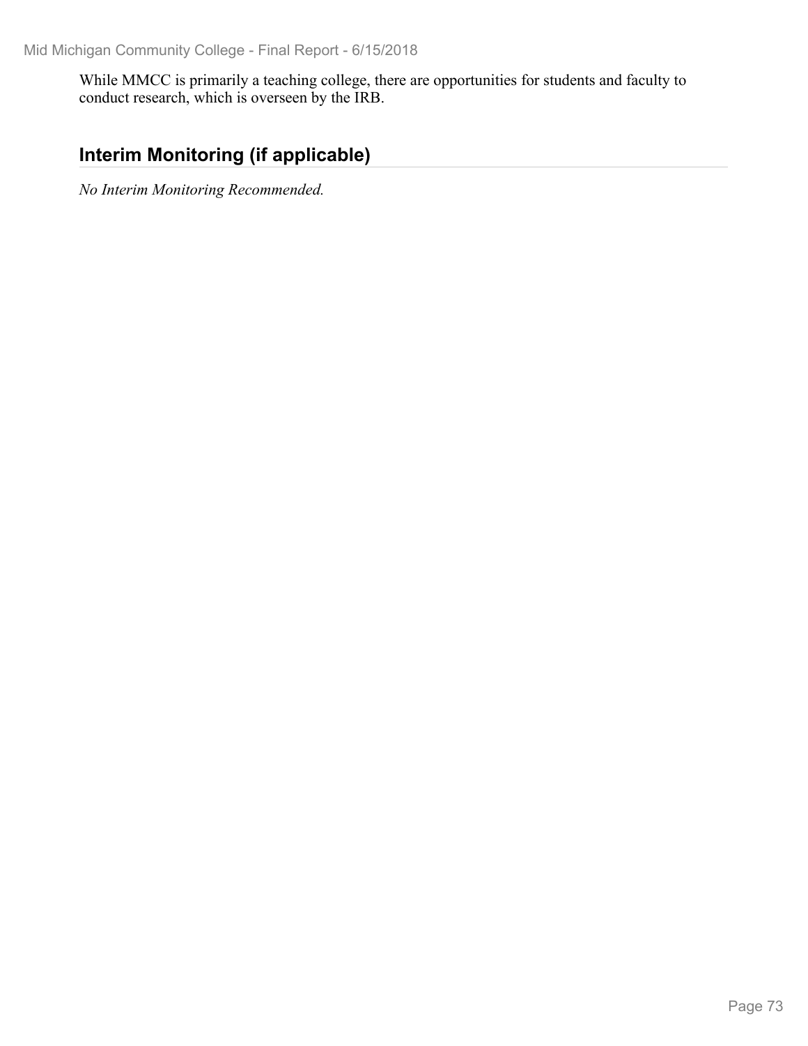While MMCC is primarily a teaching college, there are opportunities for students and faculty to conduct research, which is overseen by the IRB.

## Interim Monitoring (if applicable)

*No Interim Monitoring Recommended.*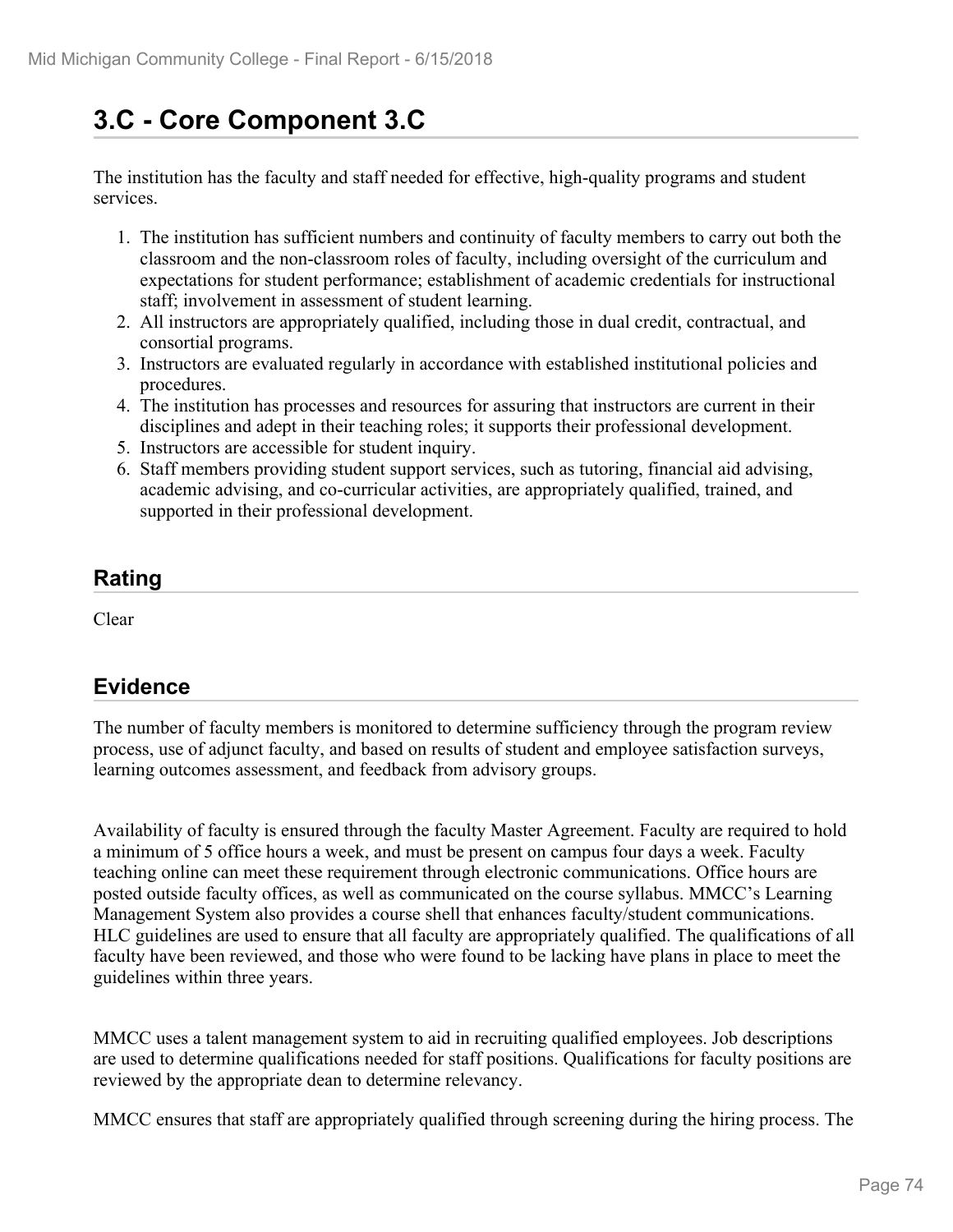## 3.C - Core Component 3.C

The institution has the faculty and staff needed for effective, high-quality programs and student services.

1. The institution has sufficient numbers and continuity of faculty members to carry out both the classroom and the non-classroom roles of faculty, including oversight of the curriculum and expectations for student performance; establishment of academic credentials for instructional staff; involvement in assessment of student learning.
2. All instructors are appropriately qualified, including those in dual credit, contractual, and consortial programs.
3. Instructors are evaluated regularly in accordance with established institutional policies and procedures.
4. The institution has processes and resources for assuring that instructors are current in their disciplines and adept in their teaching roles; it supports their professional development.
5. Instructors are accessible for student inquiry.
6. Staff members providing student support services, such as tutoring, financial aid advising, academic advising, and co-curricular activities, are appropriately qualified, trained, and supported in their professional development.

### Rating

Clear

### Evidence

The number of faculty members is monitored to determine sufficiency through the program review process, use of adjunct faculty, and based on results of student and employee satisfaction surveys, learning outcomes assessment, and feedback from advisory groups.

Availability of faculty is ensured through the faculty Master Agreement. Faculty are required to hold a minimum of 5 office hours a week, and must be present on campus four days a week. Faculty teaching online can meet these requirement through electronic communications. Office hours are posted outside faculty offices, as well as communicated on the course syllabus. MMCC's Learning Management System also provides a course shell that enhances faculty/student communications. HLC guidelines are used to ensure that all faculty are appropriately qualified. The qualifications of all faculty have been reviewed, and those who were found to be lacking have plans in place to meet the guidelines within three years.

MMCC uses a talent management system to aid in recruiting qualified employees. Job descriptions are used to determine qualifications needed for staff positions. Qualifications for faculty positions are reviewed by the appropriate dean to determine relevancy.

MMCC ensures that staff are appropriately qualified through screening during the hiring process. The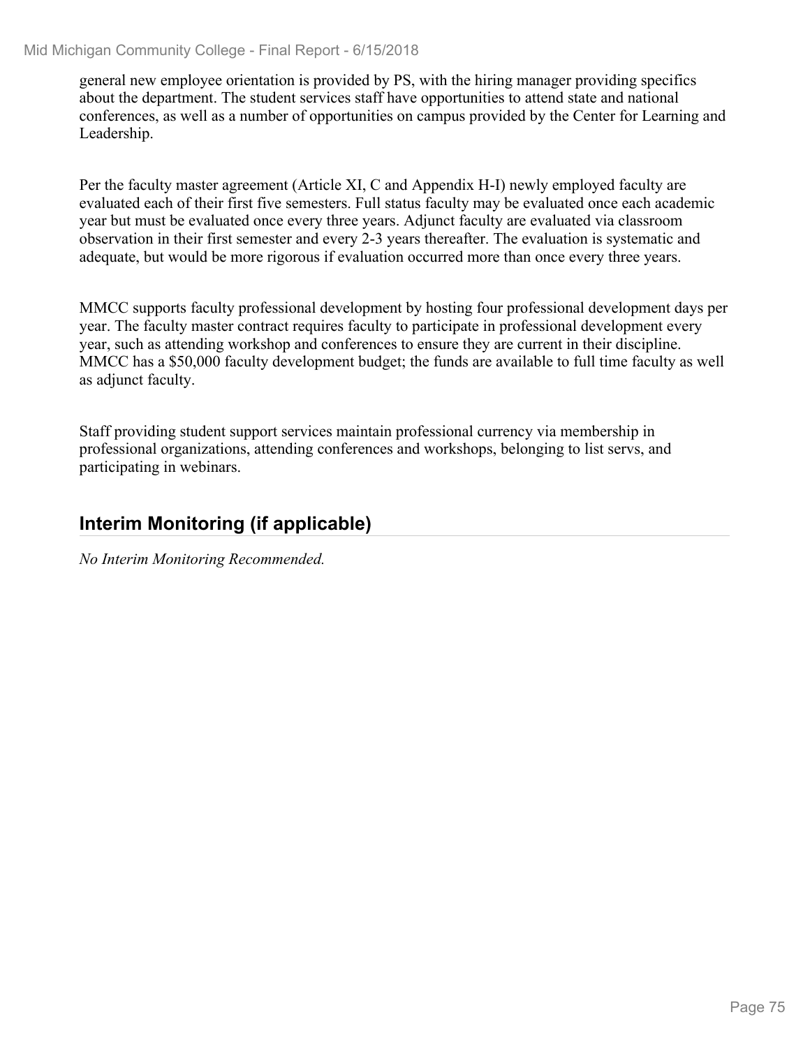general new employee orientation is provided by PS, with the hiring manager providing specifics about the department. The student services staff have opportunities to attend state and national conferences, as well as a number of opportunities on campus provided by the Center for Learning and Leadership.

Per the faculty master agreement (Article XI, C and Appendix H-I) newly employed faculty are evaluated each of their first five semesters. Full status faculty may be evaluated once each academic year but must be evaluated once every three years. Adjunct faculty are evaluated via classroom observation in their first semester and every 2-3 years thereafter. The evaluation is systematic and adequate, but would be more rigorous if evaluation occurred more than once every three years.

MMCC supports faculty professional development by hosting four professional development days per year. The faculty master contract requires faculty to participate in professional development every year, such as attending workshop and conferences to ensure they are current in their discipline. MMCC has a $50,000 faculty development budget; the funds are available to full time faculty as well as adjunct faculty.

Staff providing student support services maintain professional currency via membership in professional organizations, attending conferences and workshops, belonging to list servs, and participating in webinars.

## Interim Monitoring (if applicable)

*No Interim Monitoring Recommended.*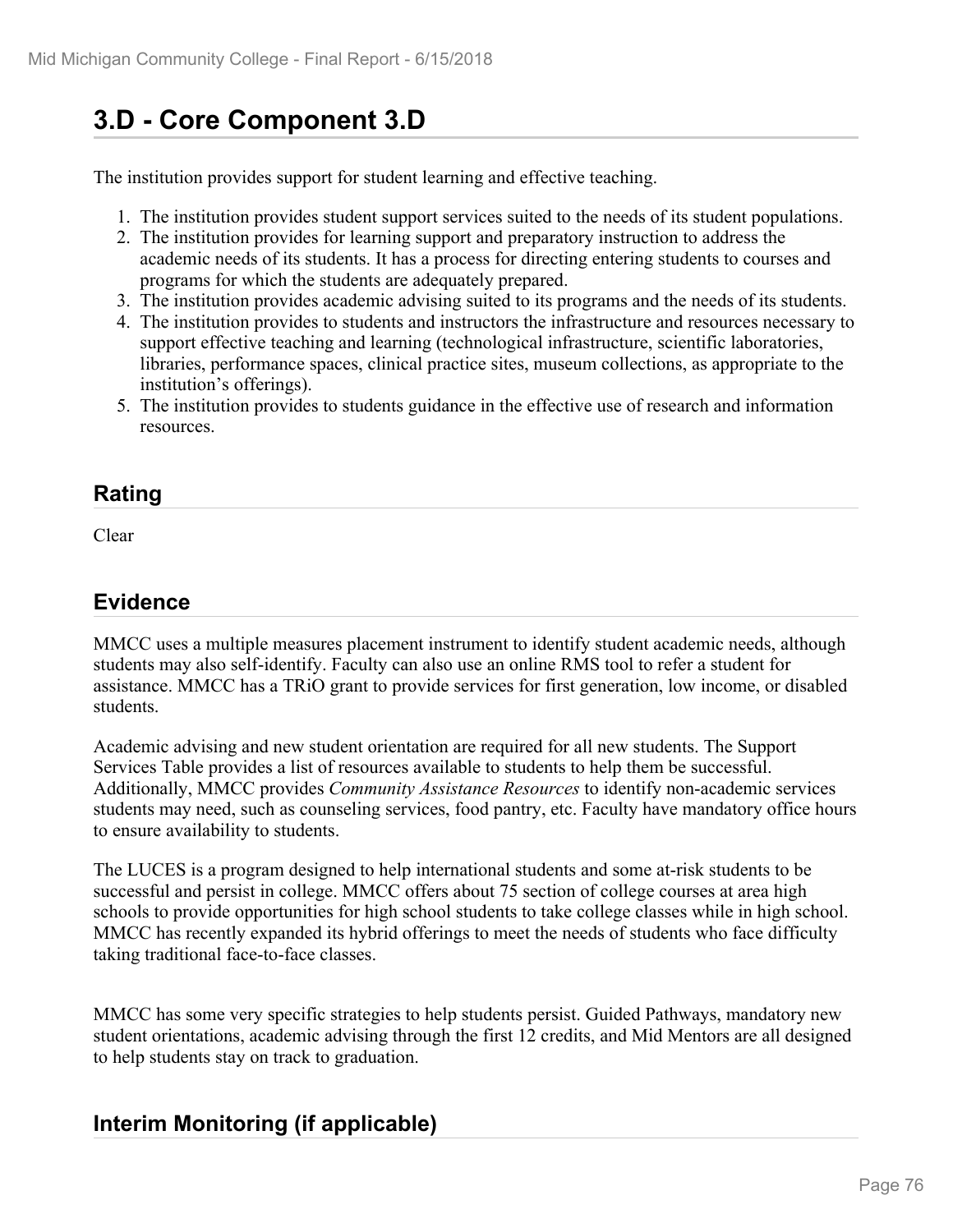# 3.D - Core Component 3.D

The institution provides support for student learning and effective teaching.

1. The institution provides student support services suited to the needs of its student populations.
2. The institution provides for learning support and preparatory instruction to address the academic needs of its students. It has a process for directing entering students to courses and programs for which the students are adequately prepared.
3. The institution provides academic advising suited to its programs and the needs of its students.
4. The institution provides to students and instructors the infrastructure and resources necessary to support effective teaching and learning (technological infrastructure, scientific laboratories, libraries, performance spaces, clinical practice sites, museum collections, as appropriate to the institution's offerings).
5. The institution provides to students guidance in the effective use of research and information resources.

## Rating

Clear

## Evidence

MMCC uses a multiple measures placement instrument to identify student academic needs, although students may also self-identify. Faculty can also use an online RMS tool to refer a student for assistance. MMCC has a TRiO grant to provide services for first generation, low income, or disabled students.

Academic advising and new student orientation are required for all new students. The Support Services Table provides a list of resources available to students to help them be successful. Additionally, MMCC provides *Community Assistance Resources* to identify non-academic services students may need, such as counseling services, food pantry, etc. Faculty have mandatory office hours to ensure availability to students.

The LUCES is a program designed to help international students and some at-risk students to be successful and persist in college. MMCC offers about 75 section of college courses at area high schools to provide opportunities for high school students to take college classes while in high school. MMCC has recently expanded its hybrid offerings to meet the needs of students who face difficulty taking traditional face-to-face classes.

MMCC has some very specific strategies to help students persist. Guided Pathways, mandatory new student orientations, academic advising through the first 12 credits, and Mid Mentors are all designed to help students stay on track to graduation.

## Interim Monitoring (if applicable)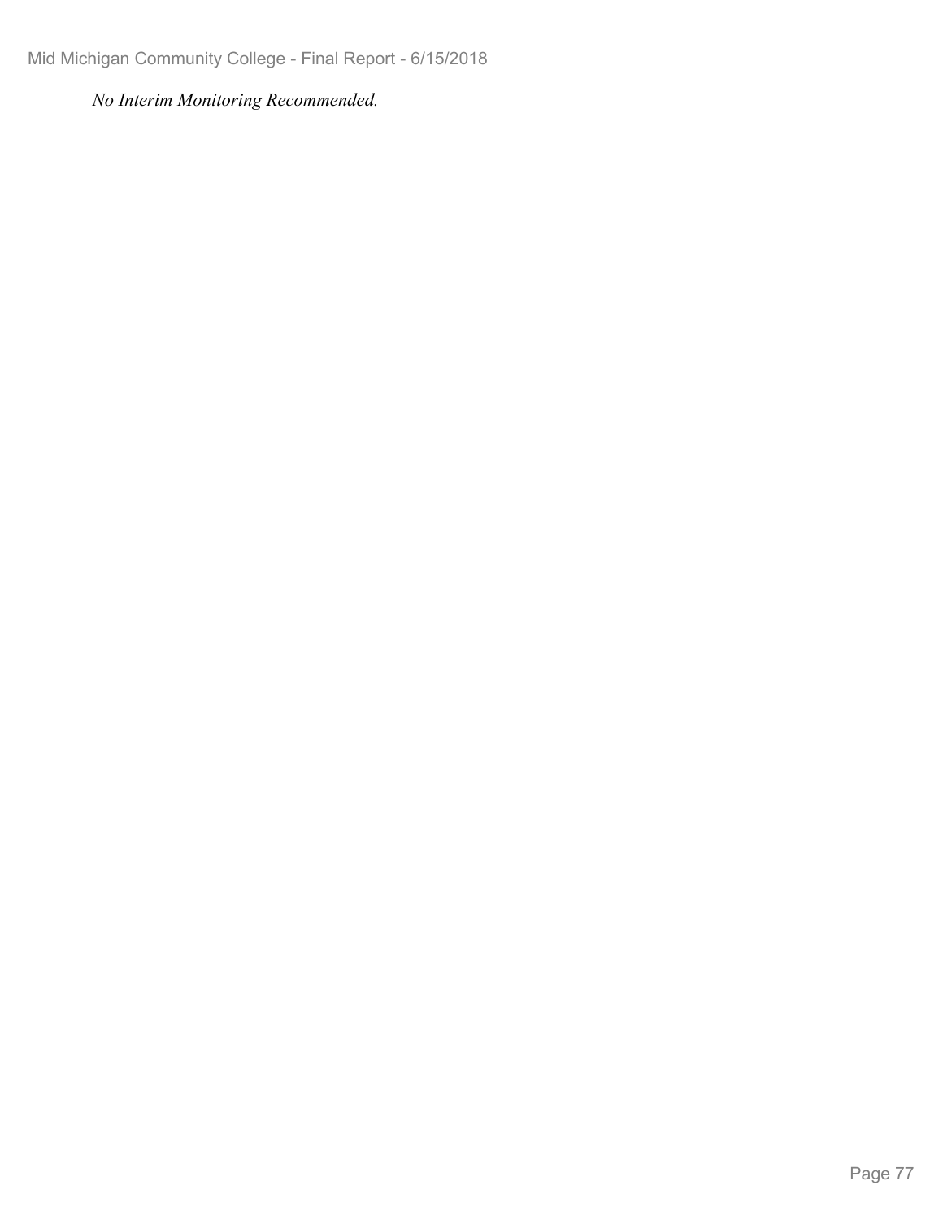*No Interim Monitoring Recommended.*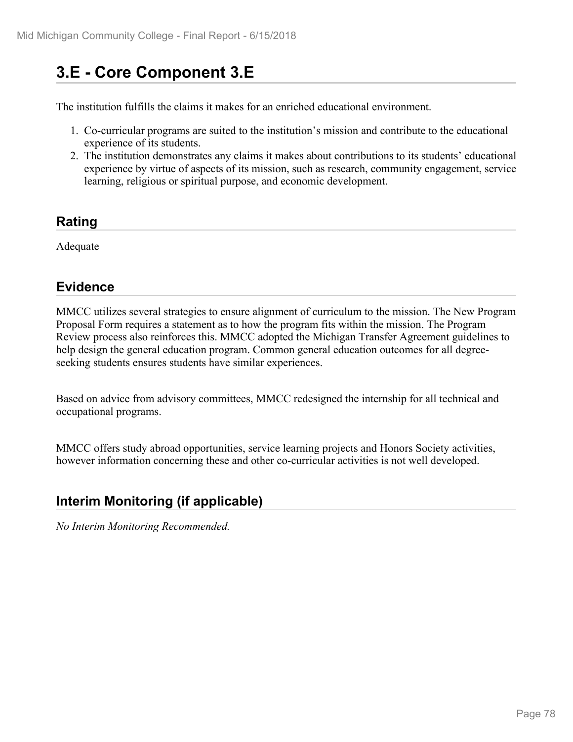# 3.E - Core Component 3.E

The institution fulfills the claims it makes for an enriched educational environment.

1. Co-curricular programs are suited to the institution's mission and contribute to the educational experience of its students.
2. The institution demonstrates any claims it makes about contributions to its students' educational experience by virtue of aspects of its mission, such as research, community engagement, service learning, religious or spiritual purpose, and economic development.

## Rating

Adequate

## Evidence

MMCC utilizes several strategies to ensure alignment of curriculum to the mission. The New Program Proposal Form requires a statement as to how the program fits within the mission. The Program Review process also reinforces this. MMCC adopted the Michigan Transfer Agreement guidelines to help design the general education program. Common general education outcomes for all degree-seeking students ensures students have similar experiences.

Based on advice from advisory committees, MMCC redesigned the internship for all technical and occupational programs.

MMCC offers study abroad opportunities, service learning projects and Honors Society activities, however information concerning these and other co-curricular activities is not well developed.

## Interim Monitoring (if applicable)

*No Interim Monitoring Recommended.*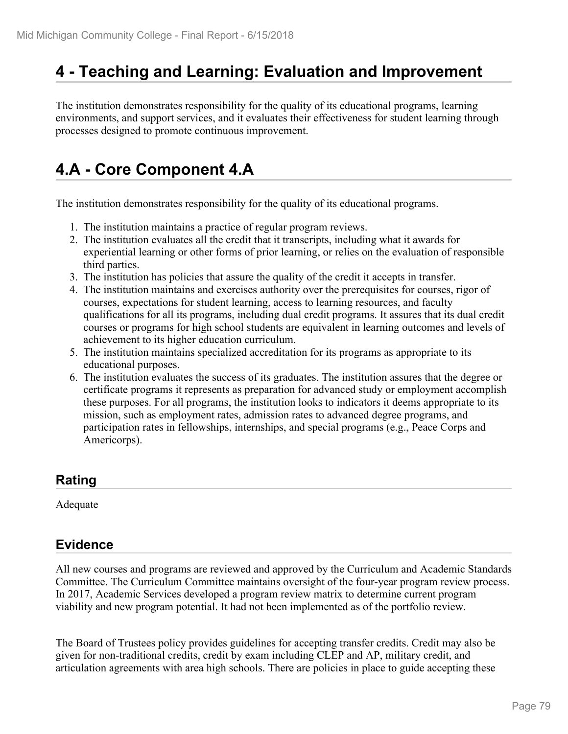# 4 - Teaching and Learning: Evaluation and Improvement

The institution demonstrates responsibility for the quality of its educational programs, learning environments, and support services, and it evaluates their effectiveness for student learning through processes designed to promote continuous improvement.

# 4.A - Core Component 4.A

The institution demonstrates responsibility for the quality of its educational programs.

1. The institution maintains a practice of regular program reviews.
2. The institution evaluates all the credit that it transcripts, including what it awards for experiential learning or other forms of prior learning, or relies on the evaluation of responsible third parties.
3. The institution has policies that assure the quality of the credit it accepts in transfer.
4. The institution maintains and exercises authority over the prerequisites for courses, rigor of courses, expectations for student learning, access to learning resources, and faculty qualifications for all its programs, including dual credit programs. It assures that its dual credit courses or programs for high school students are equivalent in learning outcomes and levels of achievement to its higher education curriculum.
5. The institution maintains specialized accreditation for its programs as appropriate to its educational purposes.
6. The institution evaluates the success of its graduates. The institution assures that the degree or certificate programs it represents as preparation for advanced study or employment accomplish these purposes. For all programs, the institution looks to indicators it deems appropriate to its mission, such as employment rates, admission rates to advanced degree programs, and participation rates in fellowships, internships, and special programs (e.g., Peace Corps and Americorps).

## Rating

Adequate

## Evidence

All new courses and programs are reviewed and approved by the Curriculum and Academic Standards Committee. The Curriculum Committee maintains oversight of the four-year program review process. In 2017, Academic Services developed a program review matrix to determine current program viability and new program potential. It had not been implemented as of the portfolio review.

The Board of Trustees policy provides guidelines for accepting transfer credits. Credit may also be given for non-traditional credits, credit by exam including CLEP and AP, military credit, and articulation agreements with area high schools. There are policies in place to guide accepting these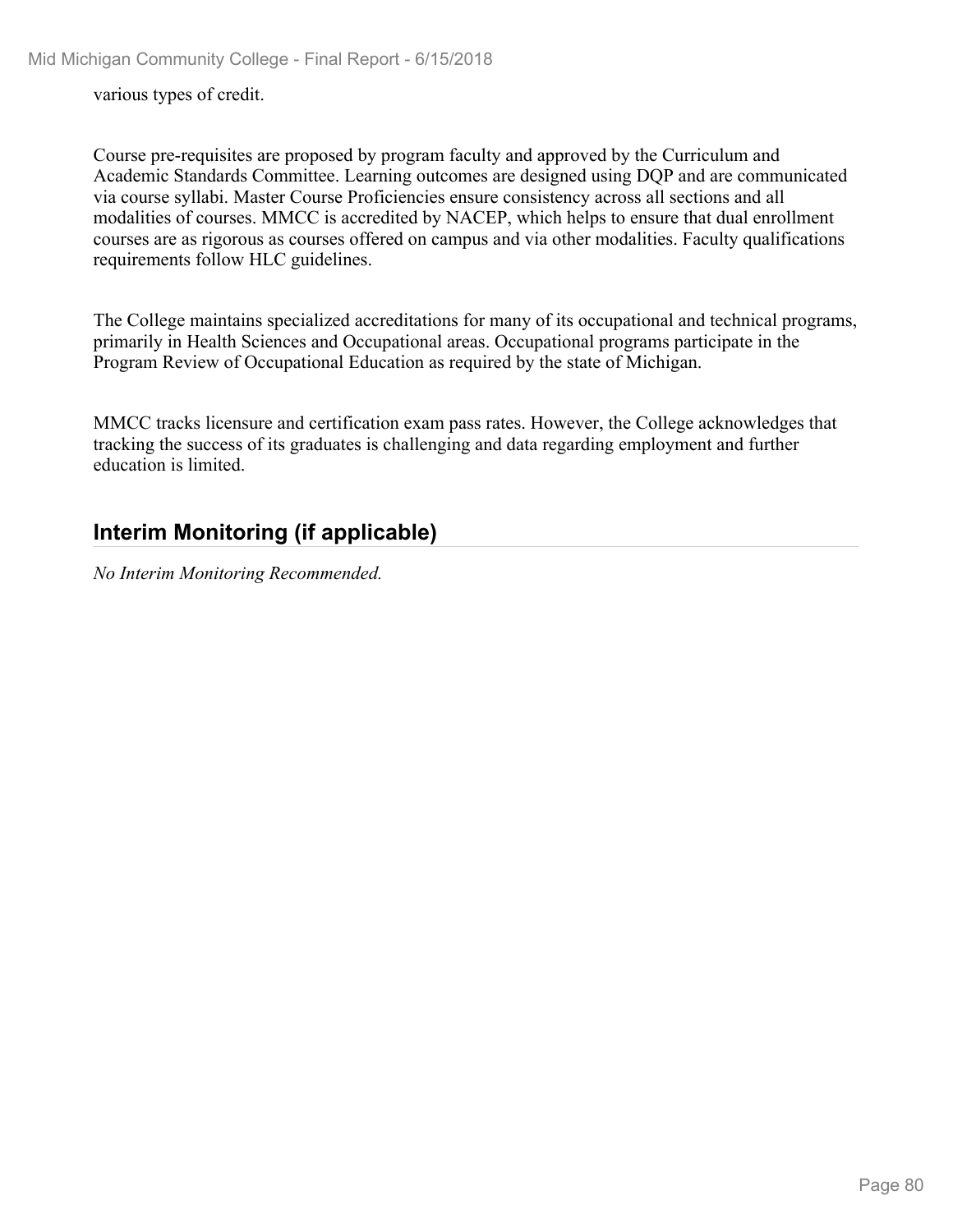various types of credit.

Course pre-requisites are proposed by program faculty and approved by the Curriculum and Academic Standards Committee. Learning outcomes are designed using DQP and are communicated via course syllabi. Master Course Proficiencies ensure consistency across all sections and all modalities of courses. MMCC is accredited by NACEP, which helps to ensure that dual enrollment courses are as rigorous as courses offered on campus and via other modalities. Faculty qualifications requirements follow HLC guidelines.

The College maintains specialized accreditations for many of its occupational and technical programs, primarily in Health Sciences and Occupational areas. Occupational programs participate in the Program Review of Occupational Education as required by the state of Michigan.

MMCC tracks licensure and certification exam pass rates. However, the College acknowledges that tracking the success of its graduates is challenging and data regarding employment and further education is limited.

## Interim Monitoring (if applicable)

*No Interim Monitoring Recommended.*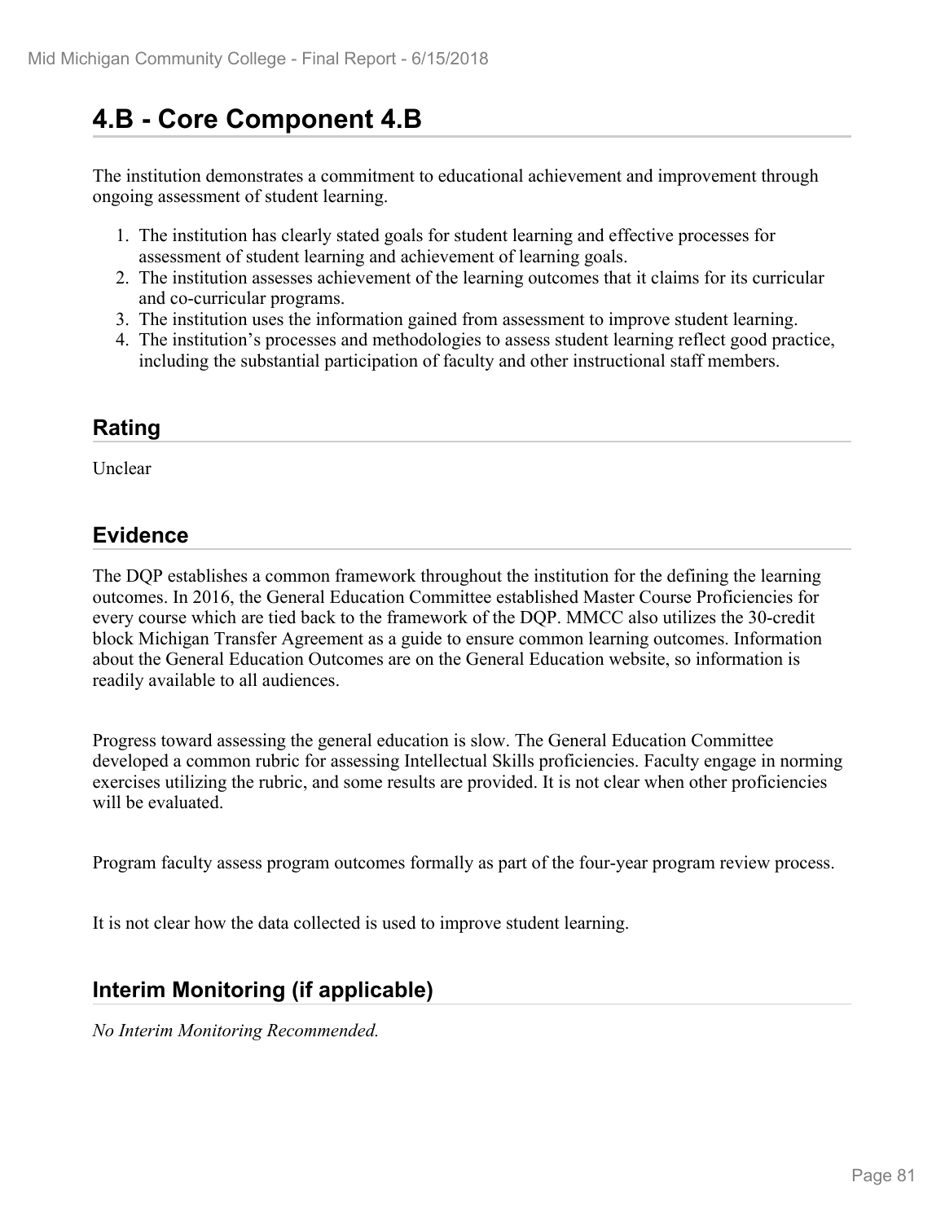## 4.B - Core Component 4.B

The institution demonstrates a commitment to educational achievement and improvement through ongoing assessment of student learning.

1. The institution has clearly stated goals for student learning and effective processes for assessment of student learning and achievement of learning goals.
2. The institution assesses achievement of the learning outcomes that it claims for its curricular and co-curricular programs.
3. The institution uses the information gained from assessment to improve student learning.
4. The institution's processes and methodologies to assess student learning reflect good practice, including the substantial participation of faculty and other instructional staff members.

### Rating

Unclear

### Evidence

The DQP establishes a common framework throughout the institution for the defining the learning outcomes. In 2016, the General Education Committee established Master Course Proficiencies for every course which are tied back to the framework of the DQP. MMCC also utilizes the 30-credit block Michigan Transfer Agreement as a guide to ensure common learning outcomes. Information about the General Education Outcomes are on the General Education website, so information is readily available to all audiences.

Progress toward assessing the general education is slow. The General Education Committee developed a common rubric for assessing Intellectual Skills proficiencies. Faculty engage in norming exercises utilizing the rubric, and some results are provided. It is not clear when other proficiencies will be evaluated.

Program faculty assess program outcomes formally as part of the four-year program review process.

It is not clear how the data collected is used to improve student learning.

### Interim Monitoring (if applicable)

*No Interim Monitoring Recommended.*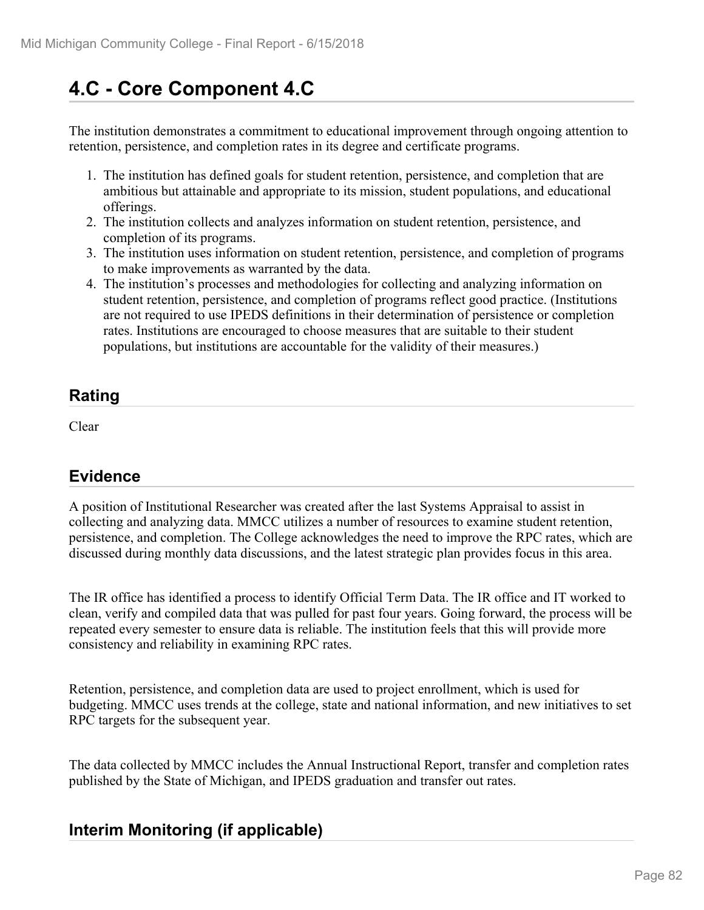# 4.C - Core Component 4.C

The institution demonstrates a commitment to educational improvement through ongoing attention to retention, persistence, and completion rates in its degree and certificate programs.

1. The institution has defined goals for student retention, persistence, and completion that are ambitious but attainable and appropriate to its mission, student populations, and educational offerings.
2. The institution collects and analyzes information on student retention, persistence, and completion of its programs.
3. The institution uses information on student retention, persistence, and completion of programs to make improvements as warranted by the data.
4. The institution's processes and methodologies for collecting and analyzing information on student retention, persistence, and completion of programs reflect good practice. (Institutions are not required to use IPEDS definitions in their determination of persistence or completion rates. Institutions are encouraged to choose measures that are suitable to their student populations, but institutions are accountable for the validity of their measures.)

## Rating

Clear

## Evidence

A position of Institutional Researcher was created after the last Systems Appraisal to assist in collecting and analyzing data. MMCC utilizes a number of resources to examine student retention, persistence, and completion. The College acknowledges the need to improve the RPC rates, which are discussed during monthly data discussions, and the latest strategic plan provides focus in this area.

The IR office has identified a process to identify Official Term Data. The IR office and IT worked to clean, verify and compiled data that was pulled for past four years. Going forward, the process will be repeated every semester to ensure data is reliable. The institution feels that this will provide more consistency and reliability in examining RPC rates.

Retention, persistence, and completion data are used to project enrollment, which is used for budgeting. MMCC uses trends at the college, state and national information, and new initiatives to set RPC targets for the subsequent year.

The data collected by MMCC includes the Annual Instructional Report, transfer and completion rates published by the State of Michigan, and IPEDS graduation and transfer out rates.

## Interim Monitoring (if applicable)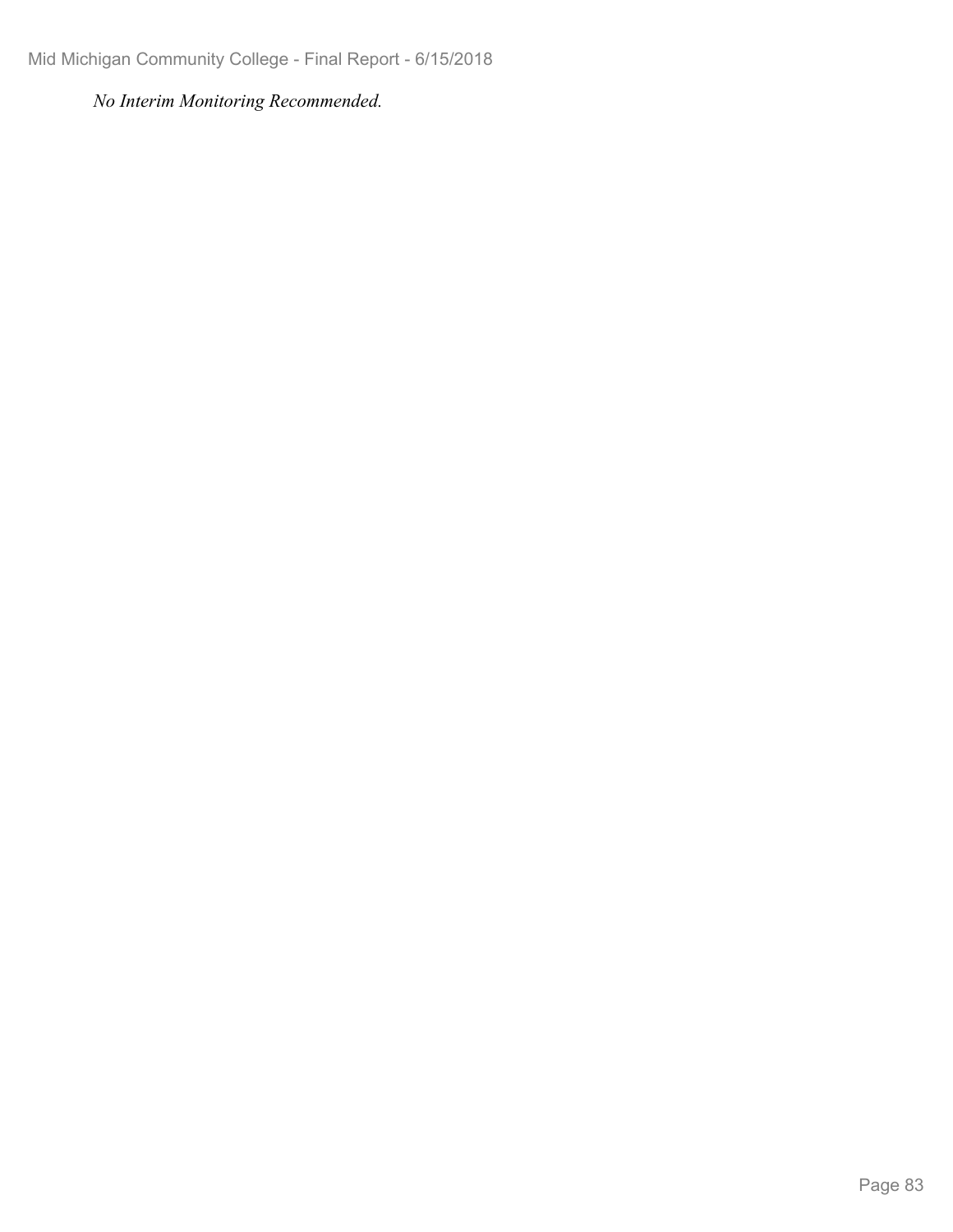*No Interim Monitoring Recommended.*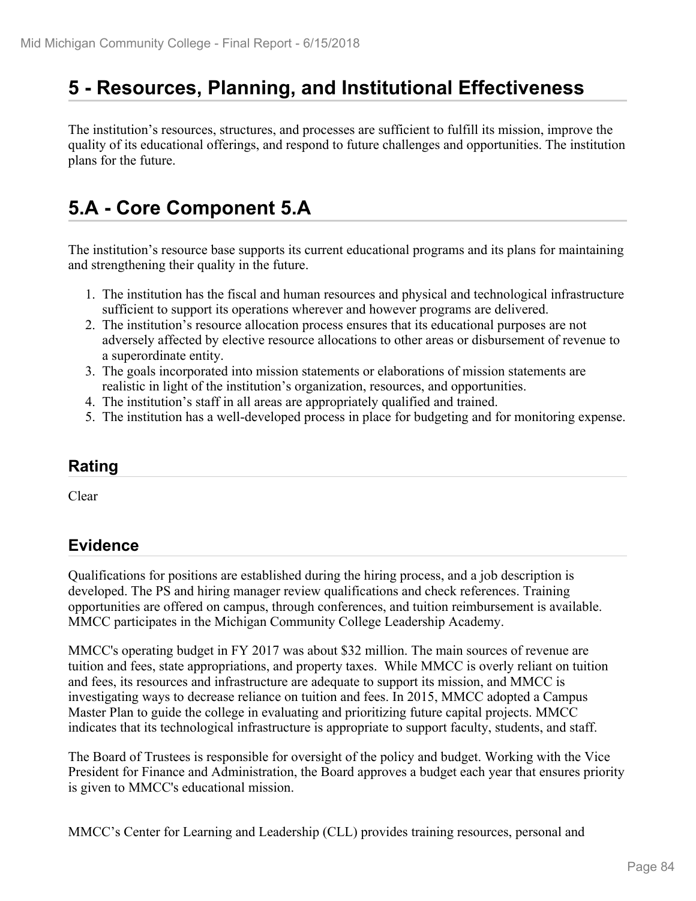# 5 - Resources, Planning, and Institutional Effectiveness

The institution's resources, structures, and processes are sufficient to fulfill its mission, improve the quality of its educational offerings, and respond to future challenges and opportunities. The institution plans for the future.

# 5.A - Core Component 5.A

The institution's resource base supports its current educational programs and its plans for maintaining and strengthening their quality in the future.

1. The institution has the fiscal and human resources and physical and technological infrastructure sufficient to support its operations wherever and however programs are delivered.
2. The institution's resource allocation process ensures that its educational purposes are not adversely affected by elective resource allocations to other areas or disbursement of revenue to a superordinate entity.
3. The goals incorporated into mission statements or elaborations of mission statements are realistic in light of the institution's organization, resources, and opportunities.
4. The institution's staff in all areas are appropriately qualified and trained.
5. The institution has a well-developed process in place for budgeting and for monitoring expense.

## Rating

Clear

## Evidence

Qualifications for positions are established during the hiring process, and a job description is developed. The PS and hiring manager review qualifications and check references. Training opportunities are offered on campus, through conferences, and tuition reimbursement is available. MMCC participates in the Michigan Community College Leadership Academy.

MMCC's operating budget in FY 2017 was about $32 million. The main sources of revenue are tuition and fees, state appropriations, and property taxes. While MMCC is overly reliant on tuition and fees, its resources and infrastructure are adequate to support its mission, and MMCC is investigating ways to decrease reliance on tuition and fees. In 2015, MMCC adopted a Campus Master Plan to guide the college in evaluating and prioritizing future capital projects. MMCC indicates that its technological infrastructure is appropriate to support faculty, students, and staff.

The Board of Trustees is responsible for oversight of the policy and budget. Working with the Vice President for Finance and Administration, the Board approves a budget each year that ensures priority is given to MMCC's educational mission.

MMCC's Center for Learning and Leadership (CLL) provides training resources, personal and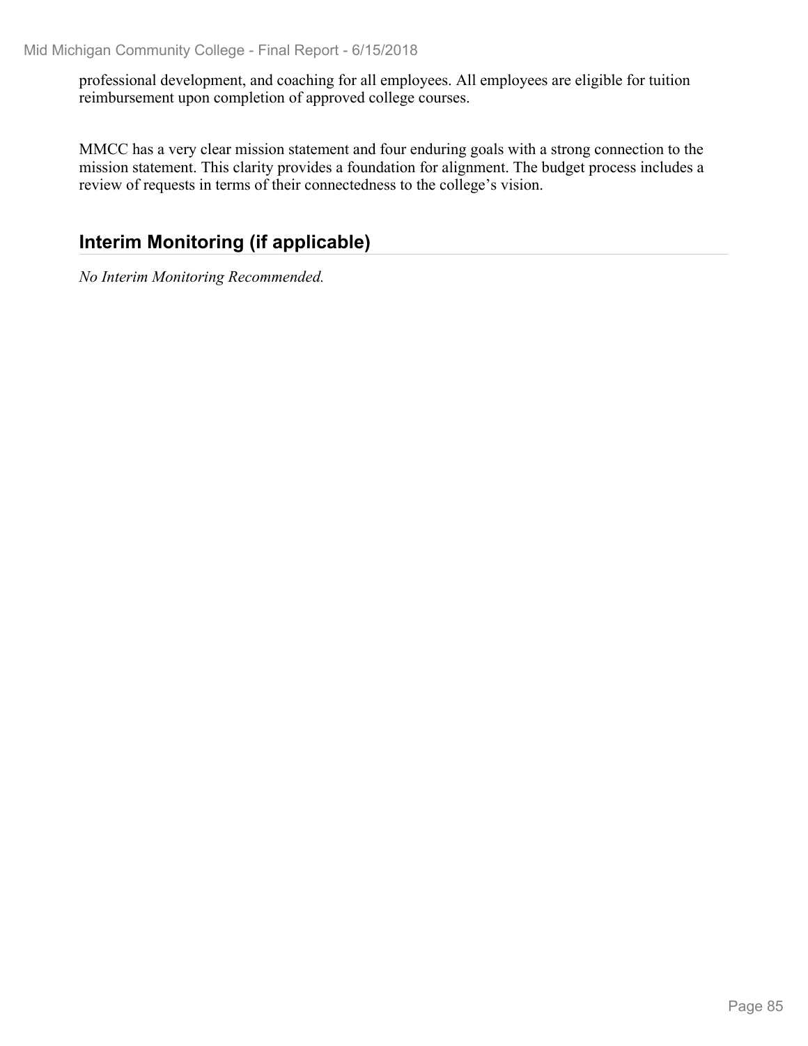professional development, and coaching for all employees. All employees are eligible for tuition reimbursement upon completion of approved college courses.

MMCC has a very clear mission statement and four enduring goals with a strong connection to the mission statement. This clarity provides a foundation for alignment. The budget process includes a review of requests in terms of their connectedness to the college's vision.

## Interim Monitoring (if applicable)

*No Interim Monitoring Recommended.*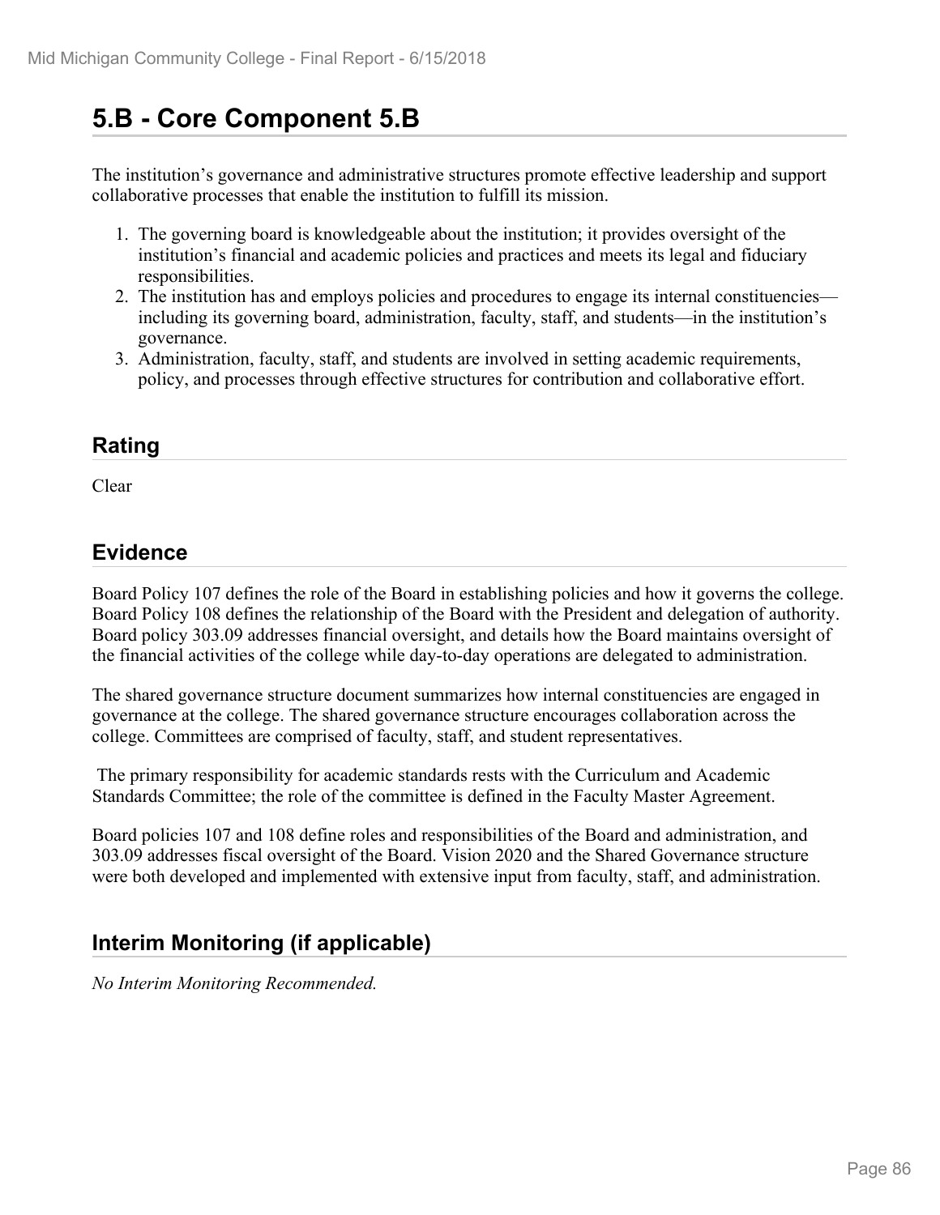## 5.B - Core Component 5.B

The institution's governance and administrative structures promote effective leadership and support collaborative processes that enable the institution to fulfill its mission.

1. The governing board is knowledgeable about the institution; it provides oversight of the institution's financial and academic policies and practices and meets its legal and fiduciary responsibilities.
2. The institution has and employs policies and procedures to engage its internal constituencies—including its governing board, administration, faculty, staff, and students—in the institution's governance.
3. Administration, faculty, staff, and students are involved in setting academic requirements, policy, and processes through effective structures for contribution and collaborative effort.

### Rating

Clear

### Evidence

Board Policy 107 defines the role of the Board in establishing policies and how it governs the college. Board Policy 108 defines the relationship of the Board with the President and delegation of authority. Board policy 303.09 addresses financial oversight, and details how the Board maintains oversight of the financial activities of the college while day-to-day operations are delegated to administration.

The shared governance structure document summarizes how internal constituencies are engaged in governance at the college. The shared governance structure encourages collaboration across the college. Committees are comprised of faculty, staff, and student representatives.

The primary responsibility for academic standards rests with the Curriculum and Academic Standards Committee; the role of the committee is defined in the Faculty Master Agreement.

Board policies 107 and 108 define roles and responsibilities of the Board and administration, and 303.09 addresses fiscal oversight of the Board. Vision 2020 and the Shared Governance structure were both developed and implemented with extensive input from faculty, staff, and administration.

### Interim Monitoring (if applicable)

*No Interim Monitoring Recommended.*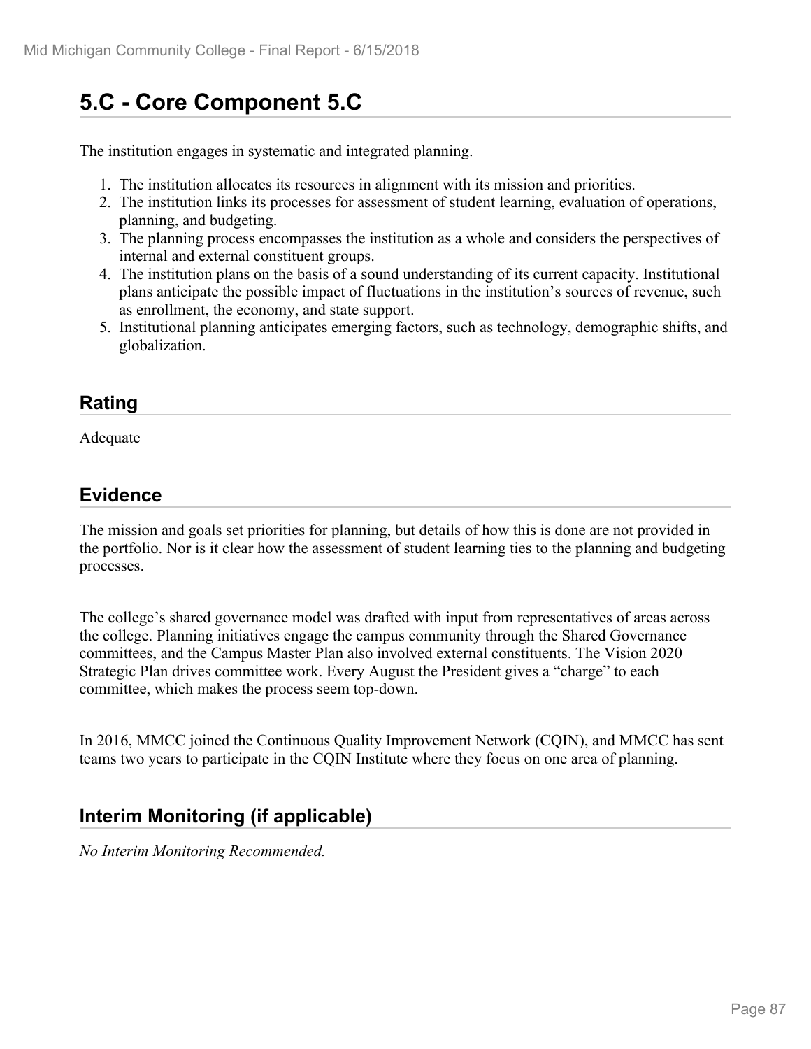## 5.C - Core Component 5.C

The institution engages in systematic and integrated planning.

1. The institution allocates its resources in alignment with its mission and priorities.
2. The institution links its processes for assessment of student learning, evaluation of operations, planning, and budgeting.
3. The planning process encompasses the institution as a whole and considers the perspectives of internal and external constituent groups.
4. The institution plans on the basis of a sound understanding of its current capacity. Institutional plans anticipate the possible impact of fluctuations in the institution's sources of revenue, such as enrollment, the economy, and state support.
5. Institutional planning anticipates emerging factors, such as technology, demographic shifts, and globalization.

### Rating

Adequate

### Evidence

The mission and goals set priorities for planning, but details of how this is done are not provided in the portfolio. Nor is it clear how the assessment of student learning ties to the planning and budgeting processes.

The college's shared governance model was drafted with input from representatives of areas across the college. Planning initiatives engage the campus community through the Shared Governance committees, and the Campus Master Plan also involved external constituents. The Vision 2020 Strategic Plan drives committee work. Every August the President gives a "charge" to each committee, which makes the process seem top-down.

In 2016, MMCC joined the Continuous Quality Improvement Network (CQIN), and MMCC has sent teams two years to participate in the CQIN Institute where they focus on one area of planning.

### Interim Monitoring (if applicable)

*No Interim Monitoring Recommended.*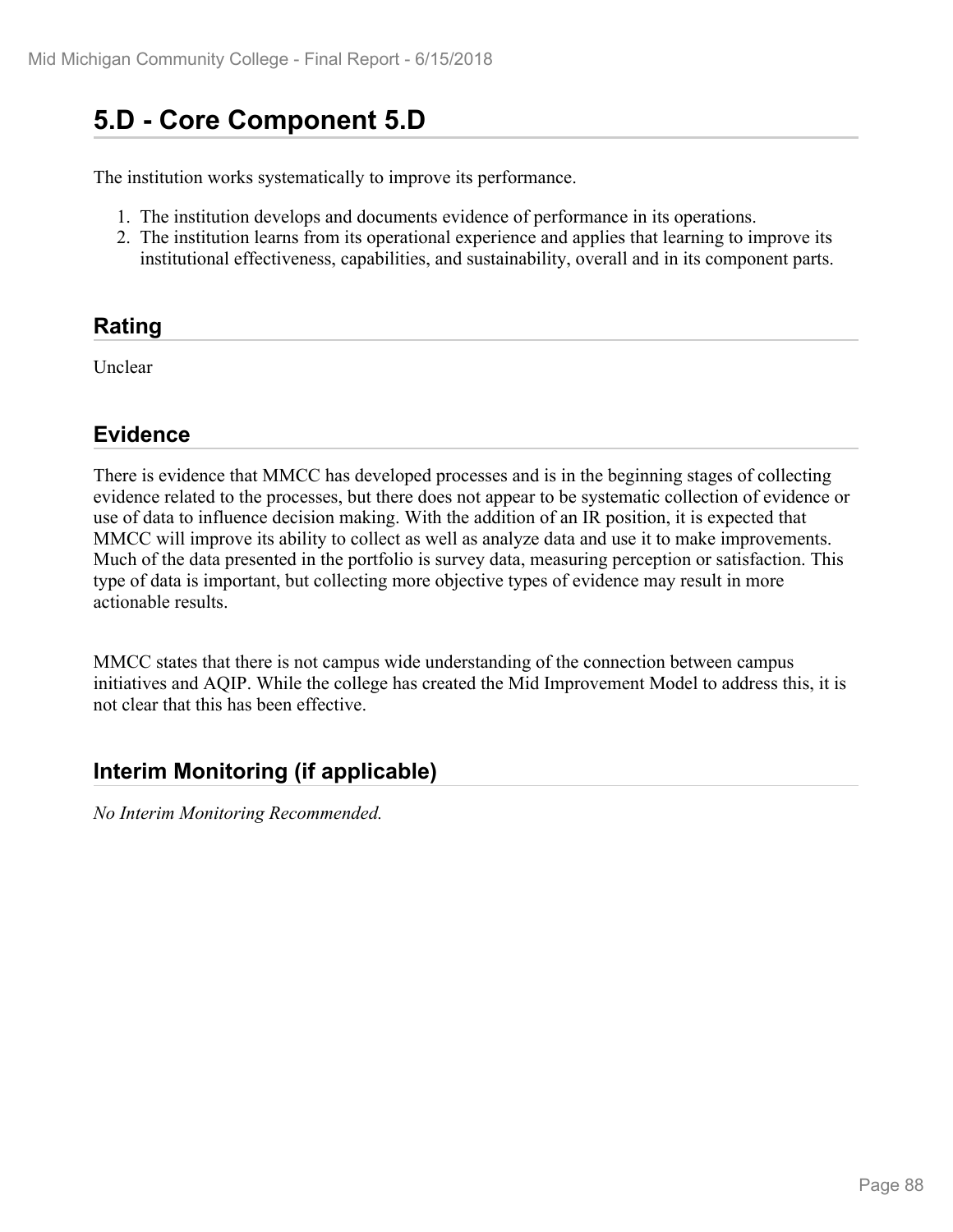## 5.D - Core Component 5.D

The institution works systematically to improve its performance.

1. The institution develops and documents evidence of performance in its operations.
2. The institution learns from its operational experience and applies that learning to improve its institutional effectiveness, capabilities, and sustainability, overall and in its component parts.

### Rating

Unclear

### Evidence

There is evidence that MMCC has developed processes and is in the beginning stages of collecting evidence related to the processes, but there does not appear to be systematic collection of evidence or use of data to influence decision making. With the addition of an IR position, it is expected that MMCC will improve its ability to collect as well as analyze data and use it to make improvements. Much of the data presented in the portfolio is survey data, measuring perception or satisfaction. This type of data is important, but collecting more objective types of evidence may result in more actionable results.

MMCC states that there is not campus wide understanding of the connection between campus initiatives and AQIP. While the college has created the Mid Improvement Model to address this, it is not clear that this has been effective.

### Interim Monitoring (if applicable)

*No Interim Monitoring Recommended.*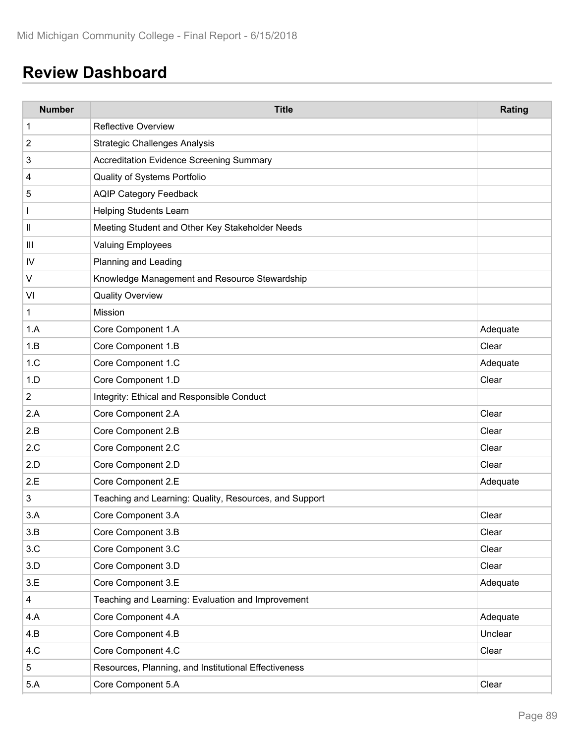## Review Dashboard

| Number | Title | Rating |
|---|---|---|
| 1 | Reflective Overview | |
| 2 | Strategic Challenges Analysis | |
| 3 | Accreditation Evidence Screening Summary | |
| 4 | Quality of Systems Portfolio | |
| 5 | AQIP Category Feedback | |
| I | Helping Students Learn | |
| II | Meeting Student and Other Key Stakeholder Needs | |
| III | Valuing Employees | |
| IV | Planning and Leading | |
| V | Knowledge Management and Resource Stewardship | |
| VI | Quality Overview | |
| 1 | Mission | |
| 1.A | Core Component 1.A | Adequate |
| 1.B | Core Component 1.B | Clear |
| 1.C | Core Component 1.C | Adequate |
| 1.D | Core Component 1.D | Clear |
| 2 | Integrity: Ethical and Responsible Conduct | |
| 2.A | Core Component 2.A | Clear |
| 2.B | Core Component 2.B | Clear |
| 2.C | Core Component 2.C | Clear |
| 2.D | Core Component 2.D | Clear |
| 2.E | Core Component 2.E | Adequate |
| 3 | Teaching and Learning: Quality, Resources, and Support | |
| 3.A | Core Component 3.A | Clear |
| 3.B | Core Component 3.B | Clear |
| 3.C | Core Component 3.C | Clear |
| 3.D | Core Component 3.D | Clear |
| 3.E | Core Component 3.E | Adequate |
| 4 | Teaching and Learning: Evaluation and Improvement | |
| 4.A | Core Component 4.A | Adequate |
| 4.B | Core Component 4.B | Unclear |
| 4.C | Core Component 4.C | Clear |
| 5 | Resources, Planning, and Institutional Effectiveness | |
| 5.A | Core Component 5.A | Clear |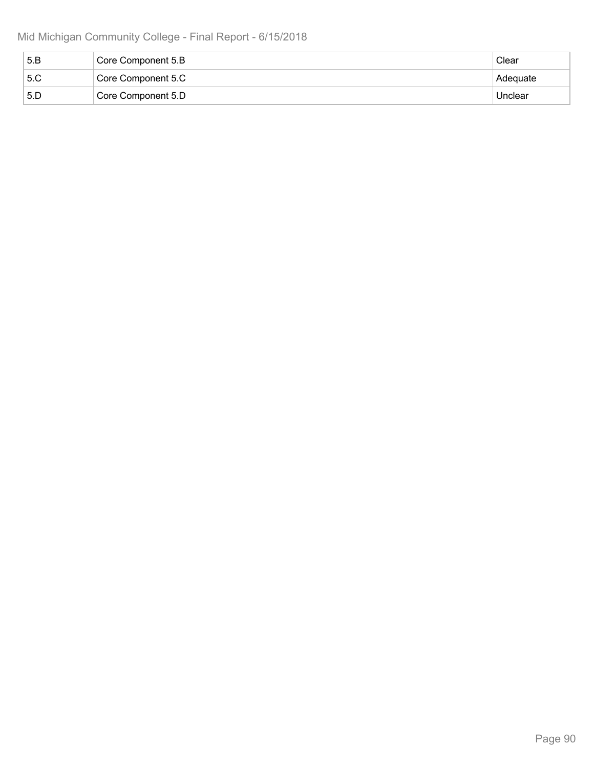| 5.B | Core Component 5.B | Clear |
|---|---|---|
| 5.C | Core Component 5.C | Adequate |
| 5.D | Core Component 5.D | Unclear |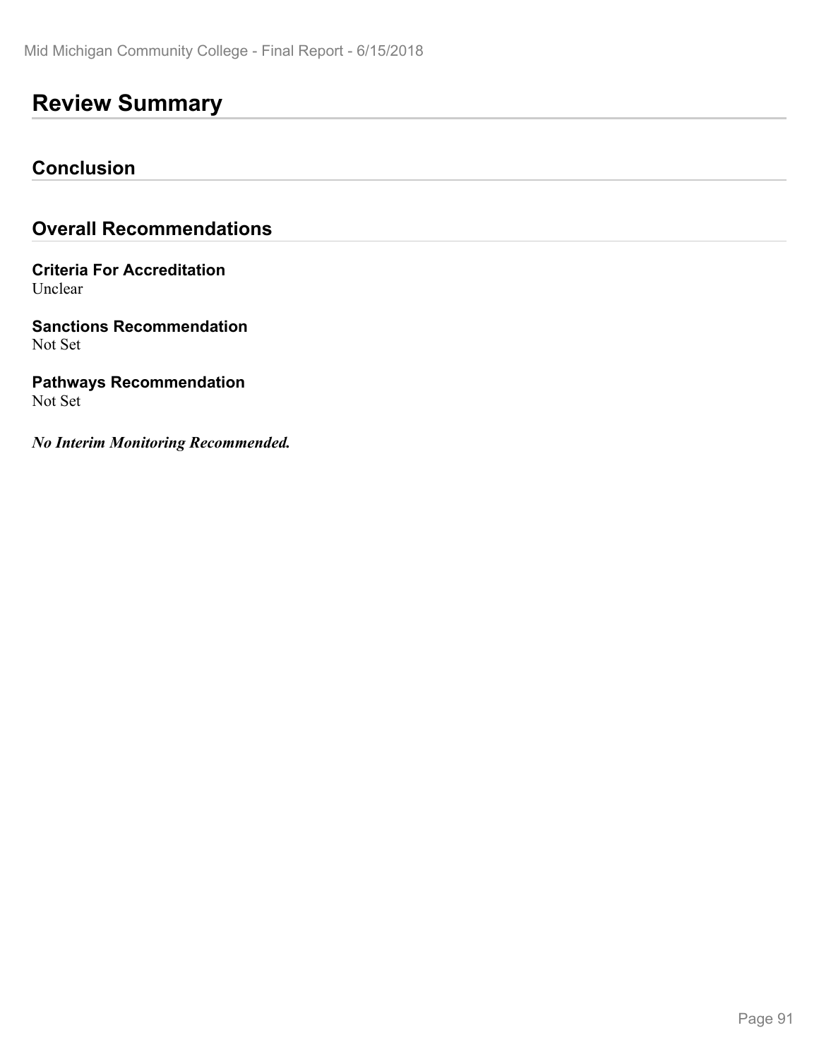# Review Summary

## Conclusion

## Overall Recommendations

**Criteria For Accreditation**
Unclear

**Sanctions Recommendation**
Not Set

**Pathways Recommendation**
Not Set

***No Interim Monitoring Recommended.***